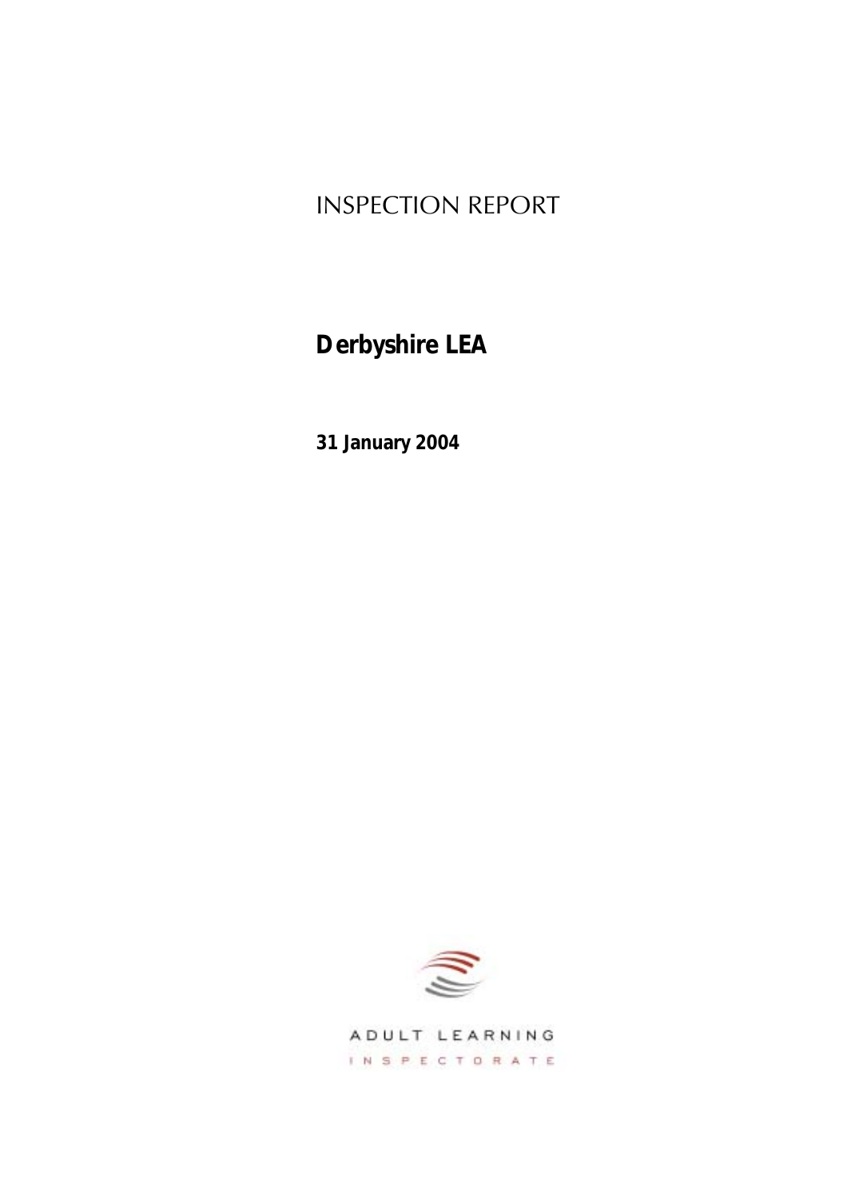# INSPECTION REPORT

**Derbyshire LEA**

**31 January 2004**

ADULT LEARNING

INSPECTORATE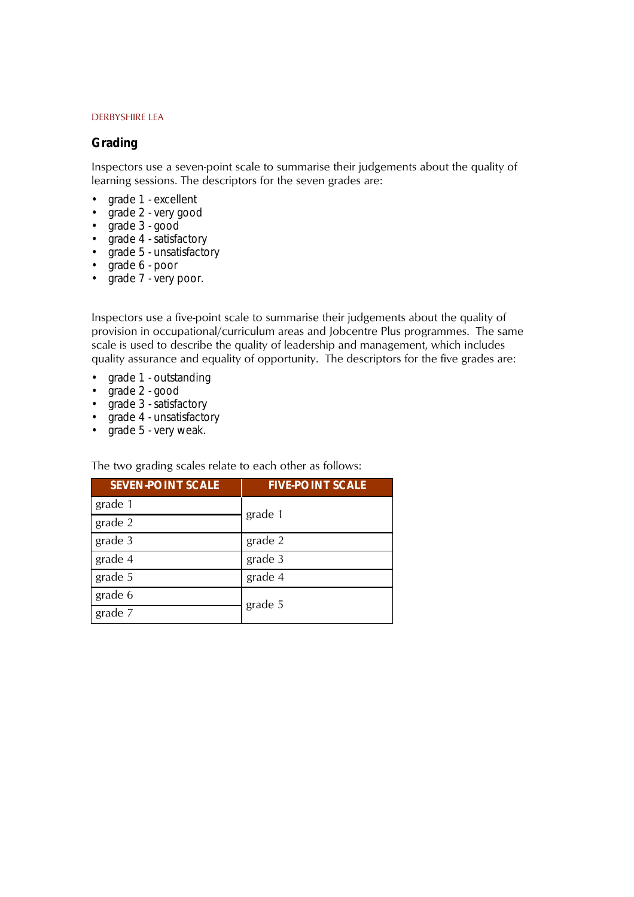DERBYSHIRE LEA

## Grading

Inspectors use a seven-point scale to summarise their judgements about the quality of learning sessions. The descriptors for the seven grades are:

- grade 1 - excellent
- grade 2 - very good
- grade 3 - good
- grade 4 - satisfactory
- grade 5 - unsatisfactory
- grade 6 - poor
- grade 7 - very poor.

Inspectors use a five-point scale to summarise their judgements about the quality of provision in occupational/curriculum areas and Jobcentre Plus programmes. The same scale is used to describe the quality of leadership and management, which includes quality assurance and equality of opportunity. The descriptors for the five grades are:

- grade 1 - outstanding
- grade 2 - good
- grade 3 - satisfactory
- grade 4 - unsatisfactory
- grade 5 - very weak.

The two grading scales relate to each other as follows:

| SEVEN-POINT SCALE | FIVE-POINT SCALE |
|---|---|
| grade 1 | grade 1 |
| grade 2 | |
| grade 3 | grade 2 |
| grade 4 | grade 3 |
| grade 5 | grade 4 |
| grade 6 | grade 5 |
| grade 7 | |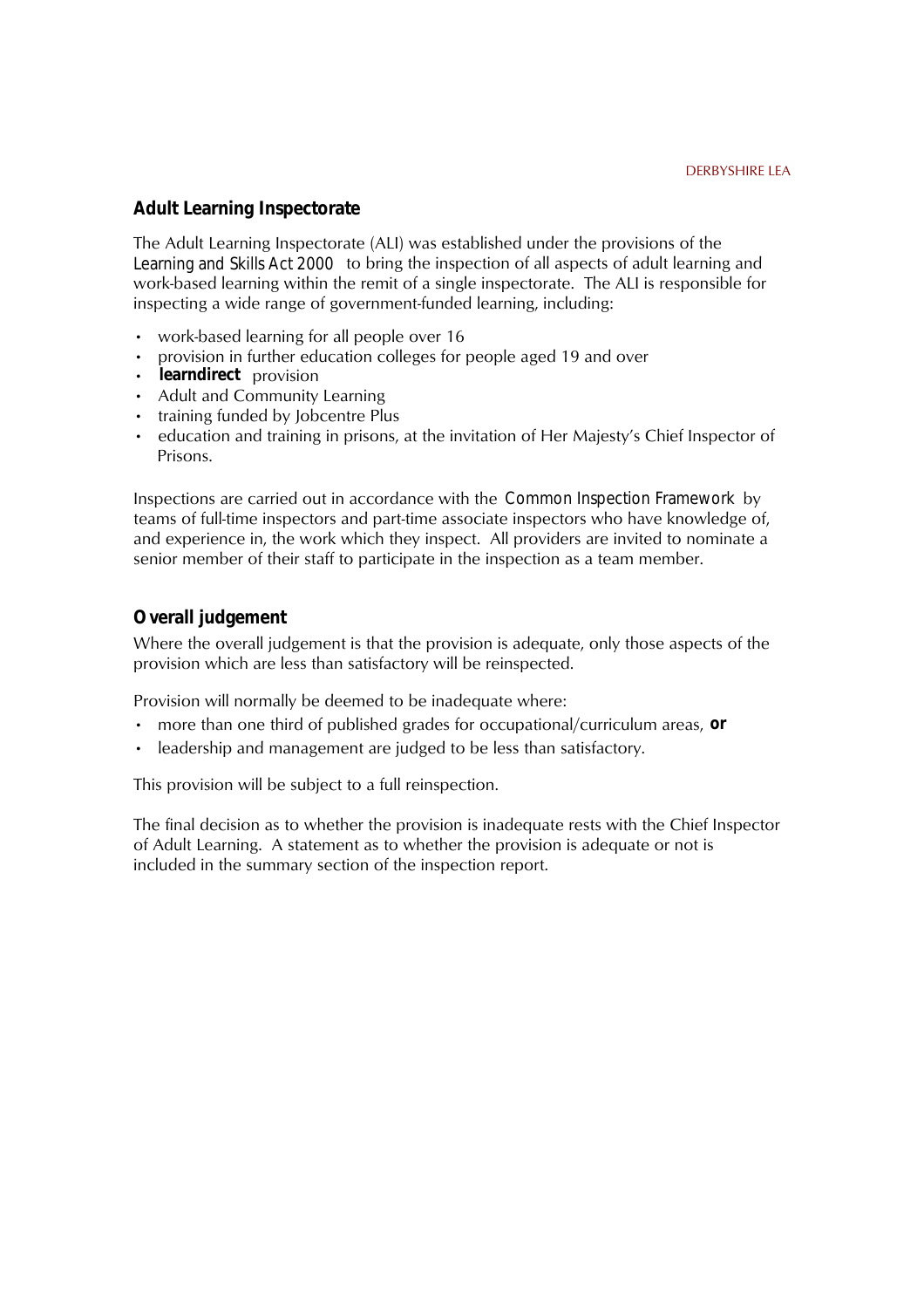## Adult Learning Inspectorate

The Adult Learning Inspectorate (ALI) was established under the provisions of the *Learning and Skills Act 2000* to bring the inspection of all aspects of adult learning and work-based learning within the remit of a single inspectorate. The ALI is responsible for inspecting a wide range of government-funded learning, including:

- work-based learning for all people over 16
- provision in further education colleges for people aged 19 and over
- **learndirect** provision
- Adult and Community Learning
- training funded by Jobcentre Plus
- education and training in prisons, at the invitation of Her Majesty's Chief Inspector of Prisons.

Inspections are carried out in accordance with the *Common Inspection Framework* by teams of full-time inspectors and part-time associate inspectors who have knowledge of, and experience in, the work which they inspect. All providers are invited to nominate a senior member of their staff to participate in the inspection as a team member.

## Overall judgement

Where the overall judgement is that the provision is adequate, only those aspects of the provision which are less than satisfactory will be reinspected.

Provision will normally be deemed to be inadequate where:

- more than one third of published grades for occupational/curriculum areas, **or**
- leadership and management are judged to be less than satisfactory.

This provision will be subject to a full reinspection.

The final decision as to whether the provision is inadequate rests with the Chief Inspector of Adult Learning. A statement as to whether the provision is adequate or not is included in the summary section of the inspection report.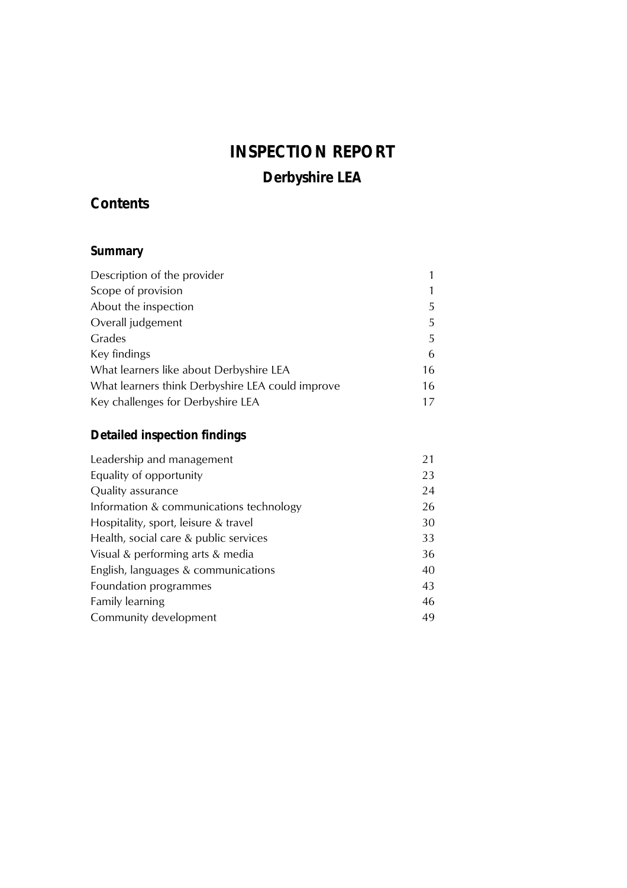# INSPECTION REPORT

## Derbyshire LEA

## Contents

### Summary

| | |
|---|---|
| Description of the provider | 1 |
| Scope of provision | 1 |
| About the inspection | 5 |
| Overall judgement | 5 |
| Grades | 5 |
| Key findings | 6 |
| What learners like about Derbyshire LEA | 16 |
| What learners think Derbyshire LEA could improve | 16 |
| Key challenges for Derbyshire LEA | 17 |

### Detailed inspection findings

| | |
|---|---|
| Leadership and management | 21 |
| Equality of opportunity | 23 |
| Quality assurance | 24 |
| Information & communications technology | 26 |
| Hospitality, sport, leisure & travel | 30 |
| Health, social care & public services | 33 |
| Visual & performing arts & media | 36 |
| English, languages & communications | 40 |
| Foundation programmes | 43 |
| Family learning | 46 |
| Community development | 49 |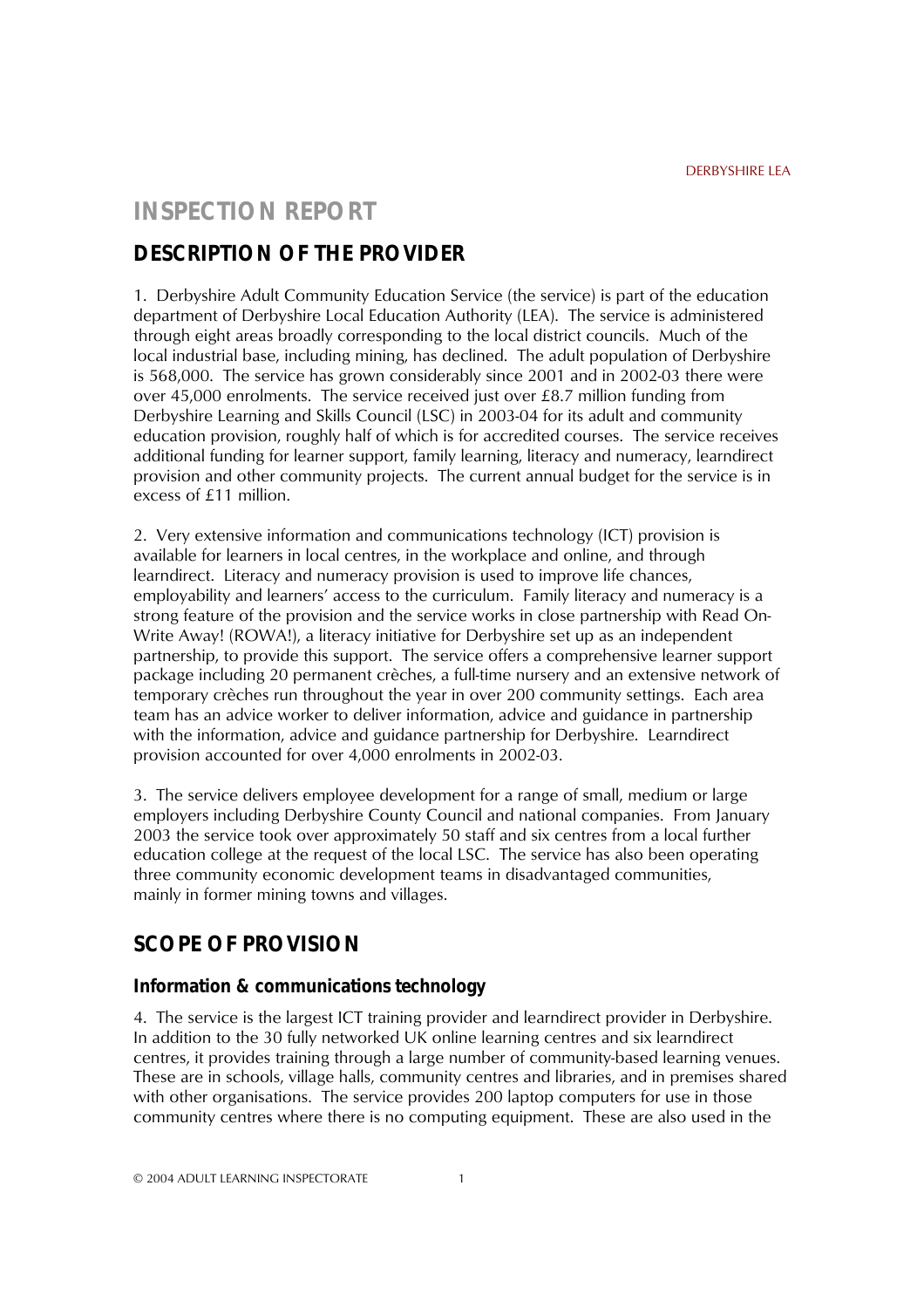# INSPECTION REPORT

## DESCRIPTION OF THE PROVIDER

1. Derbyshire Adult Community Education Service (the service) is part of the education department of Derbyshire Local Education Authority (LEA). The service is administered through eight areas broadly corresponding to the local district councils. Much of the local industrial base, including mining, has declined. The adult population of Derbyshire is 568,000. The service has grown considerably since 2001 and in 2002-03 there were over 45,000 enrolments. The service received just over £8.7 million funding from Derbyshire Learning and Skills Council (LSC) in 2003-04 for its adult and community education provision, roughly half of which is for accredited courses. The service receives additional funding for learner support, family learning, literacy and numeracy, learndirect provision and other community projects. The current annual budget for the service is in excess of £11 million.

2. Very extensive information and communications technology (ICT) provision is available for learners in local centres, in the workplace and online, and through learndirect. Literacy and numeracy provision is used to improve life chances, employability and learners' access to the curriculum. Family literacy and numeracy is a strong feature of the provision and the service works in close partnership with Read On-Write Away! (ROWA!), a literacy initiative for Derbyshire set up as an independent partnership, to provide this support. The service offers a comprehensive learner support package including 20 permanent crèches, a full-time nursery and an extensive network of temporary crèches run throughout the year in over 200 community settings. Each area team has an advice worker to deliver information, advice and guidance in partnership with the information, advice and guidance partnership for Derbyshire. Learndirect provision accounted for over 4,000 enrolments in 2002-03.

3. The service delivers employee development for a range of small, medium or large employers including Derbyshire County Council and national companies. From January 2003 the service took over approximately 50 staff and six centres from a local further education college at the request of the local LSC. The service has also been operating three community economic development teams in disadvantaged communities, mainly in former mining towns and villages.

## SCOPE OF PROVISION

### Information & communications technology

4. The service is the largest ICT training provider and learndirect provider in Derbyshire. In addition to the 30 fully networked UK online learning centres and six learndirect centres, it provides training through a large number of community-based learning venues. These are in schools, village halls, community centres and libraries, and in premises shared with other organisations. The service provides 200 laptop computers for use in those community centres where there is no computing equipment. These are also used in the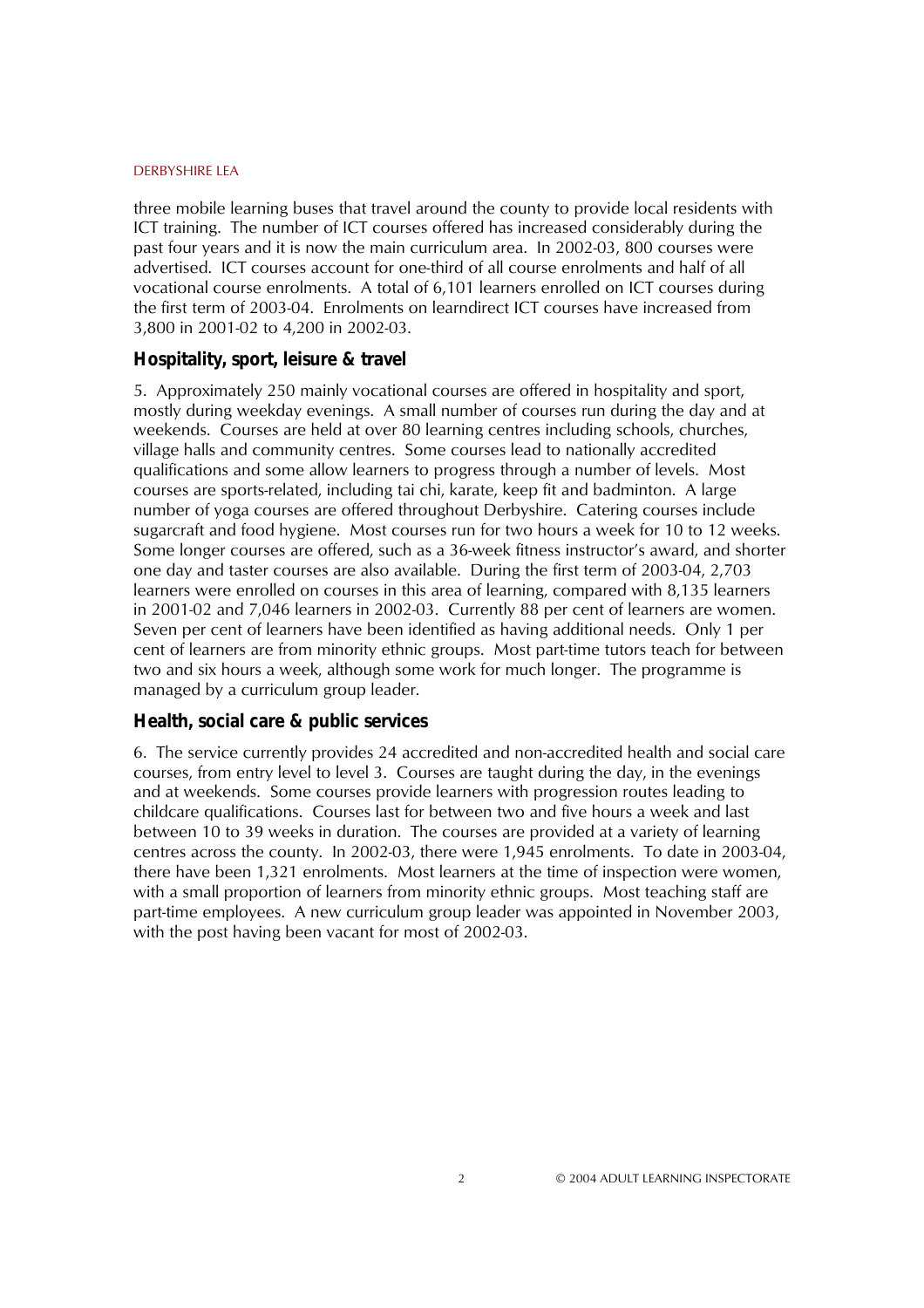three mobile learning buses that travel around the county to provide local residents with ICT training. The number of ICT courses offered has increased considerably during the past four years and it is now the main curriculum area. In 2002-03, 800 courses were advertised. ICT courses account for one-third of all course enrolments and half of all vocational course enrolments. A total of 6,101 learners enrolled on ICT courses during the first term of 2003-04. Enrolments on learndirect ICT courses have increased from 3,800 in 2001-02 to 4,200 in 2002-03.

### Hospitality, sport, leisure & travel

5. Approximately 250 mainly vocational courses are offered in hospitality and sport, mostly during weekday evenings. A small number of courses run during the day and at weekends. Courses are held at over 80 learning centres including schools, churches, village halls and community centres. Some courses lead to nationally accredited qualifications and some allow learners to progress through a number of levels. Most courses are sports-related, including tai chi, karate, keep fit and badminton. A large number of yoga courses are offered throughout Derbyshire. Catering courses include sugarcraft and food hygiene. Most courses run for two hours a week for 10 to 12 weeks. Some longer courses are offered, such as a 36-week fitness instructor's award, and shorter one day and taster courses are also available. During the first term of 2003-04, 2,703 learners were enrolled on courses in this area of learning, compared with 8,135 learners in 2001-02 and 7,046 learners in 2002-03. Currently 88 per cent of learners are women. Seven per cent of learners have been identified as having additional needs. Only 1 per cent of learners are from minority ethnic groups. Most part-time tutors teach for between two and six hours a week, although some work for much longer. The programme is managed by a curriculum group leader.

### Health, social care & public services

6. The service currently provides 24 accredited and non-accredited health and social care courses, from entry level to level 3. Courses are taught during the day, in the evenings and at weekends. Some courses provide learners with progression routes leading to childcare qualifications. Courses last for between two and five hours a week and last between 10 to 39 weeks in duration. The courses are provided at a variety of learning centres across the county. In 2002-03, there were 1,945 enrolments. To date in 2003-04, there have been 1,321 enrolments. Most learners at the time of inspection were women, with a small proportion of learners from minority ethnic groups. Most teaching staff are part-time employees. A new curriculum group leader was appointed in November 2003, with the post having been vacant for most of 2002-03.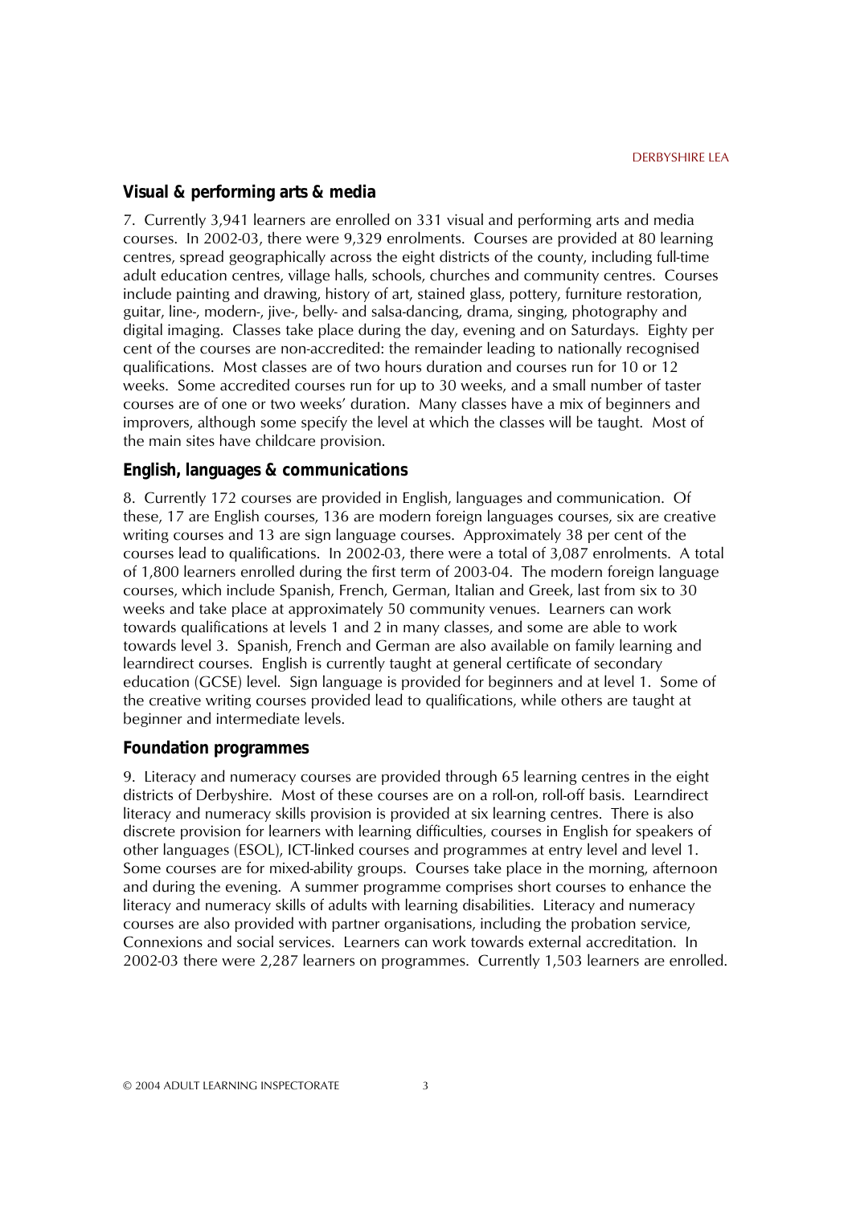### Visual & performing arts & media

7. Currently 3,941 learners are enrolled on 331 visual and performing arts and media courses. In 2002-03, there were 9,329 enrolments. Courses are provided at 80 learning centres, spread geographically across the eight districts of the county, including full-time adult education centres, village halls, schools, churches and community centres. Courses include painting and drawing, history of art, stained glass, pottery, furniture restoration, guitar, line-, modern-, jive-, belly- and salsa-dancing, drama, singing, photography and digital imaging. Classes take place during the day, evening and on Saturdays. Eighty per cent of the courses are non-accredited: the remainder leading to nationally recognised qualifications. Most classes are of two hours duration and courses run for 10 or 12 weeks. Some accredited courses run for up to 30 weeks, and a small number of taster courses are of one or two weeks' duration. Many classes have a mix of beginners and improvers, although some specify the level at which the classes will be taught. Most of the main sites have childcare provision.

### English, languages & communications

8. Currently 172 courses are provided in English, languages and communication. Of these, 17 are English courses, 136 are modern foreign languages courses, six are creative writing courses and 13 are sign language courses. Approximately 38 per cent of the courses lead to qualifications. In 2002-03, there were a total of 3,087 enrolments. A total of 1,800 learners enrolled during the first term of 2003-04. The modern foreign language courses, which include Spanish, French, German, Italian and Greek, last from six to 30 weeks and take place at approximately 50 community venues. Learners can work towards qualifications at levels 1 and 2 in many classes, and some are able to work towards level 3. Spanish, French and German are also available on family learning and learndirect courses. English is currently taught at general certificate of secondary education (GCSE) level. Sign language is provided for beginners and at level 1. Some of the creative writing courses provided lead to qualifications, while others are taught at beginner and intermediate levels.

### Foundation programmes

9. Literacy and numeracy courses are provided through 65 learning centres in the eight districts of Derbyshire. Most of these courses are on a roll-on, roll-off basis. Learndirect literacy and numeracy skills provision is provided at six learning centres. There is also discrete provision for learners with learning difficulties, courses in English for speakers of other languages (ESOL), ICT-linked courses and programmes at entry level and level 1. Some courses are for mixed-ability groups. Courses take place in the morning, afternoon and during the evening. A summer programme comprises short courses to enhance the literacy and numeracy skills of adults with learning disabilities. Literacy and numeracy courses are also provided with partner organisations, including the probation service, Connexions and social services. Learners can work towards external accreditation. In 2002-03 there were 2,287 learners on programmes. Currently 1,503 learners are enrolled.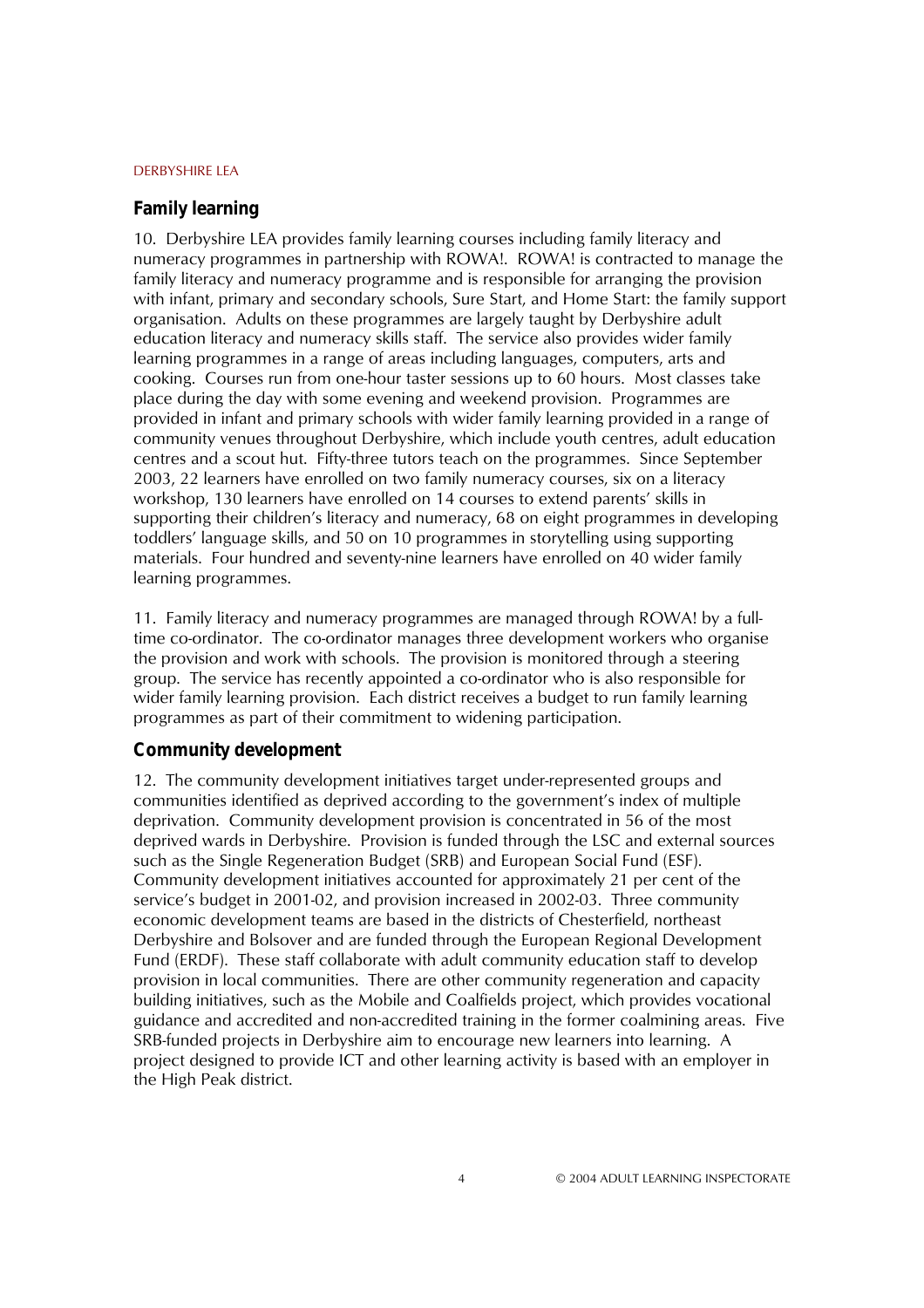## Family learning

10. Derbyshire LEA provides family learning courses including family literacy and numeracy programmes in partnership with ROWA!. ROWA! is contracted to manage the family literacy and numeracy programme and is responsible for arranging the provision with infant, primary and secondary schools, Sure Start, and Home Start: the family support organisation. Adults on these programmes are largely taught by Derbyshire adult education literacy and numeracy skills staff. The service also provides wider family learning programmes in a range of areas including languages, computers, arts and cooking. Courses run from one-hour taster sessions up to 60 hours. Most classes take place during the day with some evening and weekend provision. Programmes are provided in infant and primary schools with wider family learning provided in a range of community venues throughout Derbyshire, which include youth centres, adult education centres and a scout hut. Fifty-three tutors teach on the programmes. Since September 2003, 22 learners have enrolled on two family numeracy courses, six on a literacy workshop, 130 learners have enrolled on 14 courses to extend parents' skills in supporting their children's literacy and numeracy, 68 on eight programmes in developing toddlers' language skills, and 50 on 10 programmes in storytelling using supporting materials. Four hundred and seventy-nine learners have enrolled on 40 wider family learning programmes.

11. Family literacy and numeracy programmes are managed through ROWA! by a full-time co-ordinator. The co-ordinator manages three development workers who organise the provision and work with schools. The provision is monitored through a steering group. The service has recently appointed a co-ordinator who is also responsible for wider family learning provision. Each district receives a budget to run family learning programmes as part of their commitment to widening participation.

## Community development

12. The community development initiatives target under-represented groups and communities identified as deprived according to the government's index of multiple deprivation. Community development provision is concentrated in 56 of the most deprived wards in Derbyshire. Provision is funded through the LSC and external sources such as the Single Regeneration Budget (SRB) and European Social Fund (ESF). Community development initiatives accounted for approximately 21 per cent of the service's budget in 2001-02, and provision increased in 2002-03. Three community economic development teams are based in the districts of Chesterfield, northeast Derbyshire and Bolsover and are funded through the European Regional Development Fund (ERDF). These staff collaborate with adult community education staff to develop provision in local communities. There are other community regeneration and capacity building initiatives, such as the Mobile and Coalfields project, which provides vocational guidance and accredited and non-accredited training in the former coalmining areas. Five SRB-funded projects in Derbyshire aim to encourage new learners into learning. A project designed to provide ICT and other learning activity is based with an employer in the High Peak district.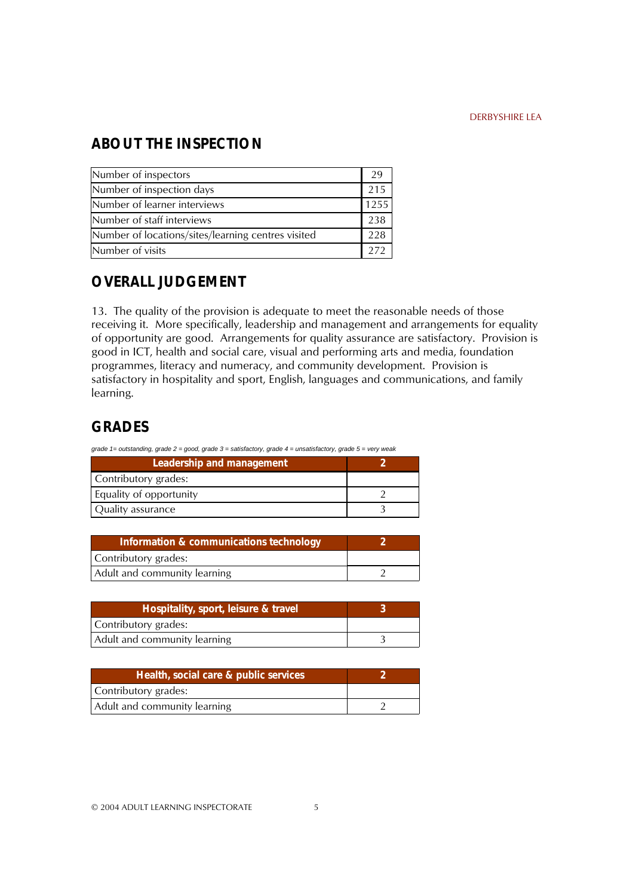## ABOUT THE INSPECTION

| | |
|---|---|
| Number of inspectors | 29 |
| Number of inspection days | 215 |
| Number of learner interviews | 1255 |
| Number of staff interviews | 238 |
| Number of locations/sites/learning centres visited | 228 |
| Number of visits | 272 |

## OVERALL JUDGEMENT

13. The quality of the provision is adequate to meet the reasonable needs of those receiving it. More specifically, leadership and management and arrangements for equality of opportunity are good. Arrangements for quality assurance are satisfactory. Provision is good in ICT, health and social care, visual and performing arts and media, foundation programmes, literacy and numeracy, and community development. Provision is satisfactory in hospitality and sport, English, languages and communications, and family learning.

## GRADES

*grade 1= outstanding, grade 2 = good, grade 3 = satisfactory, grade 4 = unsatisfactory, grade 5 = very weak*

| Leadership and management | 2 |
|---|---|
| Contributory grades: | |
| Equality of opportunity | 2 |
| Quality assurance | 3 |

| Information & communications technology | 2 |
|---|---|
| Contributory grades: | |
| Adult and community learning | 2 |

| Hospitality, sport, leisure & travel | 3 |
|---|---|
| Contributory grades: | |
| Adult and community learning | 3 |

| Health, social care & public services | 2 |
|---|---|
| Contributory grades: | |
| Adult and community learning | 2 |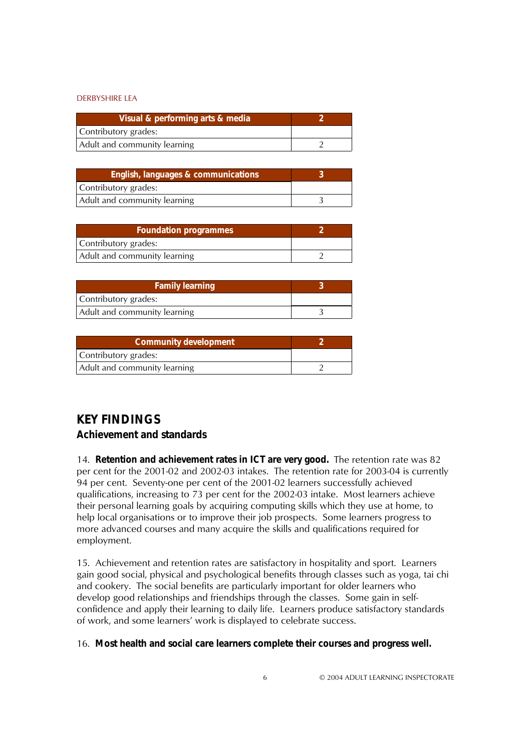| Visual & performing arts & media | 2 |
| --- | --- |
| Contributory grades: | |
| Adult and community learning | 2 |

| English, languages & communications | 3 |
| --- | --- |
| Contributory grades: | |
| Adult and community learning | 3 |

| Foundation programmes | 2 |
| --- | --- |
| Contributory grades: | |
| Adult and community learning | 2 |

| Family learning | 3 |
| --- | --- |
| Contributory grades: | |
| Adult and community learning | 3 |

| Community development | 2 |
| --- | --- |
| Contributory grades: | |
| Adult and community learning | 2 |

## KEY FINDINGS

### Achievement and standards

14. **Retention and achievement rates in ICT are very good.** The retention rate was 82 per cent for the 2001-02 and 2002-03 intakes. The retention rate for 2003-04 is currently 94 per cent. Seventy-one per cent of the 2001-02 learners successfully achieved qualifications, increasing to 73 per cent for the 2002-03 intake. Most learners achieve their personal learning goals by acquiring computing skills which they use at home, to help local organisations or to improve their job prospects. Some learners progress to more advanced courses and many acquire the skills and qualifications required for employment.

15. Achievement and retention rates are satisfactory in hospitality and sport. Learners gain good social, physical and psychological benefits through classes such as yoga, tai chi and cookery. The social benefits are particularly important for older learners who develop good relationships and friendships through the classes. Some gain in self-confidence and apply their learning to daily life. Learners produce satisfactory standards of work, and some learners' work is displayed to celebrate success.

16. **Most health and social care learners complete their courses and progress well.**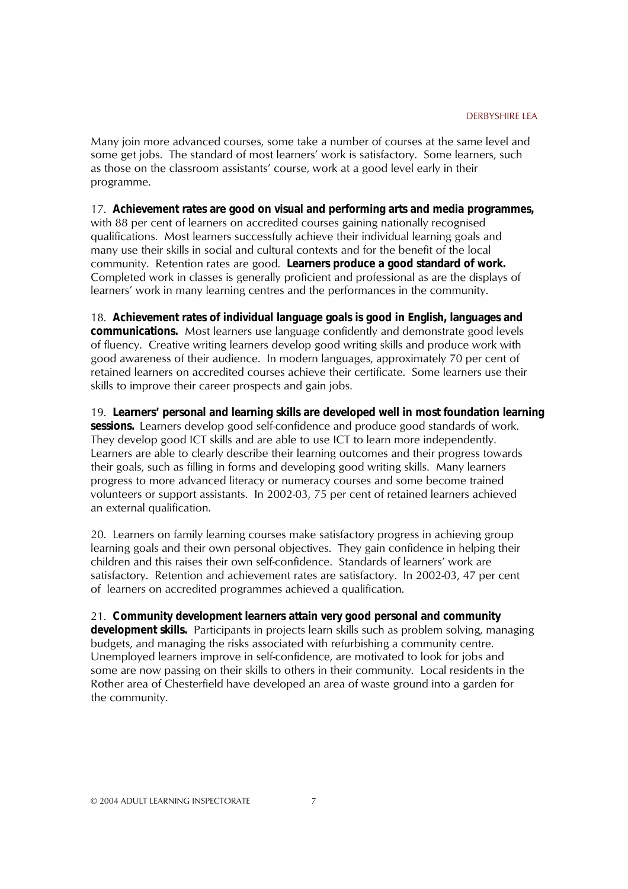Many join more advanced courses, some take a number of courses at the same level and some get jobs. The standard of most learners' work is satisfactory. Some learners, such as those on the classroom assistants' course, work at a good level early in their programme.

17. **Achievement rates are good on visual and performing arts and media programmes,** with 88 per cent of learners on accredited courses gaining nationally recognised qualifications. Most learners successfully achieve their individual learning goals and many use their skills in social and cultural contexts and for the benefit of the local community. Retention rates are good. **Learners produce a good standard of work.** Completed work in classes is generally proficient and professional as are the displays of learners' work in many learning centres and the performances in the community.

18. **Achievement rates of individual language goals is good in English, languages and communications.** Most learners use language confidently and demonstrate good levels of fluency. Creative writing learners develop good writing skills and produce work with good awareness of their audience. In modern languages, approximately 70 per cent of retained learners on accredited courses achieve their certificate. Some learners use their skills to improve their career prospects and gain jobs.

19. **Learners' personal and learning skills are developed well in most foundation learning sessions.** Learners develop good self-confidence and produce good standards of work. They develop good ICT skills and are able to use ICT to learn more independently. Learners are able to clearly describe their learning outcomes and their progress towards their goals, such as filling in forms and developing good writing skills. Many learners progress to more advanced literacy or numeracy courses and some become trained volunteers or support assistants. In 2002-03, 75 per cent of retained learners achieved an external qualification.

20. Learners on family learning courses make satisfactory progress in achieving group learning goals and their own personal objectives. They gain confidence in helping their children and this raises their own self-confidence. Standards of learners' work are satisfactory. Retention and achievement rates are satisfactory. In 2002-03, 47 per cent of learners on accredited programmes achieved a qualification.

21. **Community development learners attain very good personal and community development skills.** Participants in projects learn skills such as problem solving, managing budgets, and managing the risks associated with refurbishing a community centre. Unemployed learners improve in self-confidence, are motivated to look for jobs and some are now passing on their skills to others in their community. Local residents in the Rother area of Chesterfield have developed an area of waste ground into a garden for the community.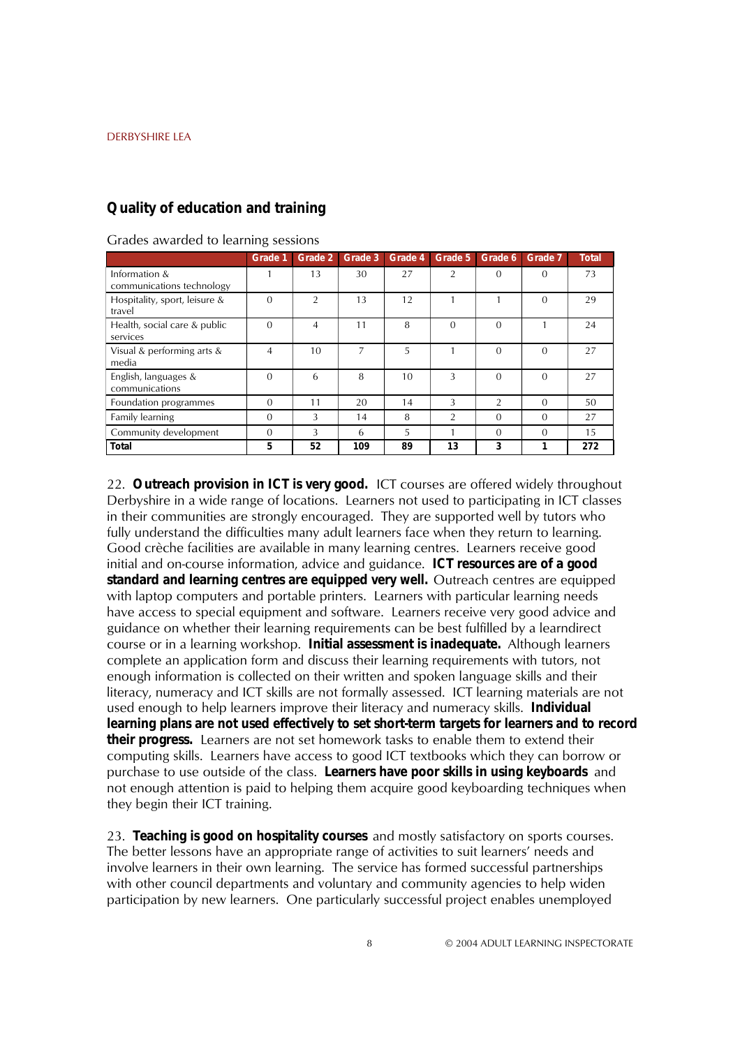## Quality of education and training

Grades awarded to learning sessions

| | Grade 1 | Grade 2 | Grade 3 | Grade 4 | Grade 5 | Grade 6 | Grade 7 | Total |
|---|---|---|---|---|---|---|---|---|
| Information & communications technology | 1 | 13 | 30 | 27 | 2 | 0 | 0 | 73 |
| Hospitality, sport, leisure & travel | 0 | 2 | 13 | 12 | 1 | 1 | 0 | 29 |
| Health, social care & public services | 0 | 4 | 11 | 8 | 0 | 0 | 1 | 24 |
| Visual & performing arts & media | 4 | 10 | 7 | 5 | 1 | 0 | 0 | 27 |
| English, languages & communications | 0 | 6 | 8 | 10 | 3 | 0 | 0 | 27 |
| Foundation programmes | 0 | 11 | 20 | 14 | 3 | 2 | 0 | 50 |
| Family learning | 0 | 3 | 14 | 8 | 2 | 0 | 0 | 27 |
| Community development | 0 | 3 | 6 | 5 | 1 | 0 | 0 | 15 |
| **Total** | **5** | **52** | **109** | **89** | **13** | **3** | **1** | **272** |

22. **Outreach provision in ICT is very good.** ICT courses are offered widely throughout Derbyshire in a wide range of locations. Learners not used to participating in ICT classes in their communities are strongly encouraged. They are supported well by tutors who fully understand the difficulties many adult learners face when they return to learning. Good crèche facilities are available in many learning centres. Learners receive good initial and on-course information, advice and guidance. **ICT resources are of a good standard and learning centres are equipped very well.** Outreach centres are equipped with laptop computers and portable printers. Learners with particular learning needs have access to special equipment and software. Learners receive very good advice and guidance on whether their learning requirements can be best fulfilled by a learndirect course or in a learning workshop. **Initial assessment is inadequate.** Although learners complete an application form and discuss their learning requirements with tutors, not enough information is collected on their written and spoken language skills and their literacy, numeracy and ICT skills are not formally assessed. ICT learning materials are not used enough to help learners improve their literacy and numeracy skills. **Individual learning plans are not used effectively to set short-term targets for learners and to record their progress.** Learners are not set homework tasks to enable them to extend their computing skills. Learners have access to good ICT textbooks which they can borrow or purchase to use outside of the class. **Learners have poor skills in using keyboards** and not enough attention is paid to helping them acquire good keyboarding techniques when they begin their ICT training.

23. **Teaching is good on hospitality courses** and mostly satisfactory on sports courses. The better lessons have an appropriate range of activities to suit learners' needs and involve learners in their own learning. The service has formed successful partnerships with other council departments and voluntary and community agencies to help widen participation by new learners. One particularly successful project enables unemployed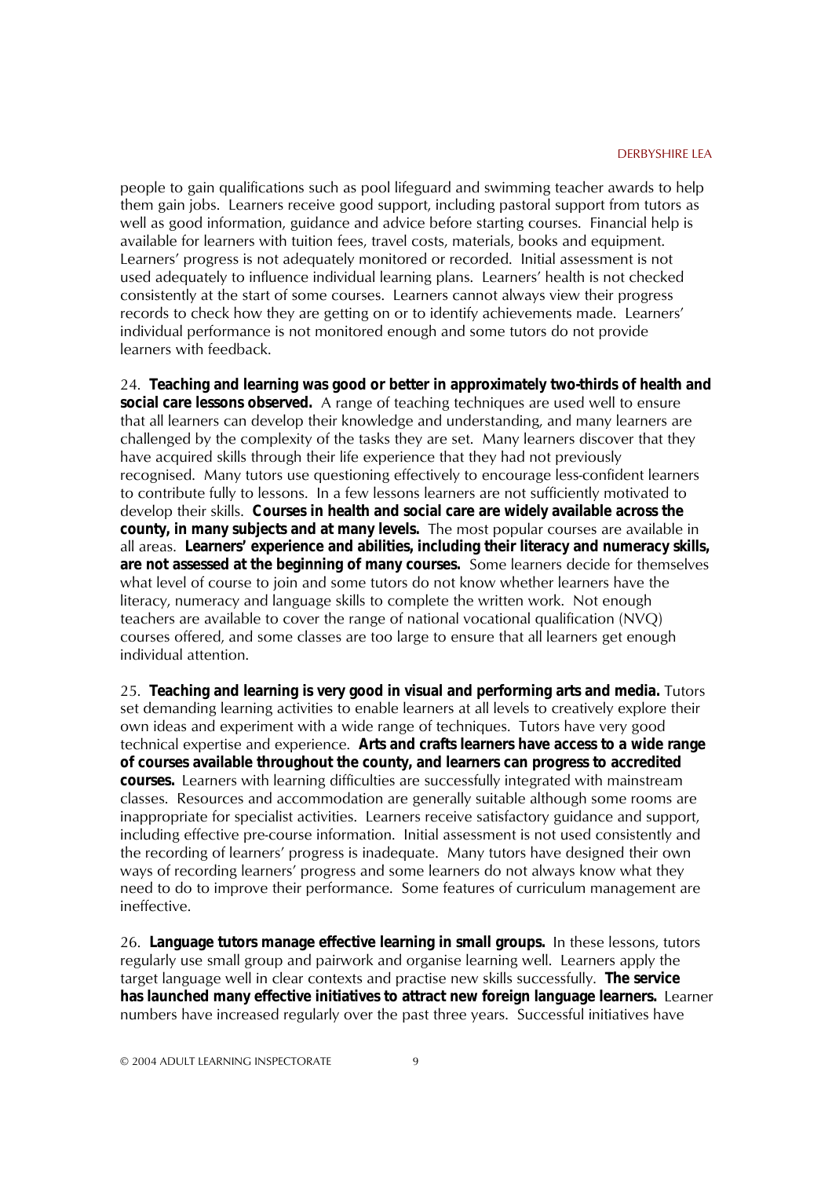people to gain qualifications such as pool lifeguard and swimming teacher awards to help them gain jobs. Learners receive good support, including pastoral support from tutors as well as good information, guidance and advice before starting courses. Financial help is available for learners with tuition fees, travel costs, materials, books and equipment. Learners' progress is not adequately monitored or recorded. Initial assessment is not used adequately to influence individual learning plans. Learners' health is not checked consistently at the start of some courses. Learners cannot always view their progress records to check how they are getting on or to identify achievements made. Learners' individual performance is not monitored enough and some tutors do not provide learners with feedback.

24. **Teaching and learning was good or better in approximately two-thirds of health and social care lessons observed.** A range of teaching techniques are used well to ensure that all learners can develop their knowledge and understanding, and many learners are challenged by the complexity of the tasks they are set. Many learners discover that they have acquired skills through their life experience that they had not previously recognised. Many tutors use questioning effectively to encourage less-confident learners to contribute fully to lessons. In a few lessons learners are not sufficiently motivated to develop their skills. **Courses in health and social care are widely available across the county, in many subjects and at many levels.** The most popular courses are available in all areas. **Learners' experience and abilities, including their literacy and numeracy skills, are not assessed at the beginning of many courses.** Some learners decide for themselves what level of course to join and some tutors do not know whether learners have the literacy, numeracy and language skills to complete the written work. Not enough teachers are available to cover the range of national vocational qualification (NVQ) courses offered, and some classes are too large to ensure that all learners get enough individual attention.

25. **Teaching and learning is very good in visual and performing arts and media.** Tutors set demanding learning activities to enable learners at all levels to creatively explore their own ideas and experiment with a wide range of techniques. Tutors have very good technical expertise and experience. **Arts and crafts learners have access to a wide range of courses available throughout the county, and learners can progress to accredited courses.** Learners with learning difficulties are successfully integrated with mainstream classes. Resources and accommodation are generally suitable although some rooms are inappropriate for specialist activities. Learners receive satisfactory guidance and support, including effective pre-course information. Initial assessment is not used consistently and the recording of learners' progress is inadequate. Many tutors have designed their own ways of recording learners' progress and some learners do not always know what they need to do to improve their performance. Some features of curriculum management are ineffective.

26. **Language tutors manage effective learning in small groups.** In these lessons, tutors regularly use small group and pairwork and organise learning well. Learners apply the target language well in clear contexts and practise new skills successfully. **The service has launched many effective initiatives to attract new foreign language learners.** Learner numbers have increased regularly over the past three years. Successful initiatives have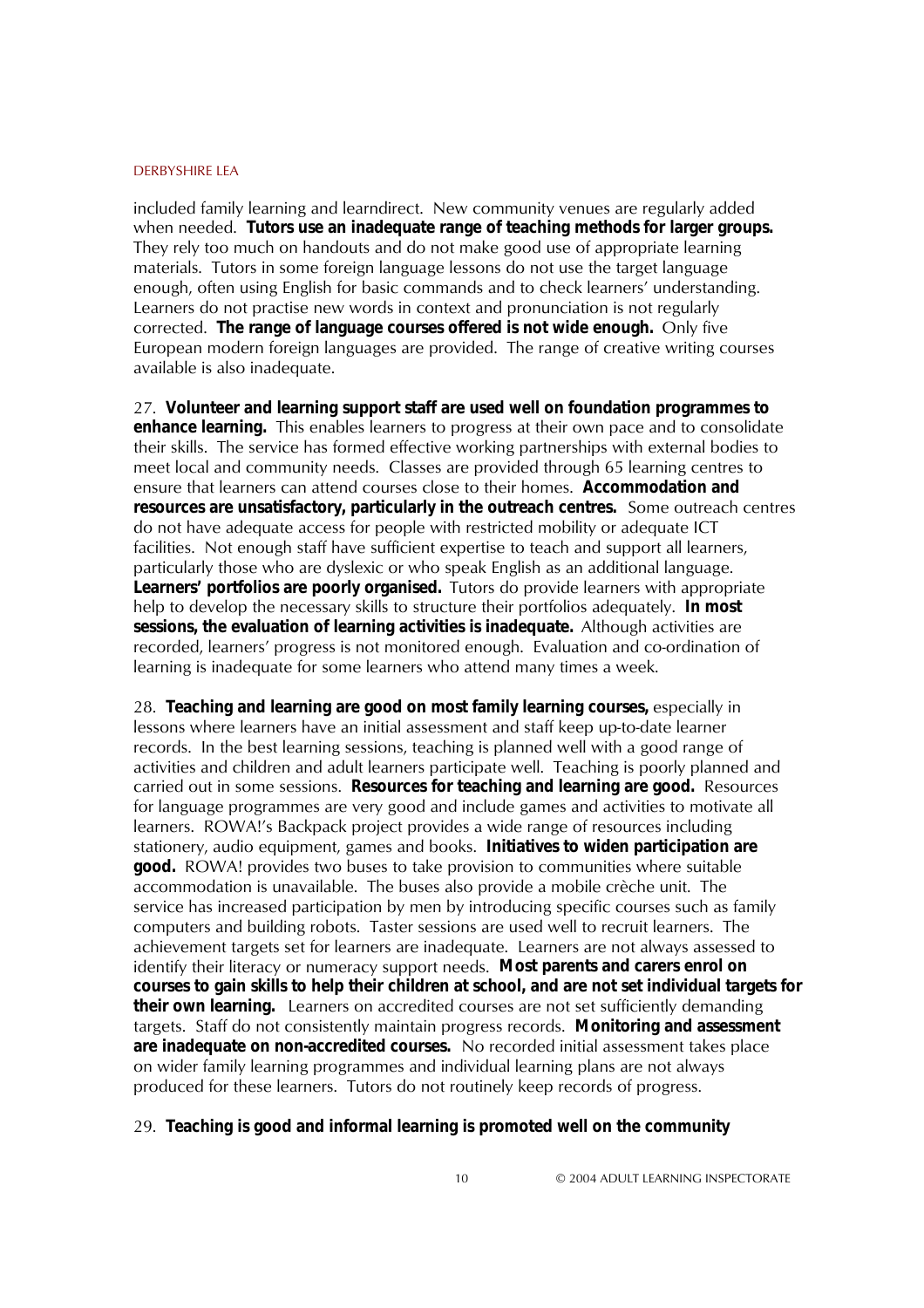included family learning and learndirect. New community venues are regularly added when needed. **Tutors use an inadequate range of teaching methods for larger groups.** They rely too much on handouts and do not make good use of appropriate learning materials. Tutors in some foreign language lessons do not use the target language enough, often using English for basic commands and to check learners' understanding. Learners do not practise new words in context and pronunciation is not regularly corrected. **The range of language courses offered is not wide enough.** Only five European modern foreign languages are provided. The range of creative writing courses available is also inadequate.

27. **Volunteer and learning support staff are used well on foundation programmes to enhance learning.** This enables learners to progress at their own pace and to consolidate their skills. The service has formed effective working partnerships with external bodies to meet local and community needs. Classes are provided through 65 learning centres to ensure that learners can attend courses close to their homes. **Accommodation and resources are unsatisfactory, particularly in the outreach centres.** Some outreach centres do not have adequate access for people with restricted mobility or adequate ICT facilities. Not enough staff have sufficient expertise to teach and support all learners, particularly those who are dyslexic or who speak English as an additional language. **Learners' portfolios are poorly organised.** Tutors do provide learners with appropriate help to develop the necessary skills to structure their portfolios adequately. **In most sessions, the evaluation of learning activities is inadequate.** Although activities are recorded, learners' progress is not monitored enough. Evaluation and co-ordination of learning is inadequate for some learners who attend many times a week.

28. **Teaching and learning are good on most family learning courses,** especially in lessons where learners have an initial assessment and staff keep up-to-date learner records. In the best learning sessions, teaching is planned well with a good range of activities and children and adult learners participate well. Teaching is poorly planned and carried out in some sessions. **Resources for teaching and learning are good.** Resources for language programmes are very good and include games and activities to motivate all learners. ROWA!'s Backpack project provides a wide range of resources including stationery, audio equipment, games and books. **Initiatives to widen participation are good.** ROWA! provides two buses to take provision to communities where suitable accommodation is unavailable. The buses also provide a mobile crèche unit. The service has increased participation by men by introducing specific courses such as family computers and building robots. Taster sessions are used well to recruit learners. The achievement targets set for learners are inadequate. Learners are not always assessed to identify their literacy or numeracy support needs. **Most parents and carers enrol on courses to gain skills to help their children at school, and are not set individual targets for their own learning.** Learners on accredited courses are not set sufficiently demanding targets. Staff do not consistently maintain progress records. **Monitoring and assessment are inadequate on non-accredited courses.** No recorded initial assessment takes place on wider family learning programmes and individual learning plans are not always produced for these learners. Tutors do not routinely keep records of progress.

29. **Teaching is good and informal learning is promoted well on the community**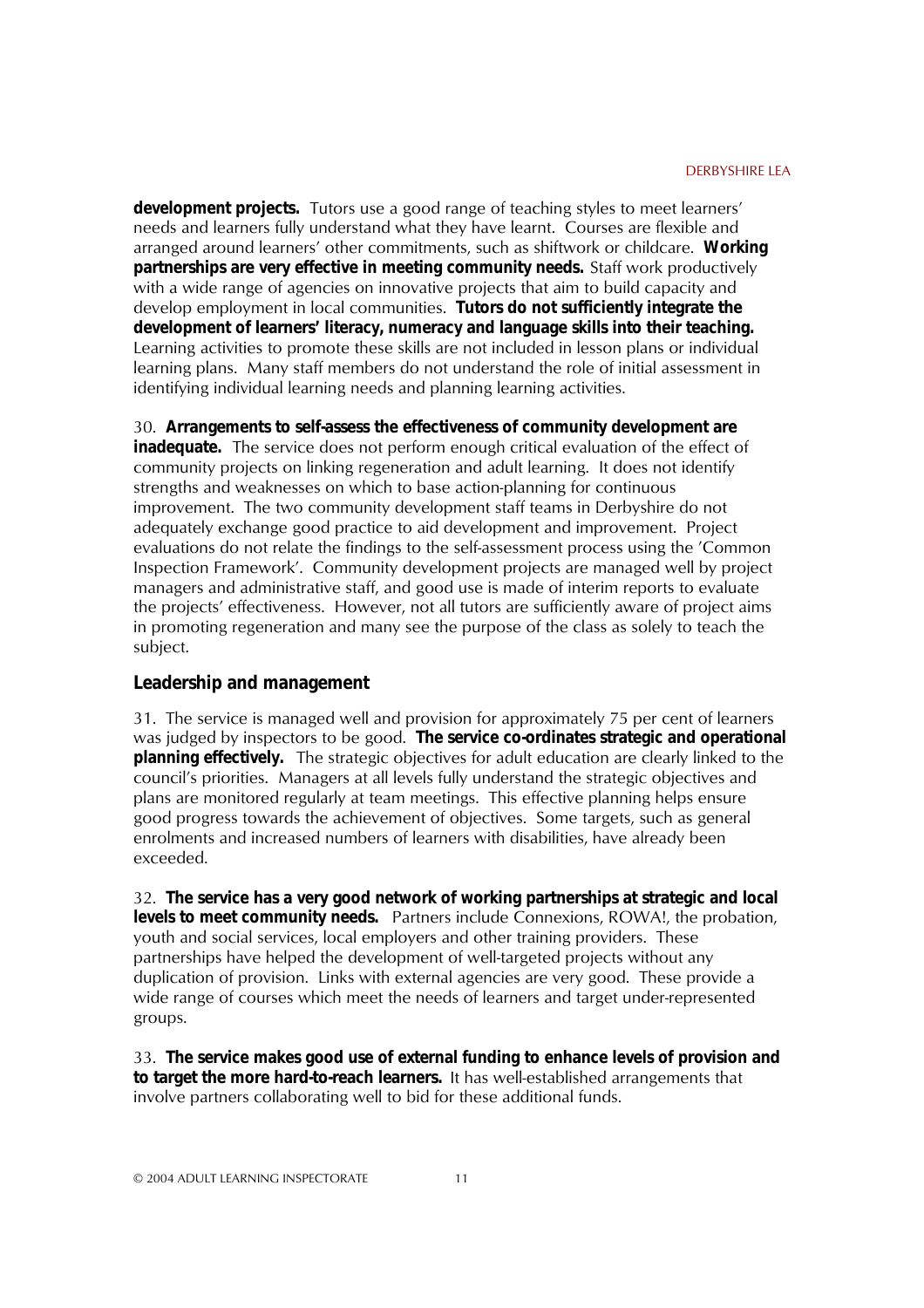**development projects.** Tutors use a good range of teaching styles to meet learners' needs and learners fully understand what they have learnt. Courses are flexible and arranged around learners' other commitments, such as shiftwork or childcare. **Working partnerships are very effective in meeting community needs.** Staff work productively with a wide range of agencies on innovative projects that aim to build capacity and develop employment in local communities. **Tutors do not sufficiently integrate the development of learners' literacy, numeracy and language skills into their teaching.** Learning activities to promote these skills are not included in lesson plans or individual learning plans. Many staff members do not understand the role of initial assessment in identifying individual learning needs and planning learning activities.

30. **Arrangements to self-assess the effectiveness of community development are inadequate.** The service does not perform enough critical evaluation of the effect of community projects on linking regeneration and adult learning. It does not identify strengths and weaknesses on which to base action-planning for continuous improvement. The two community development staff teams in Derbyshire do not adequately exchange good practice to aid development and improvement. Project evaluations do not relate the findings to the self-assessment process using the 'Common Inspection Framework'. Community development projects are managed well by project managers and administrative staff, and good use is made of interim reports to evaluate the projects' effectiveness. However, not all tutors are sufficiently aware of project aims in promoting regeneration and many see the purpose of the class as solely to teach the subject.

## Leadership and management

31. The service is managed well and provision for approximately 75 per cent of learners was judged by inspectors to be good. **The service co-ordinates strategic and operational planning effectively.** The strategic objectives for adult education are clearly linked to the council's priorities. Managers at all levels fully understand the strategic objectives and plans are monitored regularly at team meetings. This effective planning helps ensure good progress towards the achievement of objectives. Some targets, such as general enrolments and increased numbers of learners with disabilities, have already been exceeded.

32. **The service has a very good network of working partnerships at strategic and local levels to meet community needs.** Partners include Connexions, ROWA!, the probation, youth and social services, local employers and other training providers. These partnerships have helped the development of well-targeted projects without any duplication of provision. Links with external agencies are very good. These provide a wide range of courses which meet the needs of learners and target under-represented groups.

33. **The service makes good use of external funding to enhance levels of provision and to target the more hard-to-reach learners.** It has well-established arrangements that involve partners collaborating well to bid for these additional funds.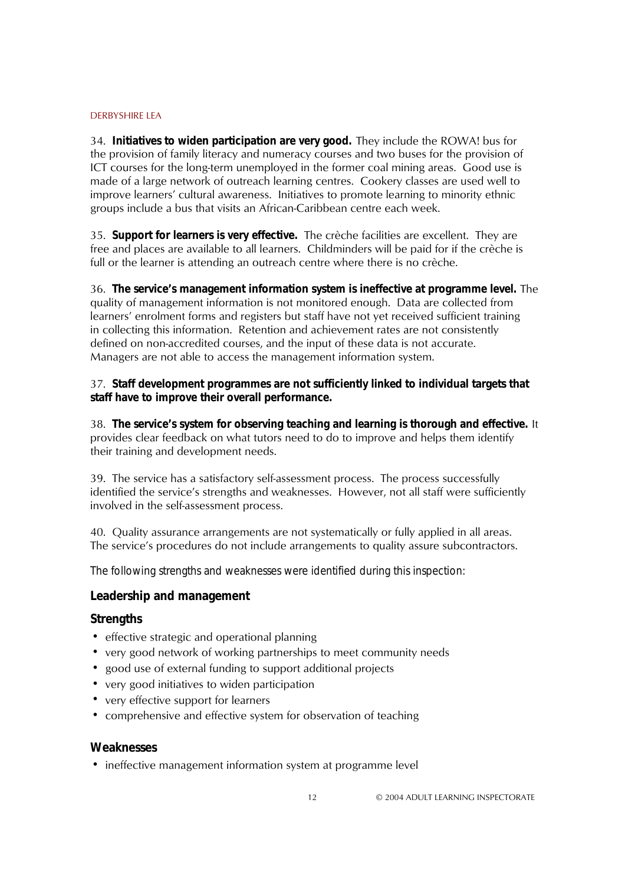34. **Initiatives to widen participation are very good.** They include the ROWA! bus for the provision of family literacy and numeracy courses and two buses for the provision of ICT courses for the long-term unemployed in the former coal mining areas. Good use is made of a large network of outreach learning centres. Cookery classes are used well to improve learners' cultural awareness. Initiatives to promote learning to minority ethnic groups include a bus that visits an African-Caribbean centre each week.

35. **Support for learners is very effective.** The crèche facilities are excellent. They are free and places are available to all learners. Childminders will be paid for if the crèche is full or the learner is attending an outreach centre where there is no crèche.

36. **The service's management information system is ineffective at programme level.** The quality of management information is not monitored enough. Data are collected from learners' enrolment forms and registers but staff have not yet received sufficient training in collecting this information. Retention and achievement rates are not consistently defined on non-accredited courses, and the input of these data is not accurate. Managers are not able to access the management information system.

37. **Staff development programmes are not sufficiently linked to individual targets that staff have to improve their overall performance.**

38. **The service's system for observing teaching and learning is thorough and effective.** It provides clear feedback on what tutors need to do to improve and helps them identify their training and development needs.

39. The service has a satisfactory self-assessment process. The process successfully identified the service's strengths and weaknesses. However, not all staff were sufficiently involved in the self-assessment process.

40. Quality assurance arrangements are not systematically or fully applied in all areas. The service's procedures do not include arrangements to quality assure subcontractors.

*The following strengths and weaknesses were identified during this inspection:*

### Leadership and management

#### Strengths

- effective strategic and operational planning
- very good network of working partnerships to meet community needs
- good use of external funding to support additional projects
- very good initiatives to widen participation
- very effective support for learners
- comprehensive and effective system for observation of teaching

#### Weaknesses

- ineffective management information system at programme level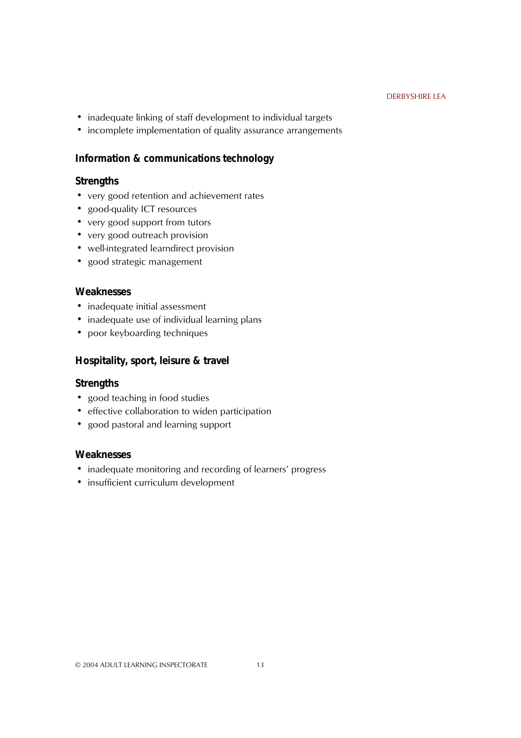- inadequate linking of staff development to individual targets
- incomplete implementation of quality assurance arrangements

### Information & communications technology

#### Strengths

- very good retention and achievement rates
- good-quality ICT resources
- very good support from tutors
- very good outreach provision
- well-integrated learndirect provision
- good strategic management

#### Weaknesses

- inadequate initial assessment
- inadequate use of individual learning plans
- poor keyboarding techniques

### Hospitality, sport, leisure & travel

#### Strengths

- good teaching in food studies
- effective collaboration to widen participation
- good pastoral and learning support

#### Weaknesses

- inadequate monitoring and recording of learners' progress
- insufficient curriculum development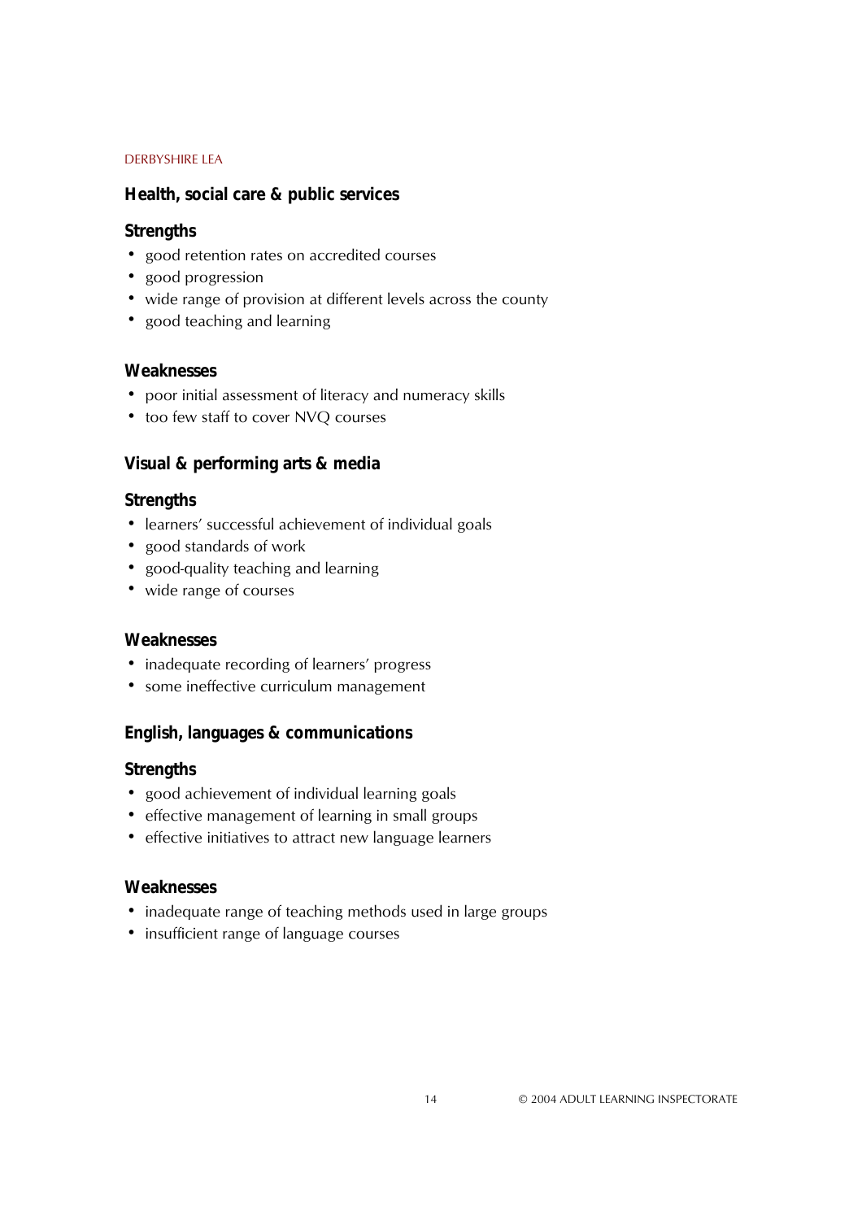### Health, social care & public services

#### Strengths

- good retention rates on accredited courses
- good progression
- wide range of provision at different levels across the county
- good teaching and learning

#### Weaknesses

- poor initial assessment of literacy and numeracy skills
- too few staff to cover NVQ courses

### Visual & performing arts & media

#### Strengths

- learners' successful achievement of individual goals
- good standards of work
- good-quality teaching and learning
- wide range of courses

#### Weaknesses

- inadequate recording of learners' progress
- some ineffective curriculum management

### English, languages & communications

#### Strengths

- good achievement of individual learning goals
- effective management of learning in small groups
- effective initiatives to attract new language learners

#### Weaknesses

- inadequate range of teaching methods used in large groups
- insufficient range of language courses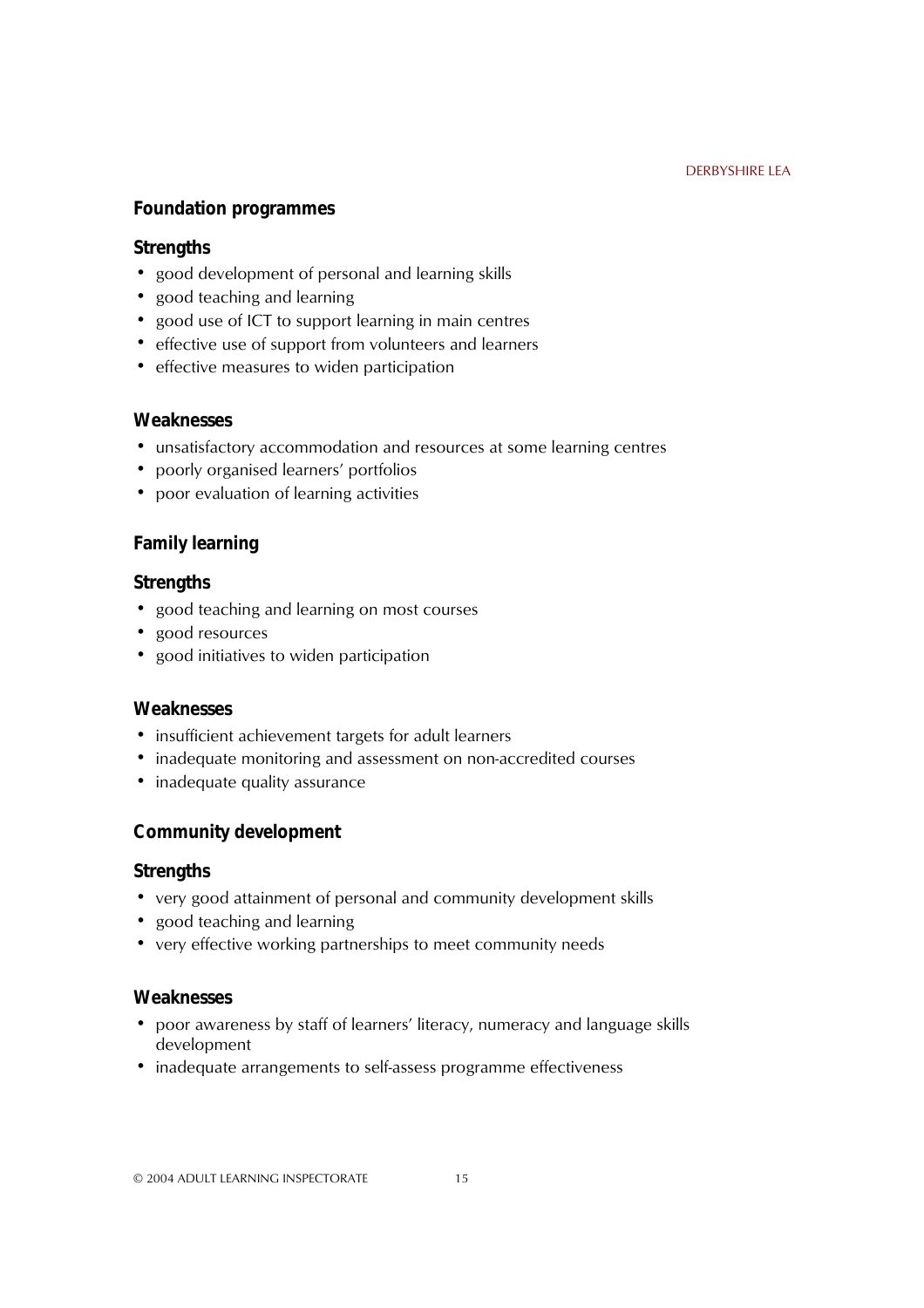### Foundation programmes

#### Strengths

- good development of personal and learning skills
- good teaching and learning
- good use of ICT to support learning in main centres
- effective use of support from volunteers and learners
- effective measures to widen participation

#### Weaknesses

- unsatisfactory accommodation and resources at some learning centres
- poorly organised learners' portfolios
- poor evaluation of learning activities

### Family learning

#### Strengths

- good teaching and learning on most courses
- good resources
- good initiatives to widen participation

#### Weaknesses

- insufficient achievement targets for adult learners
- inadequate monitoring and assessment on non-accredited courses
- inadequate quality assurance

### Community development

#### Strengths

- very good attainment of personal and community development skills
- good teaching and learning
- very effective working partnerships to meet community needs

#### Weaknesses

- poor awareness by staff of learners' literacy, numeracy and language skills development
- inadequate arrangements to self-assess programme effectiveness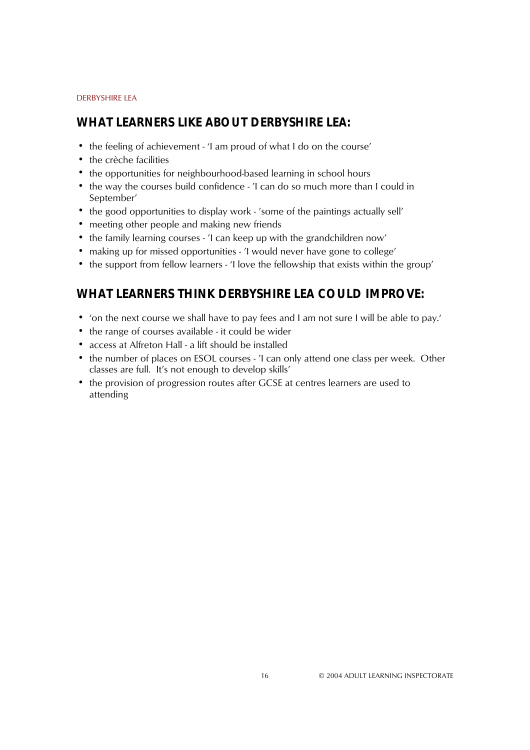## WHAT LEARNERS LIKE ABOUT DERBYSHIRE LEA:

- the feeling of achievement - 'I am proud of what I do on the course'
- the crèche facilities
- the opportunities for neighbourhood-based learning in school hours
- the way the courses build confidence - 'I can do so much more than I could in September'
- the good opportunities to display work - 'some of the paintings actually sell'
- meeting other people and making new friends
- the family learning courses - 'I can keep up with the grandchildren now'
- making up for missed opportunities - 'I would never have gone to college'
- the support from fellow learners - 'I love the fellowship that exists within the group'

## WHAT LEARNERS THINK DERBYSHIRE LEA COULD IMPROVE:

- 'on the next course we shall have to pay fees and I am not sure I will be able to pay.'
- the range of courses available - it could be wider
- access at Alfreton Hall - a lift should be installed
- the number of places on ESOL courses - 'I can only attend one class per week. Other classes are full. It's not enough to develop skills'
- the provision of progression routes after GCSE at centres learners are used to attending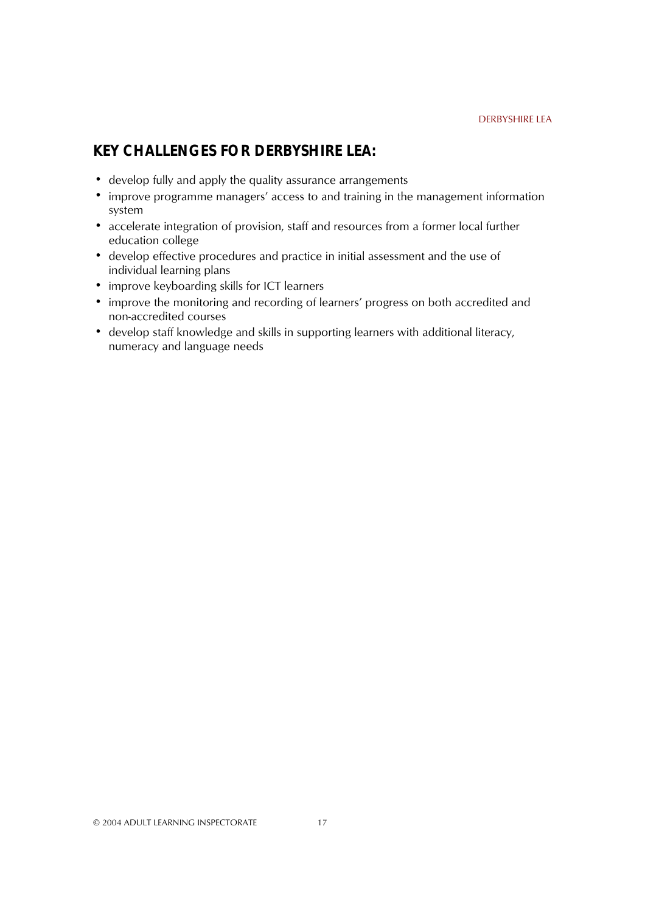## KEY CHALLENGES FOR DERBYSHIRE LEA:

- develop fully and apply the quality assurance arrangements
- improve programme managers' access to and training in the management information system
- accelerate integration of provision, staff and resources from a former local further education college
- develop effective procedures and practice in initial assessment and the use of individual learning plans
- improve keyboarding skills for ICT learners
- improve the monitoring and recording of learners' progress on both accredited and non-accredited courses
- develop staff knowledge and skills in supporting learners with additional literacy, numeracy and language needs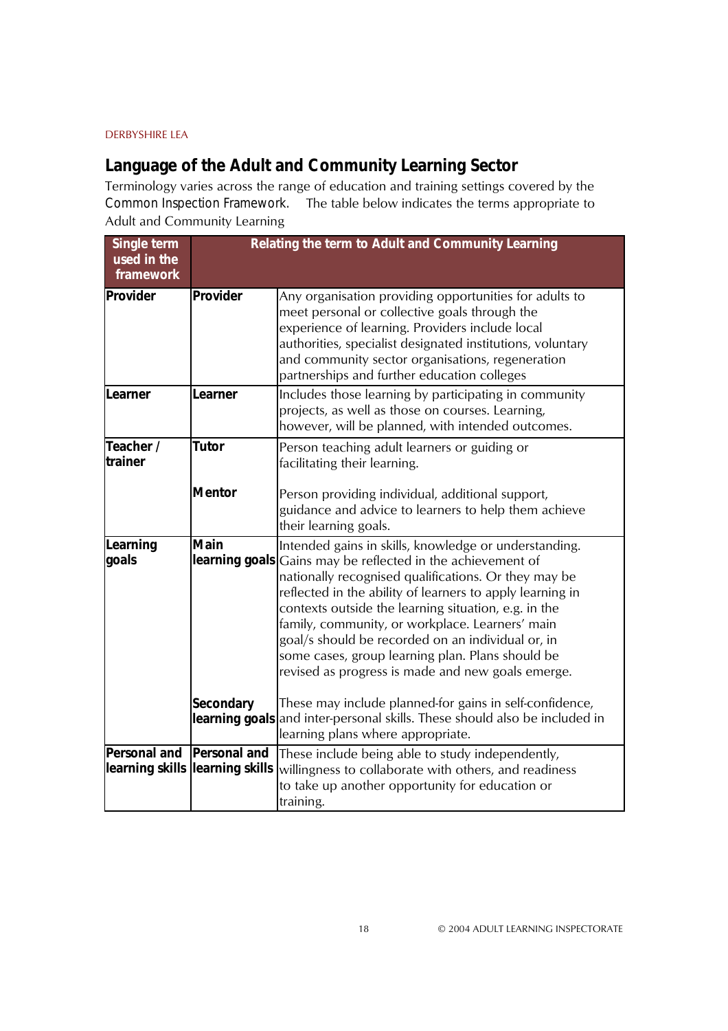DERBYSHIRE LEA

## Language of the Adult and Community Learning Sector

Terminology varies across the range of education and training settings covered by the Common Inspection Framework. The table below indicates the terms appropriate to Adult and Community Learning

| Single term used in the framework | Relating the term to Adult and Community Learning | |
|---|---|---|
| **Provider** | **Provider** | Any organisation providing opportunities for adults to meet personal or collective goals through the experience of learning. Providers include local authorities, specialist designated institutions, voluntary and community sector organisations, regeneration partnerships and further education colleges |
| **Learner** | **Learner** | Includes those learning by participating in community projects, as well as those on courses. Learning, however, will be planned, with intended outcomes. |
| **Teacher / trainer** | **Tutor** | Person teaching adult learners or guiding or facilitating their learning. |
| | **Mentor** | Person providing individual, additional support, guidance and advice to learners to help them achieve their learning goals. |
| **Learning goals** | **Main learning goals** | Intended gains in skills, knowledge or understanding. Gains may be reflected in the achievement of nationally recognised qualifications. Or they may be reflected in the ability of learners to apply learning in contexts outside the learning situation, e.g. in the family, community, or workplace. Learners' main goal/s should be recorded on an individual or, in some cases, group learning plan. Plans should be revised as progress is made and new goals emerge. |
| | **Secondary learning goals** | These may include planned-for gains in self-confidence, and inter-personal skills. These should also be included in learning plans where appropriate. |
| **Personal and learning skills** | **Personal and learning skills** | These include being able to study independently, willingness to collaborate with others, and readiness to take up another opportunity for education or training. |

© 2004 ADULT LEARNING INSPECTORATE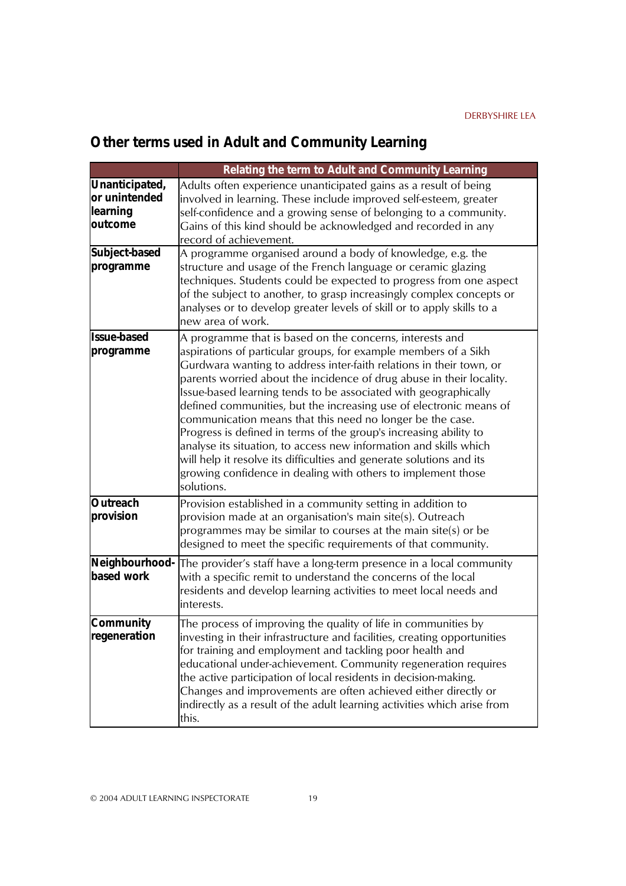## Other terms used in Adult and Community Learning

| | Relating the term to Adult and Community Learning |
|---|---|
| **Unanticipated, or unintended learning outcome** | Adults often experience unanticipated gains as a result of being involved in learning. These include improved self-esteem, greater self-confidence and a growing sense of belonging to a community. Gains of this kind should be acknowledged and recorded in any record of achievement. |
| **Subject-based programme** | A programme organised around a body of knowledge, e.g. the structure and usage of the French language or ceramic glazing techniques. Students could be expected to progress from one aspect of the subject to another, to grasp increasingly complex concepts or analyses or to develop greater levels of skill or to apply skills to a new area of work. |
| **Issue-based programme** | A programme that is based on the concerns, interests and aspirations of particular groups, for example members of a Sikh Gurdwara wanting to address inter-faith relations in their town, or parents worried about the incidence of drug abuse in their locality. Issue-based learning tends to be associated with geographically defined communities, but the increasing use of electronic means of communication means that this need no longer be the case. Progress is defined in terms of the group's increasing ability to analyse its situation, to access new information and skills which will help it resolve its difficulties and generate solutions and its growing confidence in dealing with others to implement those solutions. |
| **Outreach provision** | Provision established in a community setting in addition to provision made at an organisation's main site(s). Outreach programmes may be similar to courses at the main site(s) or be designed to meet the specific requirements of that community. |
| **Neighbourhood-based work** | The provider's staff have a long-term presence in a local community with a specific remit to understand the concerns of the local residents and develop learning activities to meet local needs and interests. |
| **Community regeneration** | The process of improving the quality of life in communities by investing in their infrastructure and facilities, creating opportunities for training and employment and tackling poor health and educational under-achievement. Community regeneration requires the active participation of local residents in decision-making. Changes and improvements are often achieved either directly or indirectly as a result of the adult learning activities which arise from this. |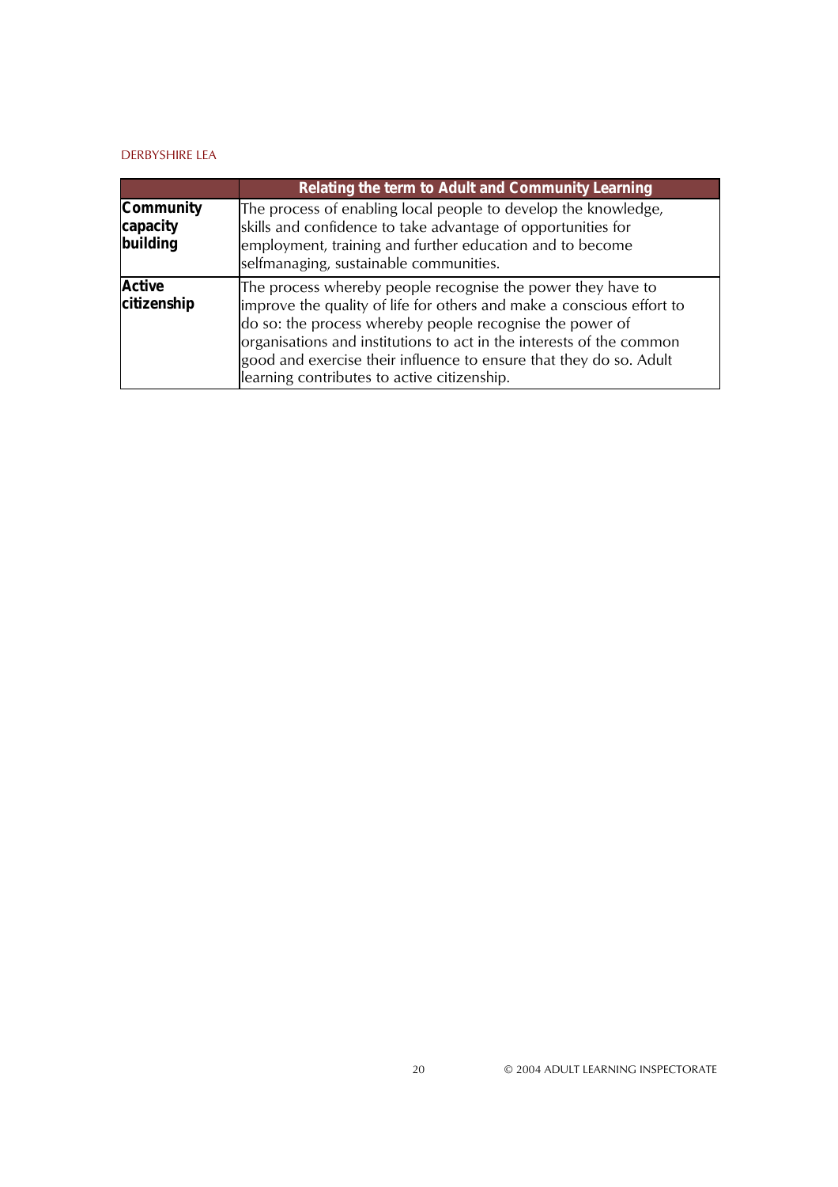|  | Relating the term to Adult and Community Learning |
|---|---|
| **Community capacity building** | The process of enabling local people to develop the knowledge, skills and confidence to take advantage of opportunities for employment, training and further education and to become selfmanaging, sustainable communities. |
| **Active citizenship** | The process whereby people recognise the power they have to improve the quality of life for others and make a conscious effort to do so: the process whereby people recognise the power of organisations and institutions to act in the interests of the common good and exercise their influence to ensure that they do so. Adult learning contributes to active citizenship. |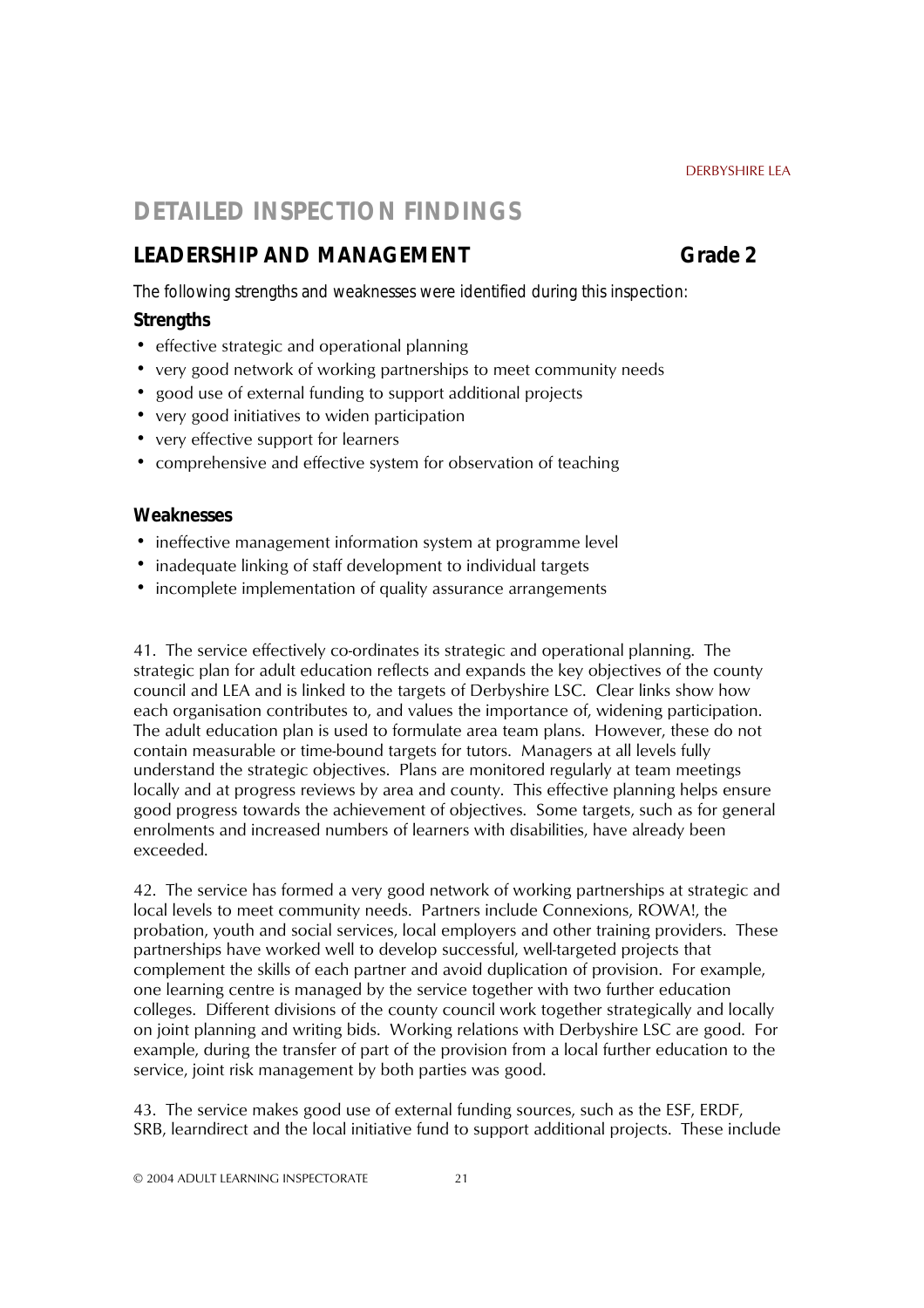# DETAILED INSPECTION FINDINGS

## LEADERSHIP AND MANAGEMENT Grade 2

*The following strengths and weaknesses were identified during this inspection:*

### Strengths

- effective strategic and operational planning
- very good network of working partnerships to meet community needs
- good use of external funding to support additional projects
- very good initiatives to widen participation
- very effective support for learners
- comprehensive and effective system for observation of teaching

### Weaknesses

- ineffective management information system at programme level
- inadequate linking of staff development to individual targets
- incomplete implementation of quality assurance arrangements

41. The service effectively co-ordinates its strategic and operational planning. The strategic plan for adult education reflects and expands the key objectives of the county council and LEA and is linked to the targets of Derbyshire LSC. Clear links show how each organisation contributes to, and values the importance of, widening participation. The adult education plan is used to formulate area team plans. However, these do not contain measurable or time-bound targets for tutors. Managers at all levels fully understand the strategic objectives. Plans are monitored regularly at team meetings locally and at progress reviews by area and county. This effective planning helps ensure good progress towards the achievement of objectives. Some targets, such as for general enrolments and increased numbers of learners with disabilities, have already been exceeded.

42. The service has formed a very good network of working partnerships at strategic and local levels to meet community needs. Partners include Connexions, ROWA!, the probation, youth and social services, local employers and other training providers. These partnerships have worked well to develop successful, well-targeted projects that complement the skills of each partner and avoid duplication of provision. For example, one learning centre is managed by the service together with two further education colleges. Different divisions of the county council work together strategically and locally on joint planning and writing bids. Working relations with Derbyshire LSC are good. For example, during the transfer of part of the provision from a local further education to the service, joint risk management by both parties was good.

43. The service makes good use of external funding sources, such as the ESF, ERDF, SRB, learndirect and the local initiative fund to support additional projects. These include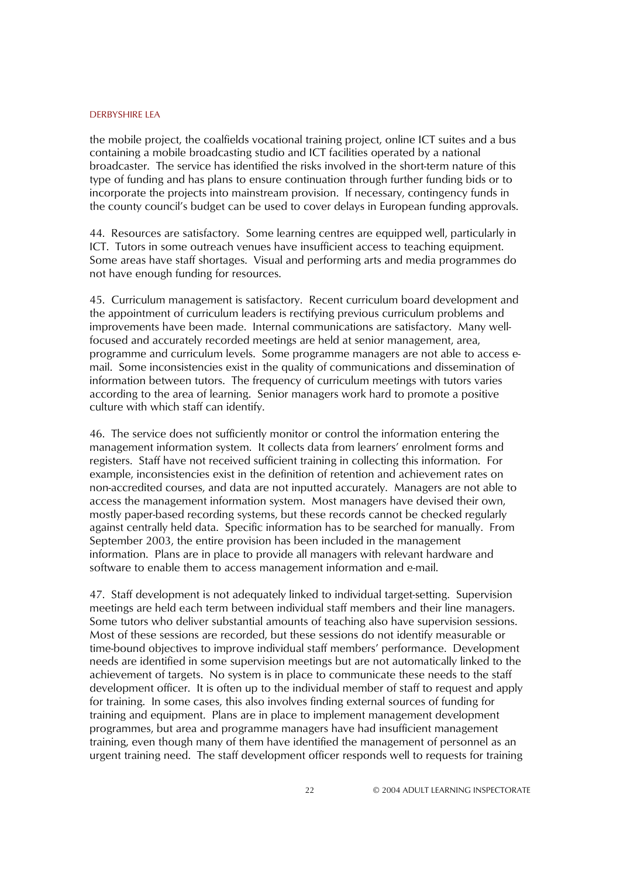the mobile project, the coalfields vocational training project, online ICT suites and a bus containing a mobile broadcasting studio and ICT facilities operated by a national broadcaster. The service has identified the risks involved in the short-term nature of this type of funding and has plans to ensure continuation through further funding bids or to incorporate the projects into mainstream provision. If necessary, contingency funds in the county council's budget can be used to cover delays in European funding approvals.

44. Resources are satisfactory. Some learning centres are equipped well, particularly in ICT. Tutors in some outreach venues have insufficient access to teaching equipment. Some areas have staff shortages. Visual and performing arts and media programmes do not have enough funding for resources.

45. Curriculum management is satisfactory. Recent curriculum board development and the appointment of curriculum leaders is rectifying previous curriculum problems and improvements have been made. Internal communications are satisfactory. Many well-focused and accurately recorded meetings are held at senior management, area, programme and curriculum levels. Some programme managers are not able to access e-mail. Some inconsistencies exist in the quality of communications and dissemination of information between tutors. The frequency of curriculum meetings with tutors varies according to the area of learning. Senior managers work hard to promote a positive culture with which staff can identify.

46. The service does not sufficiently monitor or control the information entering the management information system. It collects data from learners' enrolment forms and registers. Staff have not received sufficient training in collecting this information. For example, inconsistencies exist in the definition of retention and achievement rates on non-accredited courses, and data are not inputted accurately. Managers are not able to access the management information system. Most managers have devised their own, mostly paper-based recording systems, but these records cannot be checked regularly against centrally held data. Specific information has to be searched for manually. From September 2003, the entire provision has been included in the management information. Plans are in place to provide all managers with relevant hardware and software to enable them to access management information and e-mail.

47. Staff development is not adequately linked to individual target-setting. Supervision meetings are held each term between individual staff members and their line managers. Some tutors who deliver substantial amounts of teaching also have supervision sessions. Most of these sessions are recorded, but these sessions do not identify measurable or time-bound objectives to improve individual staff members' performance. Development needs are identified in some supervision meetings but are not automatically linked to the achievement of targets. No system is in place to communicate these needs to the staff development officer. It is often up to the individual member of staff to request and apply for training. In some cases, this also involves finding external sources of funding for training and equipment. Plans are in place to implement management development programmes, but area and programme managers have had insufficient management training, even though many of them have identified the management of personnel as an urgent training need. The staff development officer responds well to requests for training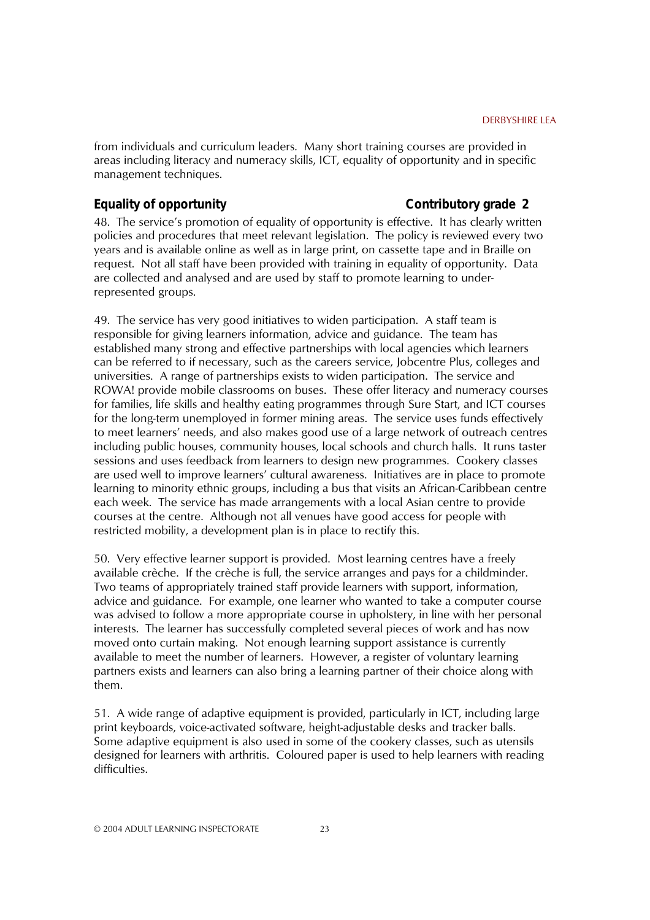from individuals and curriculum leaders. Many short training courses are provided in areas including literacy and numeracy skills, ICT, equality of opportunity and in specific management techniques.

### Equality of opportunity — Contributory grade 2

48. The service's promotion of equality of opportunity is effective. It has clearly written policies and procedures that meet relevant legislation. The policy is reviewed every two years and is available online as well as in large print, on cassette tape and in Braille on request. Not all staff have been provided with training in equality of opportunity. Data are collected and analysed and are used by staff to promote learning to under-represented groups.

49. The service has very good initiatives to widen participation. A staff team is responsible for giving learners information, advice and guidance. The team has established many strong and effective partnerships with local agencies which learners can be referred to if necessary, such as the careers service, Jobcentre Plus, colleges and universities. A range of partnerships exists to widen participation. The service and ROWA! provide mobile classrooms on buses. These offer literacy and numeracy courses for families, life skills and healthy eating programmes through Sure Start, and ICT courses for the long-term unemployed in former mining areas. The service uses funds effectively to meet learners' needs, and also makes good use of a large network of outreach centres including public houses, community houses, local schools and church halls. It runs taster sessions and uses feedback from learners to design new programmes. Cookery classes are used well to improve learners' cultural awareness. Initiatives are in place to promote learning to minority ethnic groups, including a bus that visits an African-Caribbean centre each week. The service has made arrangements with a local Asian centre to provide courses at the centre. Although not all venues have good access for people with restricted mobility, a development plan is in place to rectify this.

50. Very effective learner support is provided. Most learning centres have a freely available crèche. If the crèche is full, the service arranges and pays for a childminder. Two teams of appropriately trained staff provide learners with support, information, advice and guidance. For example, one learner who wanted to take a computer course was advised to follow a more appropriate course in upholstery, in line with her personal interests. The learner has successfully completed several pieces of work and has now moved onto curtain making. Not enough learning support assistance is currently available to meet the number of learners. However, a register of voluntary learning partners exists and learners can also bring a learning partner of their choice along with them.

51. A wide range of adaptive equipment is provided, particularly in ICT, including large print keyboards, voice-activated software, height-adjustable desks and tracker balls. Some adaptive equipment is also used in some of the cookery classes, such as utensils designed for learners with arthritis. Coloured paper is used to help learners with reading difficulties.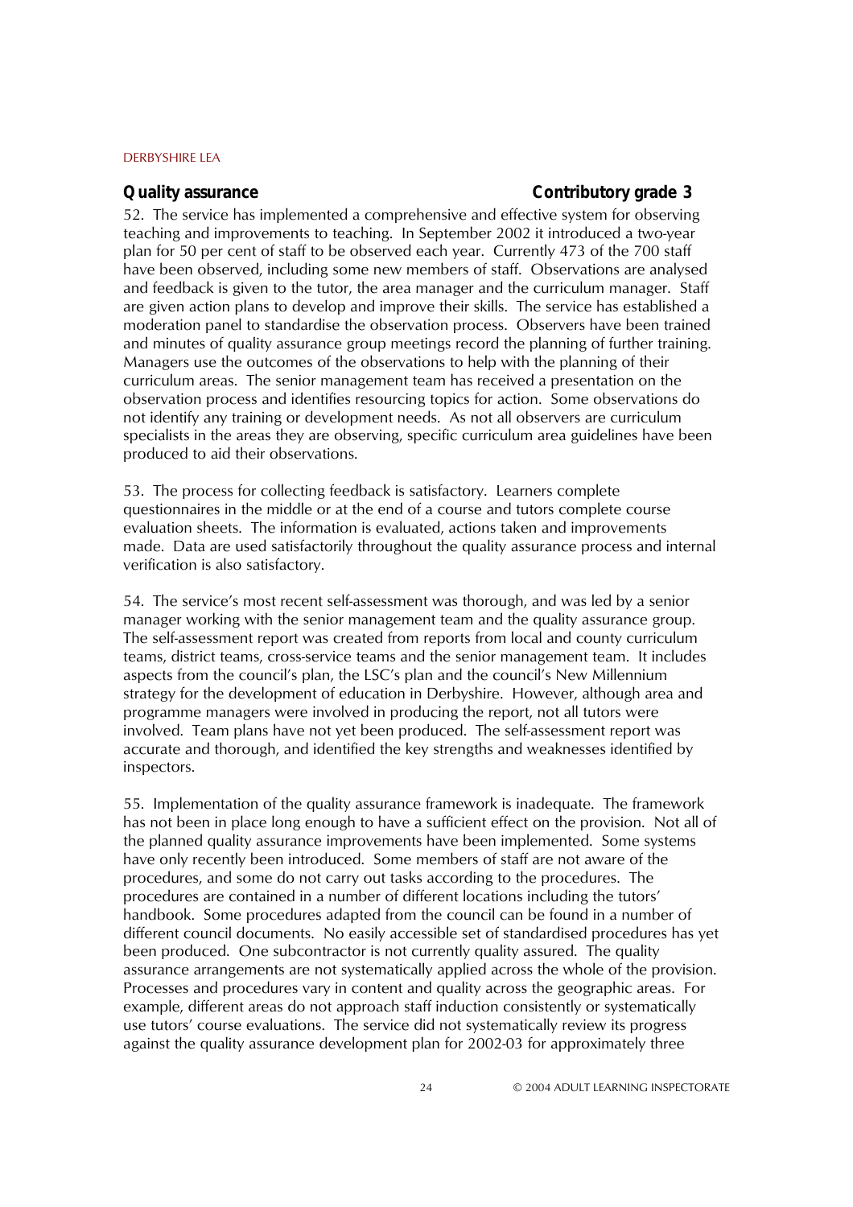### Quality assurance — Contributory grade 3

52. The service has implemented a comprehensive and effective system for observing teaching and improvements to teaching. In September 2002 it introduced a two-year plan for 50 per cent of staff to be observed each year. Currently 473 of the 700 staff have been observed, including some new members of staff. Observations are analysed and feedback is given to the tutor, the area manager and the curriculum manager. Staff are given action plans to develop and improve their skills. The service has established a moderation panel to standardise the observation process. Observers have been trained and minutes of quality assurance group meetings record the planning of further training. Managers use the outcomes of the observations to help with the planning of their curriculum areas. The senior management team has received a presentation on the observation process and identifies resourcing topics for action. Some observations do not identify any training or development needs. As not all observers are curriculum specialists in the areas they are observing, specific curriculum area guidelines have been produced to aid their observations.

53. The process for collecting feedback is satisfactory. Learners complete questionnaires in the middle or at the end of a course and tutors complete course evaluation sheets. The information is evaluated, actions taken and improvements made. Data are used satisfactorily throughout the quality assurance process and internal verification is also satisfactory.

54. The service's most recent self-assessment was thorough, and was led by a senior manager working with the senior management team and the quality assurance group. The self-assessment report was created from reports from local and county curriculum teams, district teams, cross-service teams and the senior management team. It includes aspects from the council's plan, the LSC's plan and the council's New Millennium strategy for the development of education in Derbyshire. However, although area and programme managers were involved in producing the report, not all tutors were involved. Team plans have not yet been produced. The self-assessment report was accurate and thorough, and identified the key strengths and weaknesses identified by inspectors.

55. Implementation of the quality assurance framework is inadequate. The framework has not been in place long enough to have a sufficient effect on the provision. Not all of the planned quality assurance improvements have been implemented. Some systems have only recently been introduced. Some members of staff are not aware of the procedures, and some do not carry out tasks according to the procedures. The procedures are contained in a number of different locations including the tutors' handbook. Some procedures adapted from the council can be found in a number of different council documents. No easily accessible set of standardised procedures has yet been produced. One subcontractor is not currently quality assured. The quality assurance arrangements are not systematically applied across the whole of the provision. Processes and procedures vary in content and quality across the geographic areas. For example, different areas do not approach staff induction consistently or systematically use tutors' course evaluations. The service did not systematically review its progress against the quality assurance development plan for 2002-03 for approximately three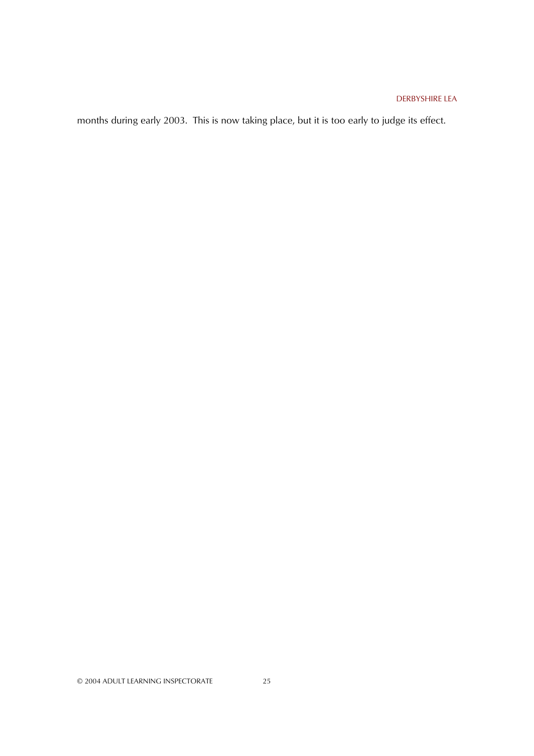months during early 2003. This is now taking place, but it is too early to judge its effect.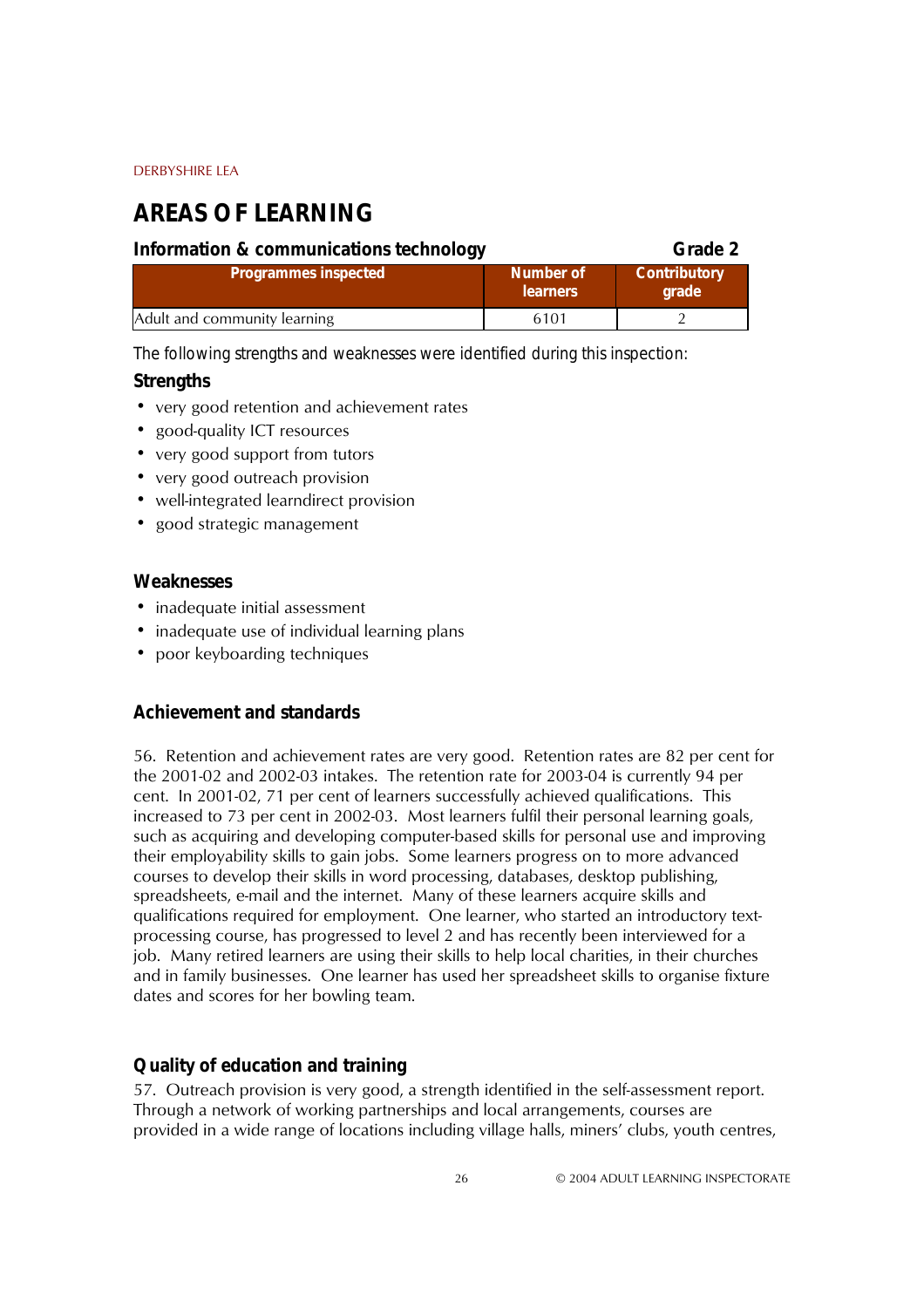# AREAS OF LEARNING

## Information & communications technology **Grade 2**

| Programmes inspected | Number of learners | Contributory grade |
|---|---|---|
| Adult and community learning | 6101 | 2 |

The following strengths and weaknesses were identified during this inspection:

### Strengths

- very good retention and achievement rates
- good-quality ICT resources
- very good support from tutors
- very good outreach provision
- well-integrated learndirect provision
- good strategic management

### Weaknesses

- inadequate initial assessment
- inadequate use of individual learning plans
- poor keyboarding techniques

### Achievement and standards

56. Retention and achievement rates are very good. Retention rates are 82 per cent for the 2001-02 and 2002-03 intakes. The retention rate for 2003-04 is currently 94 per cent. In 2001-02, 71 per cent of learners successfully achieved qualifications. This increased to 73 per cent in 2002-03. Most learners fulfil their personal learning goals, such as acquiring and developing computer-based skills for personal use and improving their employability skills to gain jobs. Some learners progress on to more advanced courses to develop their skills in word processing, databases, desktop publishing, spreadsheets, e-mail and the internet. Many of these learners acquire skills and qualifications required for employment. One learner, who started an introductory text-processing course, has progressed to level 2 and has recently been interviewed for a job. Many retired learners are using their skills to help local charities, in their churches and in family businesses. One learner has used her spreadsheet skills to organise fixture dates and scores for her bowling team.

### Quality of education and training

57. Outreach provision is very good, a strength identified in the self-assessment report. Through a network of working partnerships and local arrangements, courses are provided in a wide range of locations including village halls, miners' clubs, youth centres,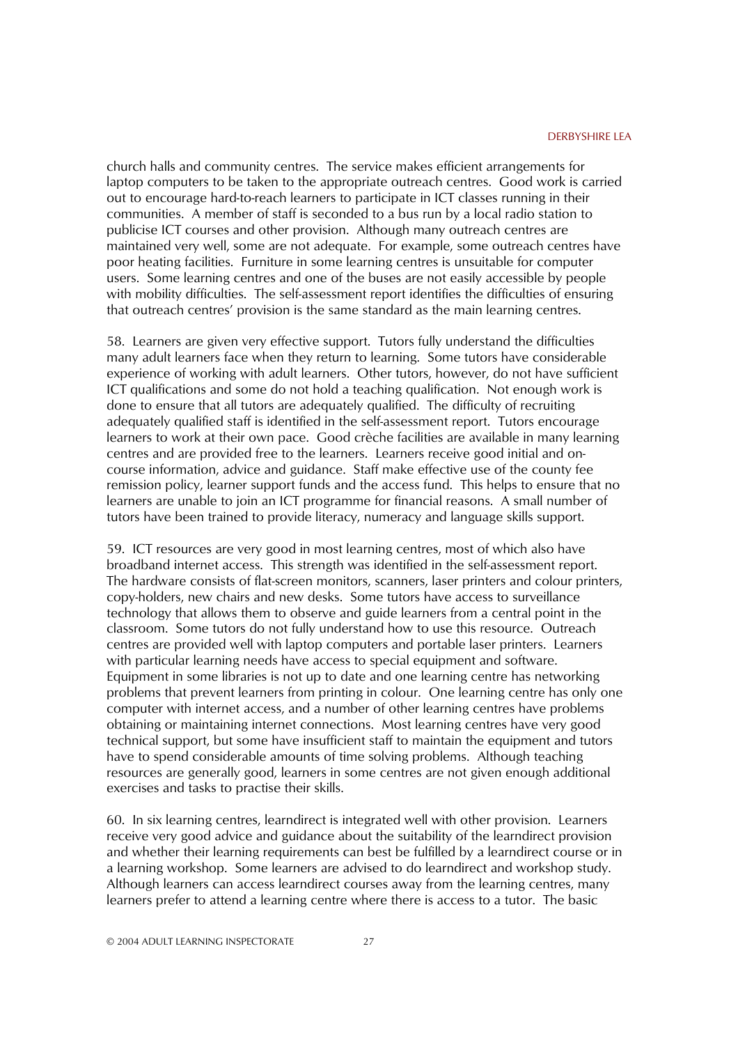church halls and community centres. The service makes efficient arrangements for laptop computers to be taken to the appropriate outreach centres. Good work is carried out to encourage hard-to-reach learners to participate in ICT classes running in their communities. A member of staff is seconded to a bus run by a local radio station to publicise ICT courses and other provision. Although many outreach centres are maintained very well, some are not adequate. For example, some outreach centres have poor heating facilities. Furniture in some learning centres is unsuitable for computer users. Some learning centres and one of the buses are not easily accessible by people with mobility difficulties. The self-assessment report identifies the difficulties of ensuring that outreach centres' provision is the same standard as the main learning centres.

58. Learners are given very effective support. Tutors fully understand the difficulties many adult learners face when they return to learning. Some tutors have considerable experience of working with adult learners. Other tutors, however, do not have sufficient ICT qualifications and some do not hold a teaching qualification. Not enough work is done to ensure that all tutors are adequately qualified. The difficulty of recruiting adequately qualified staff is identified in the self-assessment report. Tutors encourage learners to work at their own pace. Good crèche facilities are available in many learning centres and are provided free to the learners. Learners receive good initial and on-course information, advice and guidance. Staff make effective use of the county fee remission policy, learner support funds and the access fund. This helps to ensure that no learners are unable to join an ICT programme for financial reasons. A small number of tutors have been trained to provide literacy, numeracy and language skills support.

59. ICT resources are very good in most learning centres, most of which also have broadband internet access. This strength was identified in the self-assessment report. The hardware consists of flat-screen monitors, scanners, laser printers and colour printers, copy-holders, new chairs and new desks. Some tutors have access to surveillance technology that allows them to observe and guide learners from a central point in the classroom. Some tutors do not fully understand how to use this resource. Outreach centres are provided well with laptop computers and portable laser printers. Learners with particular learning needs have access to special equipment and software. Equipment in some libraries is not up to date and one learning centre has networking problems that prevent learners from printing in colour. One learning centre has only one computer with internet access, and a number of other learning centres have problems obtaining or maintaining internet connections. Most learning centres have very good technical support, but some have insufficient staff to maintain the equipment and tutors have to spend considerable amounts of time solving problems. Although teaching resources are generally good, learners in some centres are not given enough additional exercises and tasks to practise their skills.

60. In six learning centres, learndirect is integrated well with other provision. Learners receive very good advice and guidance about the suitability of the learndirect provision and whether their learning requirements can best be fulfilled by a learndirect course or in a learning workshop. Some learners are advised to do learndirect and workshop study. Although learners can access learndirect courses away from the learning centres, many learners prefer to attend a learning centre where there is access to a tutor. The basic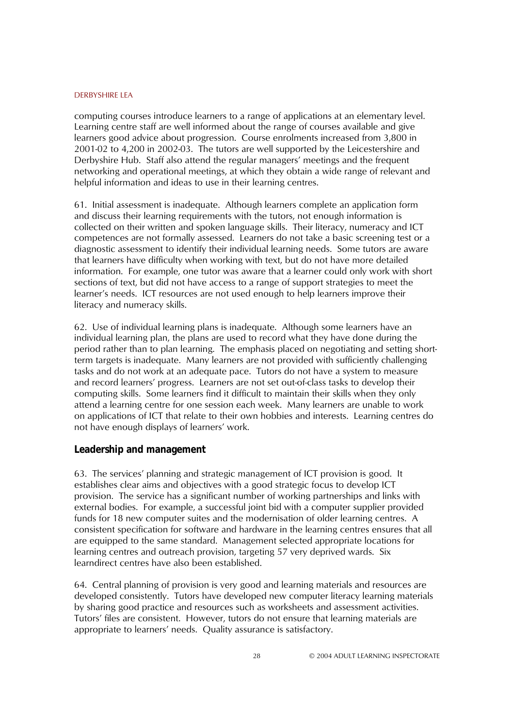computing courses introduce learners to a range of applications at an elementary level. Learning centre staff are well informed about the range of courses available and give learners good advice about progression. Course enrolments increased from 3,800 in 2001-02 to 4,200 in 2002-03. The tutors are well supported by the Leicestershire and Derbyshire Hub. Staff also attend the regular managers' meetings and the frequent networking and operational meetings, at which they obtain a wide range of relevant and helpful information and ideas to use in their learning centres.

61. Initial assessment is inadequate. Although learners complete an application form and discuss their learning requirements with the tutors, not enough information is collected on their written and spoken language skills. Their literacy, numeracy and ICT competences are not formally assessed. Learners do not take a basic screening test or a diagnostic assessment to identify their individual learning needs. Some tutors are aware that learners have difficulty when working with text, but do not have more detailed information. For example, one tutor was aware that a learner could only work with short sections of text, but did not have access to a range of support strategies to meet the learner's needs. ICT resources are not used enough to help learners improve their literacy and numeracy skills.

62. Use of individual learning plans is inadequate. Although some learners have an individual learning plan, the plans are used to record what they have done during the period rather than to plan learning. The emphasis placed on negotiating and setting short-term targets is inadequate. Many learners are not provided with sufficiently challenging tasks and do not work at an adequate pace. Tutors do not have a system to measure and record learners' progress. Learners are not set out-of-class tasks to develop their computing skills. Some learners find it difficult to maintain their skills when they only attend a learning centre for one session each week. Many learners are unable to work on applications of ICT that relate to their own hobbies and interests. Learning centres do not have enough displays of learners' work.

## Leadership and management

63. The services' planning and strategic management of ICT provision is good. It establishes clear aims and objectives with a good strategic focus to develop ICT provision. The service has a significant number of working partnerships and links with external bodies. For example, a successful joint bid with a computer supplier provided funds for 18 new computer suites and the modernisation of older learning centres. A consistent specification for software and hardware in the learning centres ensures that all are equipped to the same standard. Management selected appropriate locations for learning centres and outreach provision, targeting 57 very deprived wards. Six learndirect centres have also been established.

64. Central planning of provision is very good and learning materials and resources are developed consistently. Tutors have developed new computer literacy learning materials by sharing good practice and resources such as worksheets and assessment activities. Tutors' files are consistent. However, tutors do not ensure that learning materials are appropriate to learners' needs. Quality assurance is satisfactory.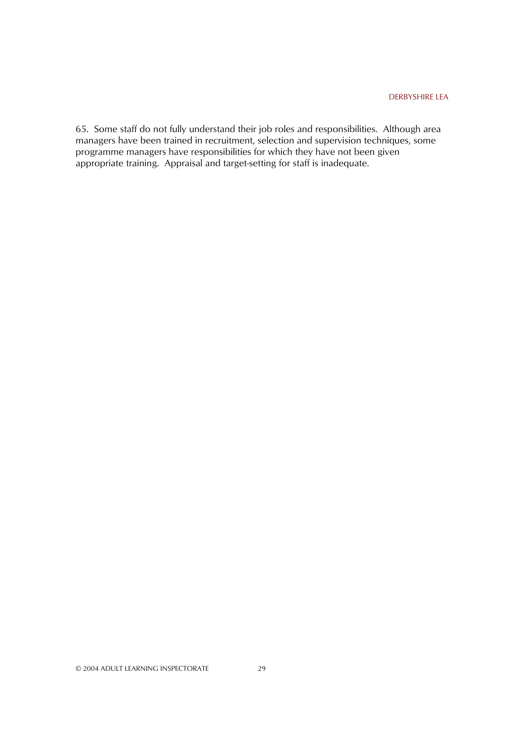65. Some staff do not fully understand their job roles and responsibilities. Although area managers have been trained in recruitment, selection and supervision techniques, some programme managers have responsibilities for which they have not been given appropriate training. Appraisal and target-setting for staff is inadequate.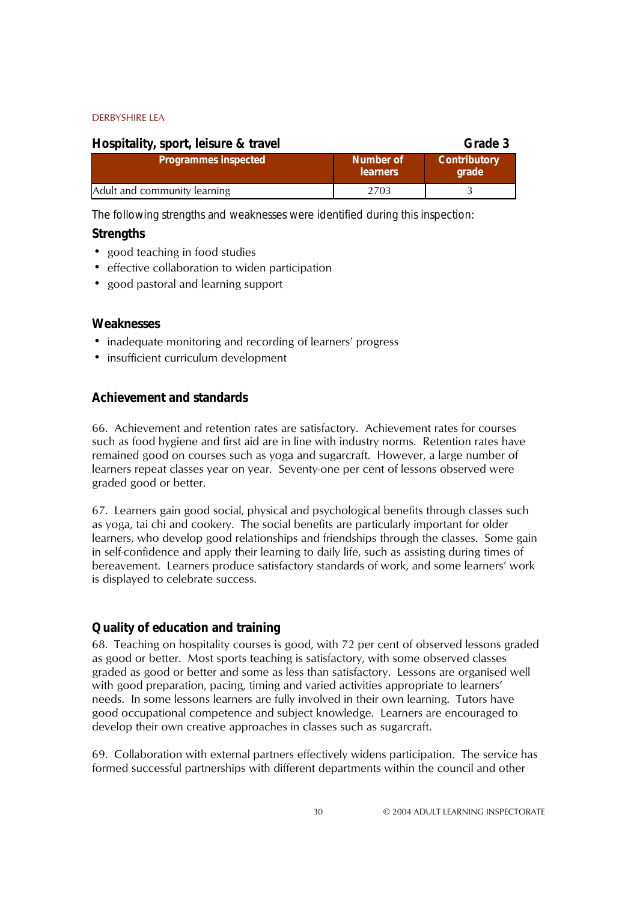## Hospitality, sport, leisure & travel — Grade 3

| Programmes inspected | Number of learners | Contributory grade |
|---|---|---|
| Adult and community learning | 2703 | 3 |

The following strengths and weaknesses were identified during this inspection:

### Strengths

- good teaching in food studies
- effective collaboration to widen participation
- good pastoral and learning support

### Weaknesses

- inadequate monitoring and recording of learners' progress
- insufficient curriculum development

### Achievement and standards

66. Achievement and retention rates are satisfactory. Achievement rates for courses such as food hygiene and first aid are in line with industry norms. Retention rates have remained good on courses such as yoga and sugarcraft. However, a large number of learners repeat classes year on year. Seventy-one per cent of lessons observed were graded good or better.

67. Learners gain good social, physical and psychological benefits through classes such as yoga, tai chi and cookery. The social benefits are particularly important for older learners, who develop good relationships and friendships through the classes. Some gain in self-confidence and apply their learning to daily life, such as assisting during times of bereavement. Learners produce satisfactory standards of work, and some learners' work is displayed to celebrate success.

### Quality of education and training

68. Teaching on hospitality courses is good, with 72 per cent of observed lessons graded as good or better. Most sports teaching is satisfactory, with some observed classes graded as good or better and some as less than satisfactory. Lessons are organised well with good preparation, pacing, timing and varied activities appropriate to learners' needs. In some lessons learners are fully involved in their own learning. Tutors have good occupational competence and subject knowledge. Learners are encouraged to develop their own creative approaches in classes such as sugarcraft.

69. Collaboration with external partners effectively widens participation. The service has formed successful partnerships with different departments within the council and other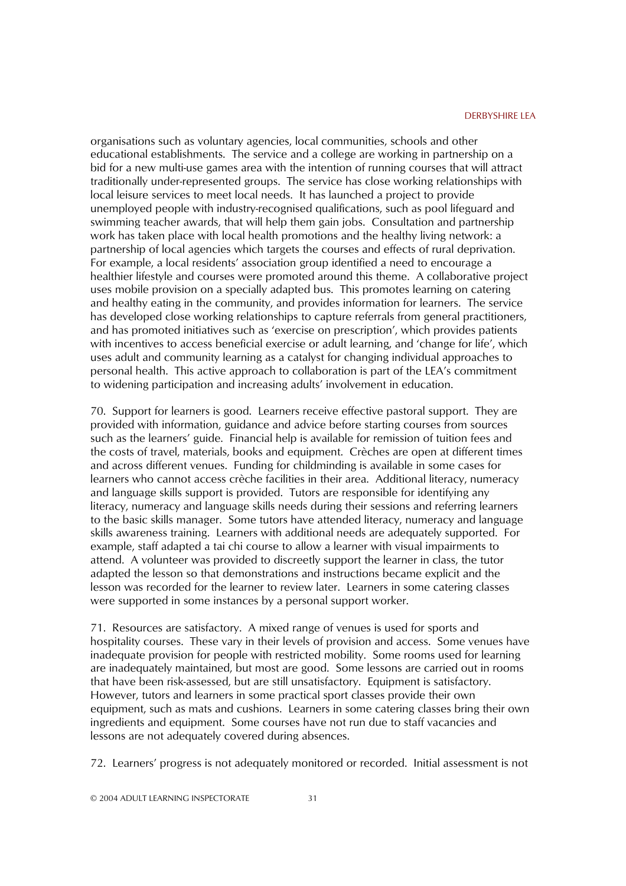organisations such as voluntary agencies, local communities, schools and other educational establishments. The service and a college are working in partnership on a bid for a new multi-use games area with the intention of running courses that will attract traditionally under-represented groups. The service has close working relationships with local leisure services to meet local needs. It has launched a project to provide unemployed people with industry-recognised qualifications, such as pool lifeguard and swimming teacher awards, that will help them gain jobs. Consultation and partnership work has taken place with local health promotions and the healthy living network: a partnership of local agencies which targets the courses and effects of rural deprivation. For example, a local residents' association group identified a need to encourage a healthier lifestyle and courses were promoted around this theme. A collaborative project uses mobile provision on a specially adapted bus. This promotes learning on catering and healthy eating in the community, and provides information for learners. The service has developed close working relationships to capture referrals from general practitioners, and has promoted initiatives such as 'exercise on prescription', which provides patients with incentives to access beneficial exercise or adult learning, and 'change for life', which uses adult and community learning as a catalyst for changing individual approaches to personal health. This active approach to collaboration is part of the LEA's commitment to widening participation and increasing adults' involvement in education.

70. Support for learners is good. Learners receive effective pastoral support. They are provided with information, guidance and advice before starting courses from sources such as the learners' guide. Financial help is available for remission of tuition fees and the costs of travel, materials, books and equipment. Crèches are open at different times and across different venues. Funding for childminding is available in some cases for learners who cannot access crèche facilities in their area. Additional literacy, numeracy and language skills support is provided. Tutors are responsible for identifying any literacy, numeracy and language skills needs during their sessions and referring learners to the basic skills manager. Some tutors have attended literacy, numeracy and language skills awareness training. Learners with additional needs are adequately supported. For example, staff adapted a tai chi course to allow a learner with visual impairments to attend. A volunteer was provided to discreetly support the learner in class, the tutor adapted the lesson so that demonstrations and instructions became explicit and the lesson was recorded for the learner to review later. Learners in some catering classes were supported in some instances by a personal support worker.

71. Resources are satisfactory. A mixed range of venues is used for sports and hospitality courses. These vary in their levels of provision and access. Some venues have inadequate provision for people with restricted mobility. Some rooms used for learning are inadequately maintained, but most are good. Some lessons are carried out in rooms that have been risk-assessed, but are still unsatisfactory. Equipment is satisfactory. However, tutors and learners in some practical sport classes provide their own equipment, such as mats and cushions. Learners in some catering classes bring their own ingredients and equipment. Some courses have not run due to staff vacancies and lessons are not adequately covered during absences.

72. Learners' progress is not adequately monitored or recorded. Initial assessment is not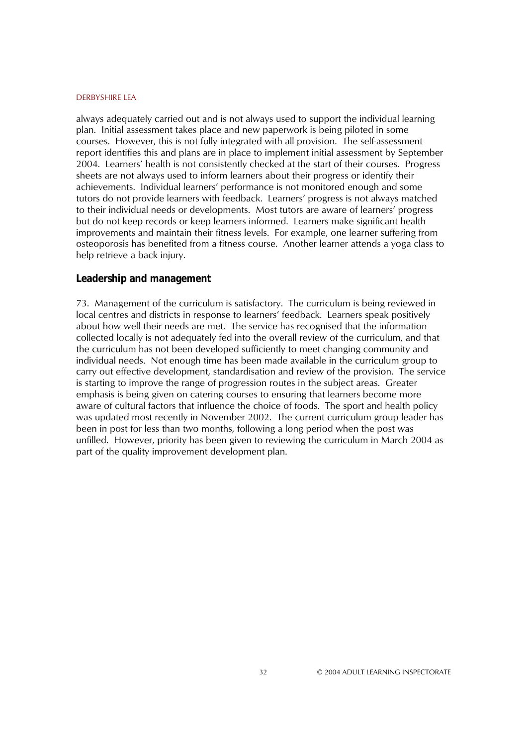always adequately carried out and is not always used to support the individual learning plan. Initial assessment takes place and new paperwork is being piloted in some courses. However, this is not fully integrated with all provision. The self-assessment report identifies this and plans are in place to implement initial assessment by September 2004. Learners' health is not consistently checked at the start of their courses. Progress sheets are not always used to inform learners about their progress or identify their achievements. Individual learners' performance is not monitored enough and some tutors do not provide learners with feedback. Learners' progress is not always matched to their individual needs or developments. Most tutors are aware of learners' progress but do not keep records or keep learners informed. Learners make significant health improvements and maintain their fitness levels. For example, one learner suffering from osteoporosis has benefited from a fitness course. Another learner attends a yoga class to help retrieve a back injury.

## Leadership and management

73. Management of the curriculum is satisfactory. The curriculum is being reviewed in local centres and districts in response to learners' feedback. Learners speak positively about how well their needs are met. The service has recognised that the information collected locally is not adequately fed into the overall review of the curriculum, and that the curriculum has not been developed sufficiently to meet changing community and individual needs. Not enough time has been made available in the curriculum group to carry out effective development, standardisation and review of the provision. The service is starting to improve the range of progression routes in the subject areas. Greater emphasis is being given on catering courses to ensuring that learners become more aware of cultural factors that influence the choice of foods. The sport and health policy was updated most recently in November 2002. The current curriculum group leader has been in post for less than two months, following a long period when the post was unfilled. However, priority has been given to reviewing the curriculum in March 2004 as part of the quality improvement development plan.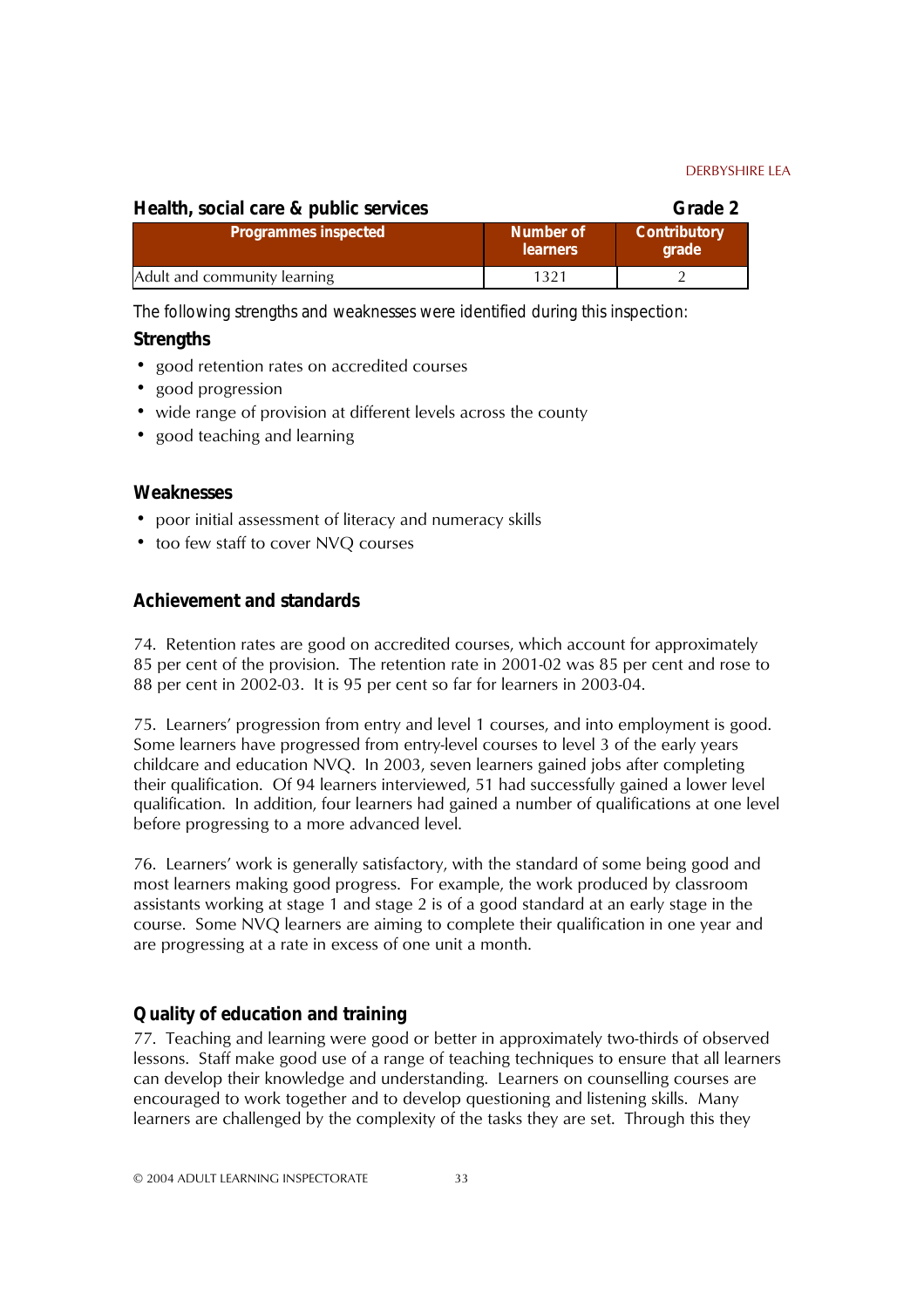## Health, social care & public services — Grade 2

| Programmes inspected | Number of learners | Contributory grade |
|---|---|---|
| Adult and community learning | 1321 | 2 |

The following strengths and weaknesses were identified during this inspection:

### Strengths

- good retention rates on accredited courses
- good progression
- wide range of provision at different levels across the county
- good teaching and learning

### Weaknesses

- poor initial assessment of literacy and numeracy skills
- too few staff to cover NVQ courses

### Achievement and standards

74. Retention rates are good on accredited courses, which account for approximately 85 per cent of the provision. The retention rate in 2001-02 was 85 per cent and rose to 88 per cent in 2002-03. It is 95 per cent so far for learners in 2003-04.

75. Learners' progression from entry and level 1 courses, and into employment is good. Some learners have progressed from entry-level courses to level 3 of the early years childcare and education NVQ. In 2003, seven learners gained jobs after completing their qualification. Of 94 learners interviewed, 51 had successfully gained a lower level qualification. In addition, four learners had gained a number of qualifications at one level before progressing to a more advanced level.

76. Learners' work is generally satisfactory, with the standard of some being good and most learners making good progress. For example, the work produced by classroom assistants working at stage 1 and stage 2 is of a good standard at an early stage in the course. Some NVQ learners are aiming to complete their qualification in one year and are progressing at a rate in excess of one unit a month.

### Quality of education and training

77. Teaching and learning were good or better in approximately two-thirds of observed lessons. Staff make good use of a range of teaching techniques to ensure that all learners can develop their knowledge and understanding. Learners on counselling courses are encouraged to work together and to develop questioning and listening skills. Many learners are challenged by the complexity of the tasks they are set. Through this they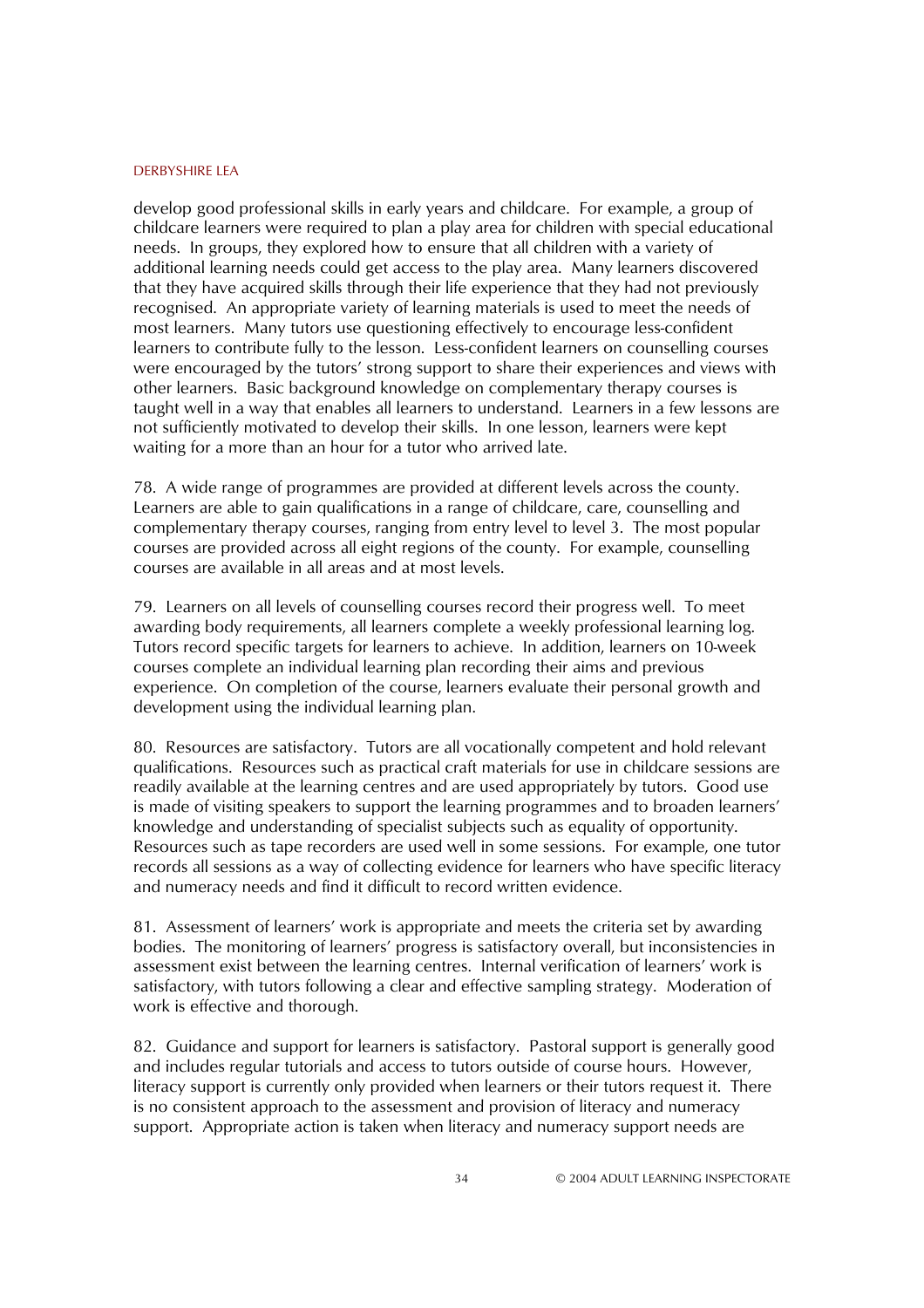develop good professional skills in early years and childcare. For example, a group of childcare learners were required to plan a play area for children with special educational needs. In groups, they explored how to ensure that all children with a variety of additional learning needs could get access to the play area. Many learners discovered that they have acquired skills through their life experience that they had not previously recognised. An appropriate variety of learning materials is used to meet the needs of most learners. Many tutors use questioning effectively to encourage less-confident learners to contribute fully to the lesson. Less-confident learners on counselling courses were encouraged by the tutors' strong support to share their experiences and views with other learners. Basic background knowledge on complementary therapy courses is taught well in a way that enables all learners to understand. Learners in a few lessons are not sufficiently motivated to develop their skills. In one lesson, learners were kept waiting for a more than an hour for a tutor who arrived late.

78. A wide range of programmes are provided at different levels across the county. Learners are able to gain qualifications in a range of childcare, care, counselling and complementary therapy courses, ranging from entry level to level 3. The most popular courses are provided across all eight regions of the county. For example, counselling courses are available in all areas and at most levels.

79. Learners on all levels of counselling courses record their progress well. To meet awarding body requirements, all learners complete a weekly professional learning log. Tutors record specific targets for learners to achieve. In addition, learners on 10-week courses complete an individual learning plan recording their aims and previous experience. On completion of the course, learners evaluate their personal growth and development using the individual learning plan.

80. Resources are satisfactory. Tutors are all vocationally competent and hold relevant qualifications. Resources such as practical craft materials for use in childcare sessions are readily available at the learning centres and are used appropriately by tutors. Good use is made of visiting speakers to support the learning programmes and to broaden learners' knowledge and understanding of specialist subjects such as equality of opportunity. Resources such as tape recorders are used well in some sessions. For example, one tutor records all sessions as a way of collecting evidence for learners who have specific literacy and numeracy needs and find it difficult to record written evidence.

81. Assessment of learners' work is appropriate and meets the criteria set by awarding bodies. The monitoring of learners' progress is satisfactory overall, but inconsistencies in assessment exist between the learning centres. Internal verification of learners' work is satisfactory, with tutors following a clear and effective sampling strategy. Moderation of work is effective and thorough.

82. Guidance and support for learners is satisfactory. Pastoral support is generally good and includes regular tutorials and access to tutors outside of course hours. However, literacy support is currently only provided when learners or their tutors request it. There is no consistent approach to the assessment and provision of literacy and numeracy support. Appropriate action is taken when literacy and numeracy support needs are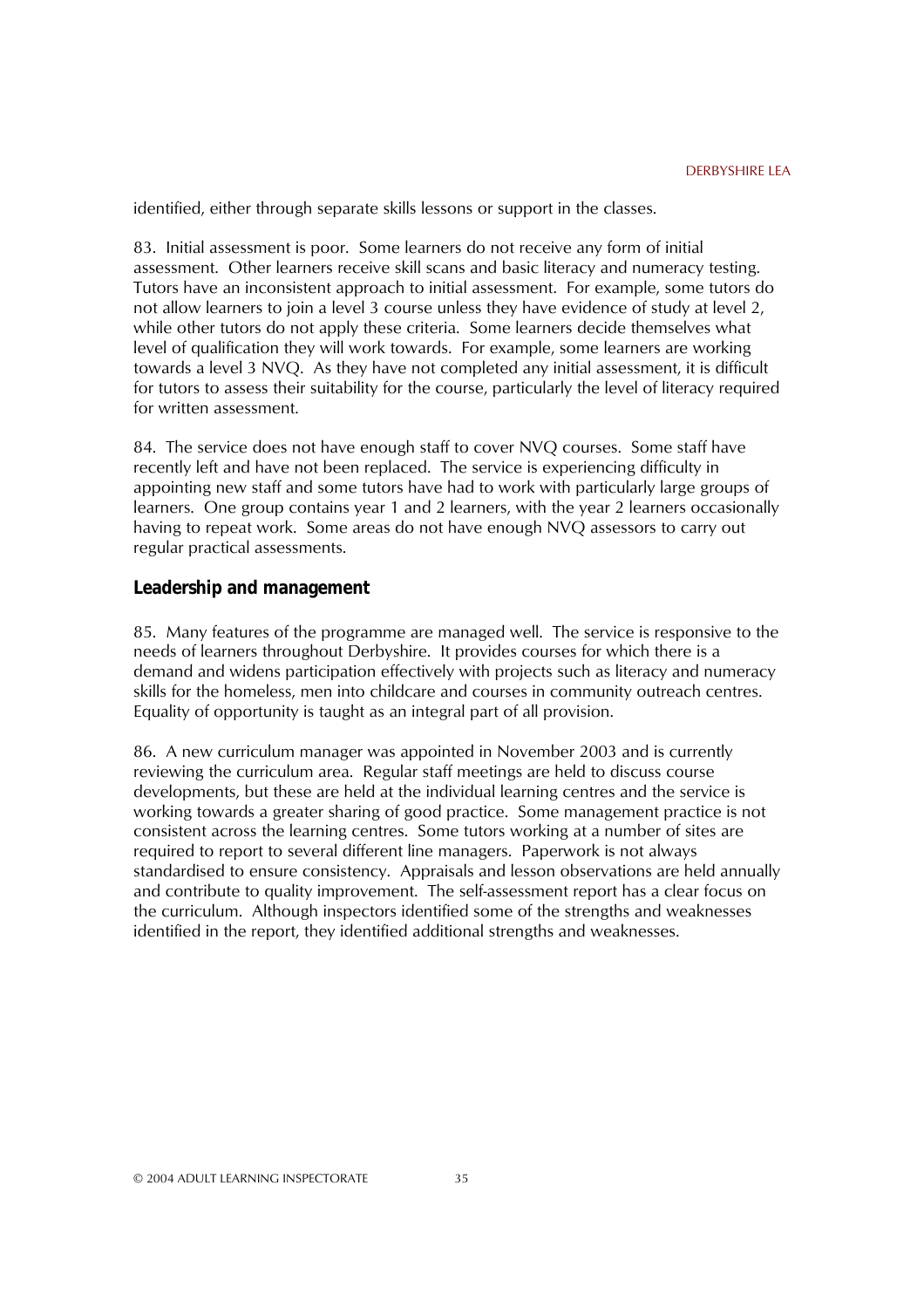identified, either through separate skills lessons or support in the classes.

83. Initial assessment is poor. Some learners do not receive any form of initial assessment. Other learners receive skill scans and basic literacy and numeracy testing. Tutors have an inconsistent approach to initial assessment. For example, some tutors do not allow learners to join a level 3 course unless they have evidence of study at level 2, while other tutors do not apply these criteria. Some learners decide themselves what level of qualification they will work towards. For example, some learners are working towards a level 3 NVQ. As they have not completed any initial assessment, it is difficult for tutors to assess their suitability for the course, particularly the level of literacy required for written assessment.

84. The service does not have enough staff to cover NVQ courses. Some staff have recently left and have not been replaced. The service is experiencing difficulty in appointing new staff and some tutors have had to work with particularly large groups of learners. One group contains year 1 and 2 learners, with the year 2 learners occasionally having to repeat work. Some areas do not have enough NVQ assessors to carry out regular practical assessments.

### Leadership and management

85. Many features of the programme are managed well. The service is responsive to the needs of learners throughout Derbyshire. It provides courses for which there is a demand and widens participation effectively with projects such as literacy and numeracy skills for the homeless, men into childcare and courses in community outreach centres. Equality of opportunity is taught as an integral part of all provision.

86. A new curriculum manager was appointed in November 2003 and is currently reviewing the curriculum area. Regular staff meetings are held to discuss course developments, but these are held at the individual learning centres and the service is working towards a greater sharing of good practice. Some management practice is not consistent across the learning centres. Some tutors working at a number of sites are required to report to several different line managers. Paperwork is not always standardised to ensure consistency. Appraisals and lesson observations are held annually and contribute to quality improvement. The self-assessment report has a clear focus on the curriculum. Although inspectors identified some of the strengths and weaknesses identified in the report, they identified additional strengths and weaknesses.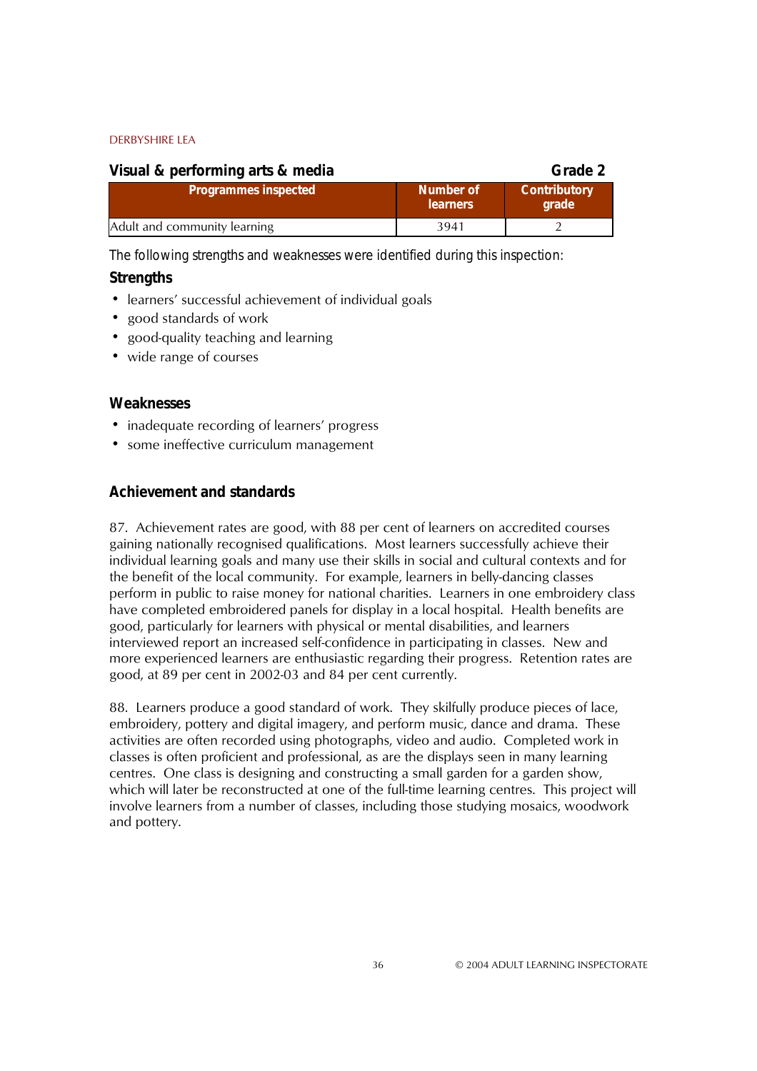## Visual & performing arts & media — Grade 2

| Programmes inspected | Number of learners | Contributory grade |
|---|---|---|
| Adult and community learning | 3941 | 2 |

The following strengths and weaknesses were identified during this inspection:

### Strengths

- learners' successful achievement of individual goals
- good standards of work
- good-quality teaching and learning
- wide range of courses

### Weaknesses

- inadequate recording of learners' progress
- some ineffective curriculum management

### Achievement and standards

87. Achievement rates are good, with 88 per cent of learners on accredited courses gaining nationally recognised qualifications. Most learners successfully achieve their individual learning goals and many use their skills in social and cultural contexts and for the benefit of the local community. For example, learners in belly-dancing classes perform in public to raise money for national charities. Learners in one embroidery class have completed embroidered panels for display in a local hospital. Health benefits are good, particularly for learners with physical or mental disabilities, and learners interviewed report an increased self-confidence in participating in classes. New and more experienced learners are enthusiastic regarding their progress. Retention rates are good, at 89 per cent in 2002-03 and 84 per cent currently.

88. Learners produce a good standard of work. They skilfully produce pieces of lace, embroidery, pottery and digital imagery, and perform music, dance and drama. These activities are often recorded using photographs, video and audio. Completed work in classes is often proficient and professional, as are the displays seen in many learning centres. One class is designing and constructing a small garden for a garden show, which will later be reconstructed at one of the full-time learning centres. This project will involve learners from a number of classes, including those studying mosaics, woodwork and pottery.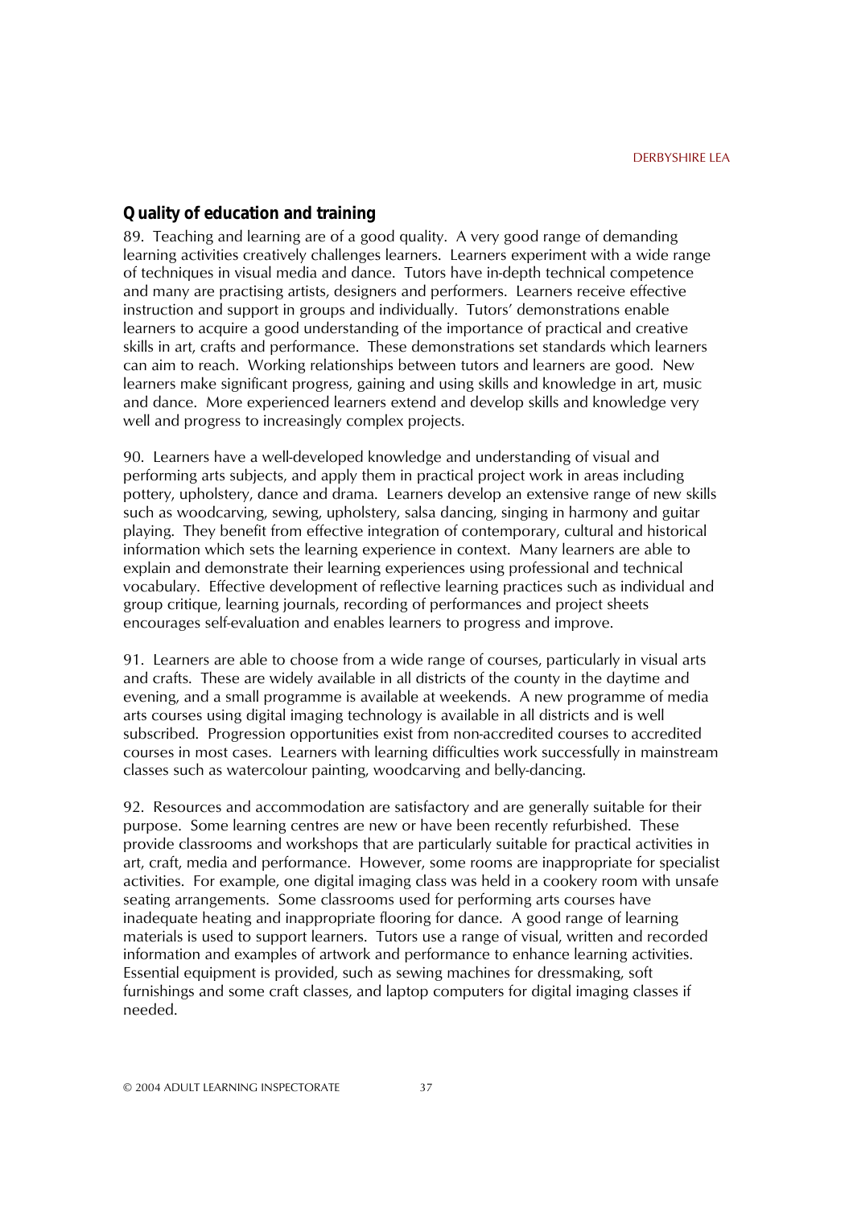### Quality of education and training

89. Teaching and learning are of a good quality. A very good range of demanding learning activities creatively challenges learners. Learners experiment with a wide range of techniques in visual media and dance. Tutors have in-depth technical competence and many are practising artists, designers and performers. Learners receive effective instruction and support in groups and individually. Tutors' demonstrations enable learners to acquire a good understanding of the importance of practical and creative skills in art, crafts and performance. These demonstrations set standards which learners can aim to reach. Working relationships between tutors and learners are good. New learners make significant progress, gaining and using skills and knowledge in art, music and dance. More experienced learners extend and develop skills and knowledge very well and progress to increasingly complex projects.

90. Learners have a well-developed knowledge and understanding of visual and performing arts subjects, and apply them in practical project work in areas including pottery, upholstery, dance and drama. Learners develop an extensive range of new skills such as woodcarving, sewing, upholstery, salsa dancing, singing in harmony and guitar playing. They benefit from effective integration of contemporary, cultural and historical information which sets the learning experience in context. Many learners are able to explain and demonstrate their learning experiences using professional and technical vocabulary. Effective development of reflective learning practices such as individual and group critique, learning journals, recording of performances and project sheets encourages self-evaluation and enables learners to progress and improve.

91. Learners are able to choose from a wide range of courses, particularly in visual arts and crafts. These are widely available in all districts of the county in the daytime and evening, and a small programme is available at weekends. A new programme of media arts courses using digital imaging technology is available in all districts and is well subscribed. Progression opportunities exist from non-accredited courses to accredited courses in most cases. Learners with learning difficulties work successfully in mainstream classes such as watercolour painting, woodcarving and belly-dancing.

92. Resources and accommodation are satisfactory and are generally suitable for their purpose. Some learning centres are new or have been recently refurbished. These provide classrooms and workshops that are particularly suitable for practical activities in art, craft, media and performance. However, some rooms are inappropriate for specialist activities. For example, one digital imaging class was held in a cookery room with unsafe seating arrangements. Some classrooms used for performing arts courses have inadequate heating and inappropriate flooring for dance. A good range of learning materials is used to support learners. Tutors use a range of visual, written and recorded information and examples of artwork and performance to enhance learning activities. Essential equipment is provided, such as sewing machines for dressmaking, soft furnishings and some craft classes, and laptop computers for digital imaging classes if needed.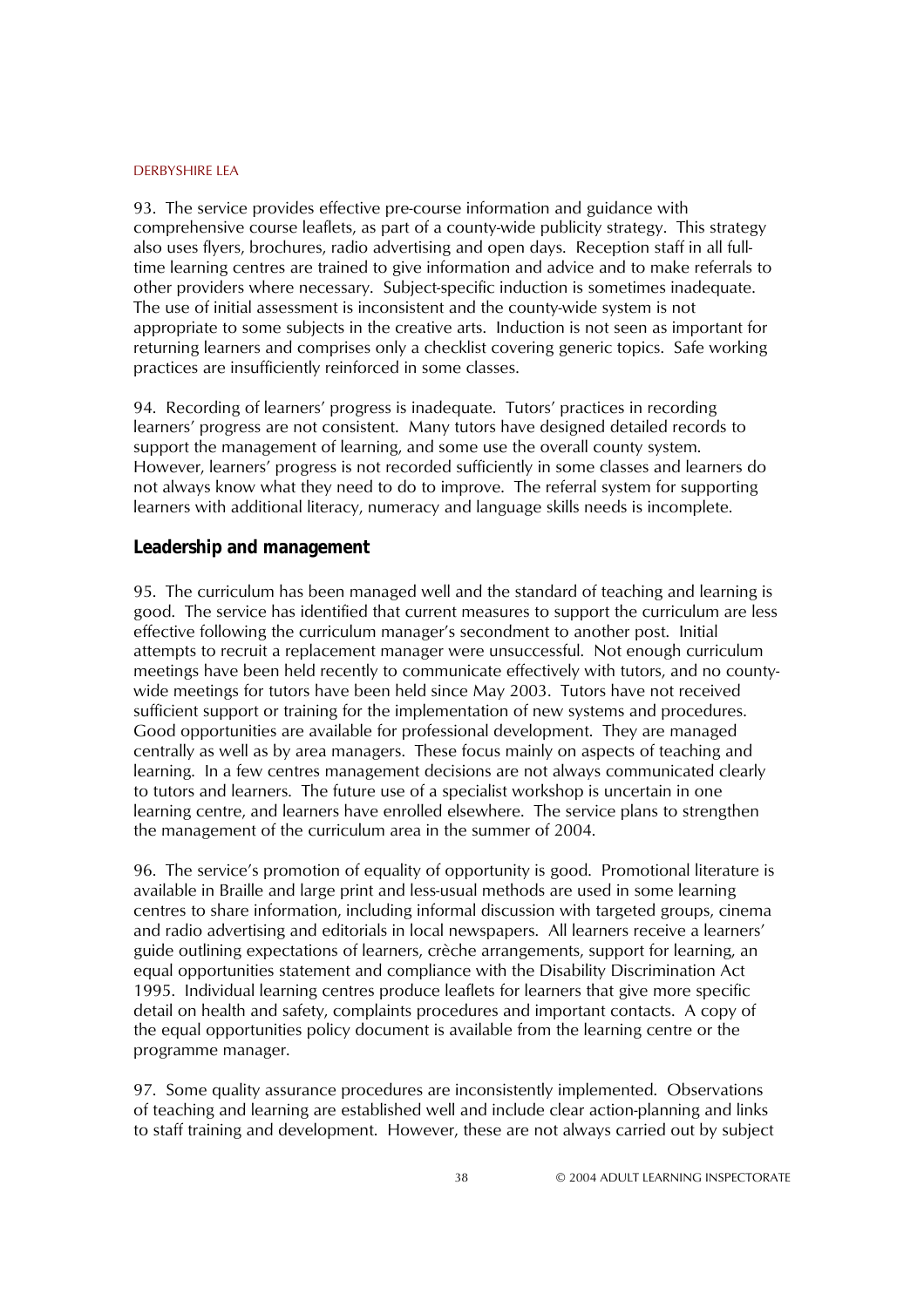93. The service provides effective pre-course information and guidance with comprehensive course leaflets, as part of a county-wide publicity strategy. This strategy also uses flyers, brochures, radio advertising and open days. Reception staff in all full-time learning centres are trained to give information and advice and to make referrals to other providers where necessary. Subject-specific induction is sometimes inadequate. The use of initial assessment is inconsistent and the county-wide system is not appropriate to some subjects in the creative arts. Induction is not seen as important for returning learners and comprises only a checklist covering generic topics. Safe working practices are insufficiently reinforced in some classes.

94. Recording of learners' progress is inadequate. Tutors' practices in recording learners' progress are not consistent. Many tutors have designed detailed records to support the management of learning, and some use the overall county system. However, learners' progress is not recorded sufficiently in some classes and learners do not always know what they need to do to improve. The referral system for supporting learners with additional literacy, numeracy and language skills needs is incomplete.

### Leadership and management

95. The curriculum has been managed well and the standard of teaching and learning is good. The service has identified that current measures to support the curriculum are less effective following the curriculum manager's secondment to another post. Initial attempts to recruit a replacement manager were unsuccessful. Not enough curriculum meetings have been held recently to communicate effectively with tutors, and no county-wide meetings for tutors have been held since May 2003. Tutors have not received sufficient support or training for the implementation of new systems and procedures. Good opportunities are available for professional development. They are managed centrally as well as by area managers. These focus mainly on aspects of teaching and learning. In a few centres management decisions are not always communicated clearly to tutors and learners. The future use of a specialist workshop is uncertain in one learning centre, and learners have enrolled elsewhere. The service plans to strengthen the management of the curriculum area in the summer of 2004.

96. The service's promotion of equality of opportunity is good. Promotional literature is available in Braille and large print and less-usual methods are used in some learning centres to share information, including informal discussion with targeted groups, cinema and radio advertising and editorials in local newspapers. All learners receive a learners' guide outlining expectations of learners, crèche arrangements, support for learning, an equal opportunities statement and compliance with the Disability Discrimination Act 1995. Individual learning centres produce leaflets for learners that give more specific detail on health and safety, complaints procedures and important contacts. A copy of the equal opportunities policy document is available from the learning centre or the programme manager.

97. Some quality assurance procedures are inconsistently implemented. Observations of teaching and learning are established well and include clear action-planning and links to staff training and development. However, these are not always carried out by subject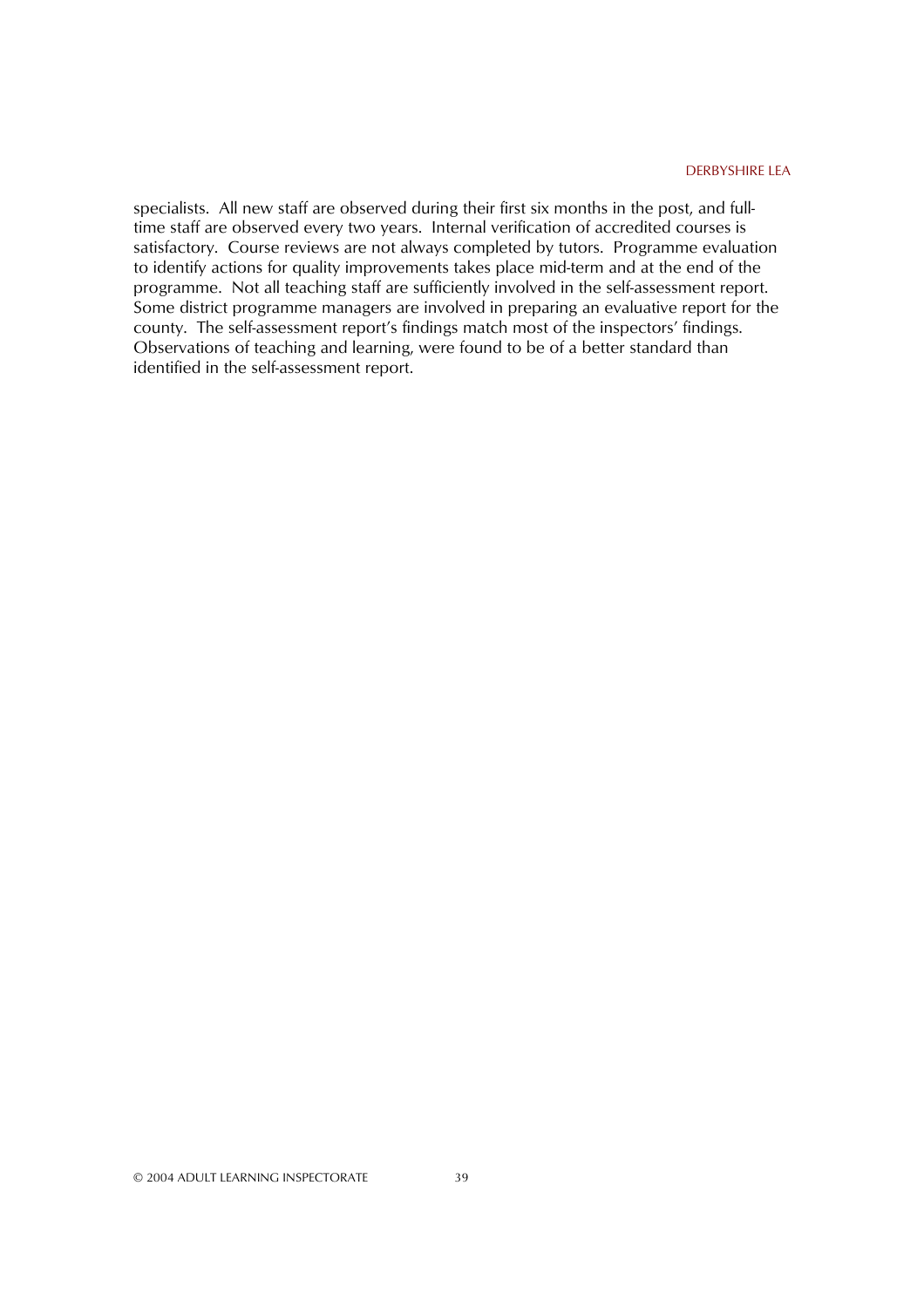specialists. All new staff are observed during their first six months in the post, and full-time staff are observed every two years. Internal verification of accredited courses is satisfactory. Course reviews are not always completed by tutors. Programme evaluation to identify actions for quality improvements takes place mid-term and at the end of the programme. Not all teaching staff are sufficiently involved in the self-assessment report. Some district programme managers are involved in preparing an evaluative report for the county. The self-assessment report's findings match most of the inspectors' findings. Observations of teaching and learning, were found to be of a better standard than identified in the self-assessment report.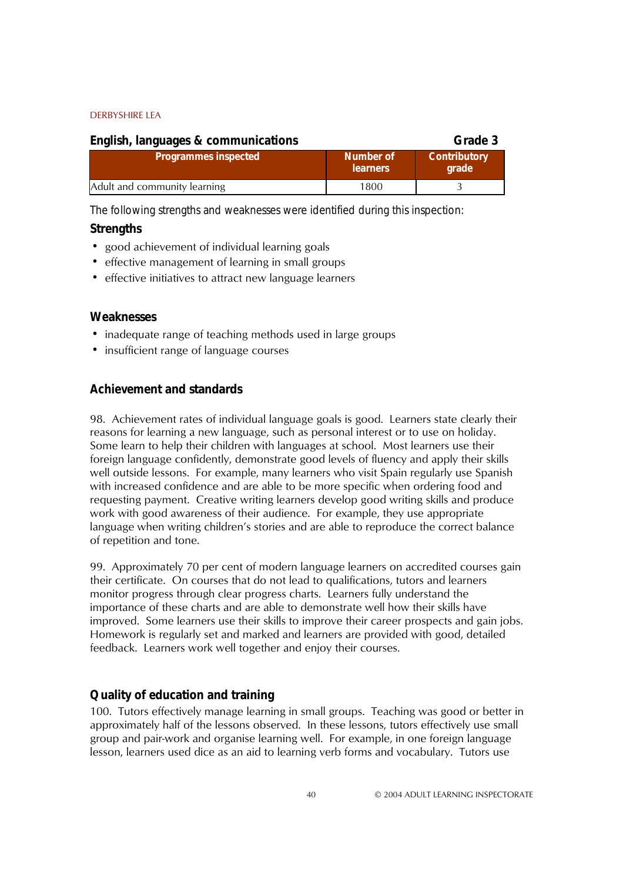## English, languages & communications — Grade 3

| Programmes inspected | Number of learners | Contributory grade |
|---|---|---|
| Adult and community learning | 1800 | 3 |

The following strengths and weaknesses were identified during this inspection:

### Strengths

- good achievement of individual learning goals
- effective management of learning in small groups
- effective initiatives to attract new language learners

### Weaknesses

- inadequate range of teaching methods used in large groups
- insufficient range of language courses

### Achievement and standards

98. Achievement rates of individual language goals is good. Learners state clearly their reasons for learning a new language, such as personal interest or to use on holiday. Some learn to help their children with languages at school. Most learners use their foreign language confidently, demonstrate good levels of fluency and apply their skills well outside lessons. For example, many learners who visit Spain regularly use Spanish with increased confidence and are able to be more specific when ordering food and requesting payment. Creative writing learners develop good writing skills and produce work with good awareness of their audience. For example, they use appropriate language when writing children's stories and are able to reproduce the correct balance of repetition and tone.

99. Approximately 70 per cent of modern language learners on accredited courses gain their certificate. On courses that do not lead to qualifications, tutors and learners monitor progress through clear progress charts. Learners fully understand the importance of these charts and are able to demonstrate well how their skills have improved. Some learners use their skills to improve their career prospects and gain jobs. Homework is regularly set and marked and learners are provided with good, detailed feedback. Learners work well together and enjoy their courses.

### Quality of education and training

100. Tutors effectively manage learning in small groups. Teaching was good or better in approximately half of the lessons observed. In these lessons, tutors effectively use small group and pair-work and organise learning well. For example, in one foreign language lesson, learners used dice as an aid to learning verb forms and vocabulary. Tutors use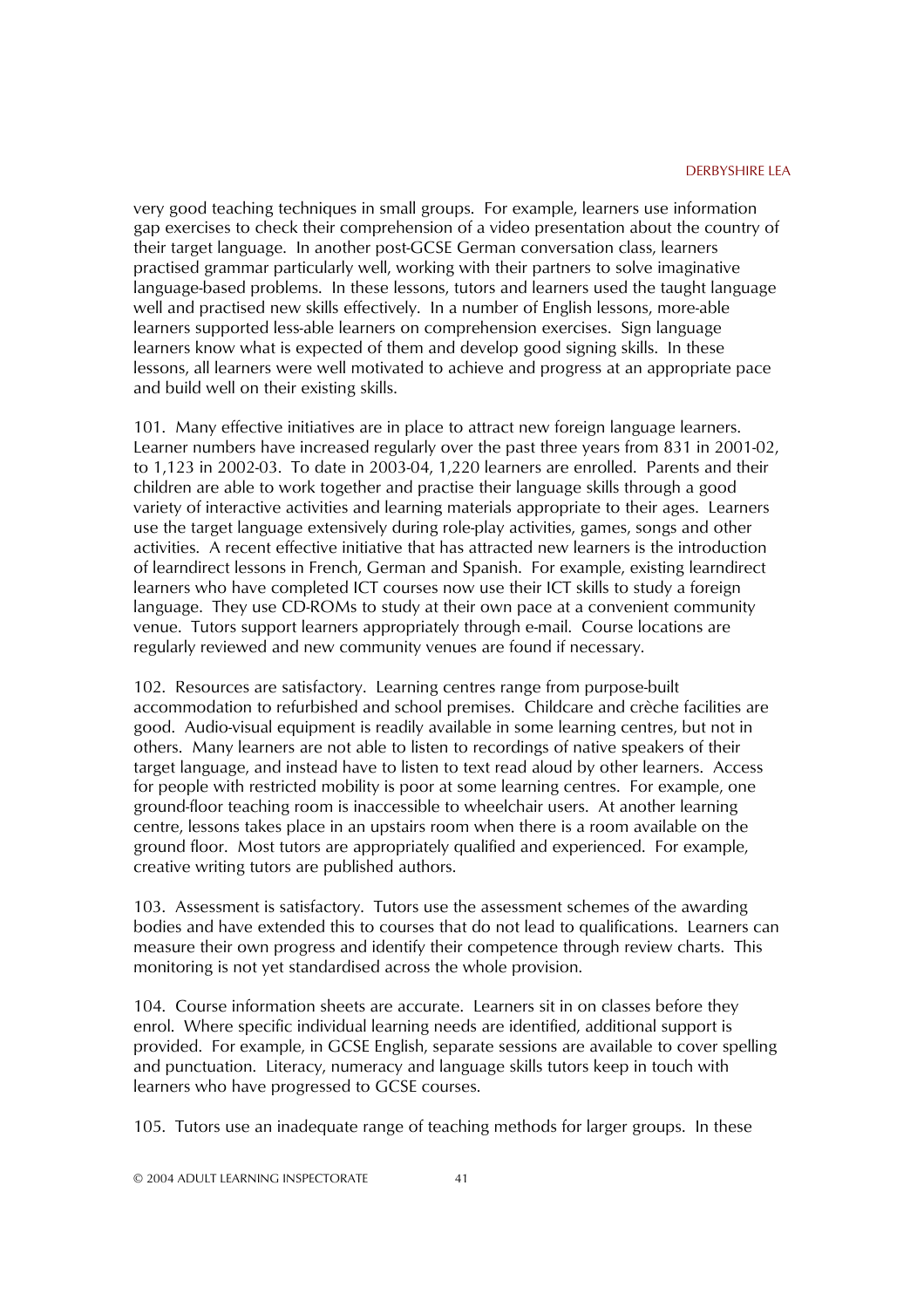very good teaching techniques in small groups. For example, learners use information gap exercises to check their comprehension of a video presentation about the country of their target language. In another post-GCSE German conversation class, learners practised grammar particularly well, working with their partners to solve imaginative language-based problems. In these lessons, tutors and learners used the taught language well and practised new skills effectively. In a number of English lessons, more-able learners supported less-able learners on comprehension exercises. Sign language learners know what is expected of them and develop good signing skills. In these lessons, all learners were well motivated to achieve and progress at an appropriate pace and build well on their existing skills.

101. Many effective initiatives are in place to attract new foreign language learners. Learner numbers have increased regularly over the past three years from 831 in 2001-02, to 1,123 in 2002-03. To date in 2003-04, 1,220 learners are enrolled. Parents and their children are able to work together and practise their language skills through a good variety of interactive activities and learning materials appropriate to their ages. Learners use the target language extensively during role-play activities, games, songs and other activities. A recent effective initiative that has attracted new learners is the introduction of learndirect lessons in French, German and Spanish. For example, existing learndirect learners who have completed ICT courses now use their ICT skills to study a foreign language. They use CD-ROMs to study at their own pace at a convenient community venue. Tutors support learners appropriately through e-mail. Course locations are regularly reviewed and new community venues are found if necessary.

102. Resources are satisfactory. Learning centres range from purpose-built accommodation to refurbished and school premises. Childcare and crèche facilities are good. Audio-visual equipment is readily available in some learning centres, but not in others. Many learners are not able to listen to recordings of native speakers of their target language, and instead have to listen to text read aloud by other learners. Access for people with restricted mobility is poor at some learning centres. For example, one ground-floor teaching room is inaccessible to wheelchair users. At another learning centre, lessons takes place in an upstairs room when there is a room available on the ground floor. Most tutors are appropriately qualified and experienced. For example, creative writing tutors are published authors.

103. Assessment is satisfactory. Tutors use the assessment schemes of the awarding bodies and have extended this to courses that do not lead to qualifications. Learners can measure their own progress and identify their competence through review charts. This monitoring is not yet standardised across the whole provision.

104. Course information sheets are accurate. Learners sit in on classes before they enrol. Where specific individual learning needs are identified, additional support is provided. For example, in GCSE English, separate sessions are available to cover spelling and punctuation. Literacy, numeracy and language skills tutors keep in touch with learners who have progressed to GCSE courses.

105. Tutors use an inadequate range of teaching methods for larger groups. In these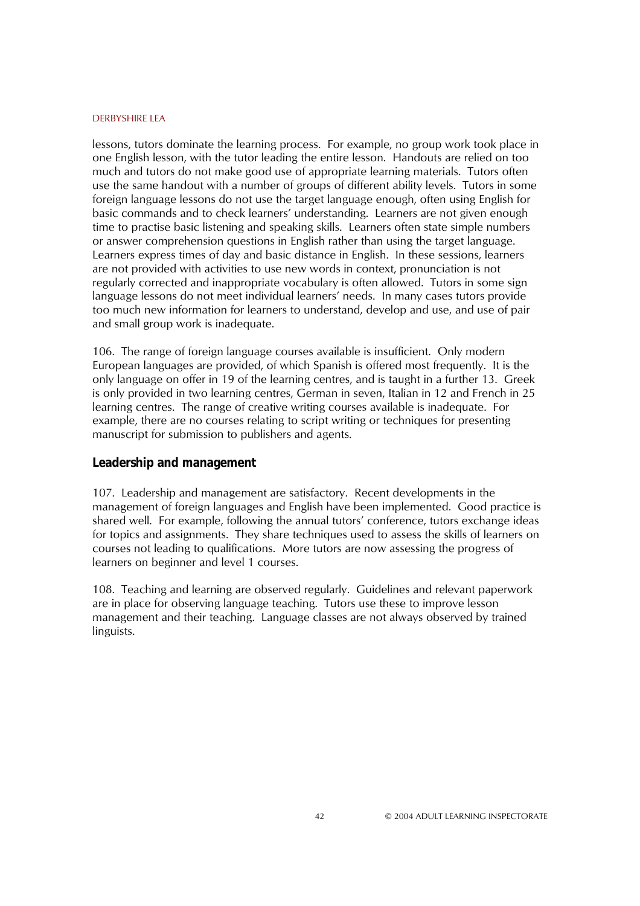lessons, tutors dominate the learning process. For example, no group work took place in one English lesson, with the tutor leading the entire lesson. Handouts are relied on too much and tutors do not make good use of appropriate learning materials. Tutors often use the same handout with a number of groups of different ability levels. Tutors in some foreign language lessons do not use the target language enough, often using English for basic commands and to check learners' understanding. Learners are not given enough time to practise basic listening and speaking skills. Learners often state simple numbers or answer comprehension questions in English rather than using the target language. Learners express times of day and basic distance in English. In these sessions, learners are not provided with activities to use new words in context, pronunciation is not regularly corrected and inappropriate vocabulary is often allowed. Tutors in some sign language lessons do not meet individual learners' needs. In many cases tutors provide too much new information for learners to understand, develop and use, and use of pair and small group work is inadequate.

106. The range of foreign language courses available is insufficient. Only modern European languages are provided, of which Spanish is offered most frequently. It is the only language on offer in 19 of the learning centres, and is taught in a further 13. Greek is only provided in two learning centres, German in seven, Italian in 12 and French in 25 learning centres. The range of creative writing courses available is inadequate. For example, there are no courses relating to script writing or techniques for presenting manuscript for submission to publishers and agents.

### Leadership and management

107. Leadership and management are satisfactory. Recent developments in the management of foreign languages and English have been implemented. Good practice is shared well. For example, following the annual tutors' conference, tutors exchange ideas for topics and assignments. They share techniques used to assess the skills of learners on courses not leading to qualifications. More tutors are now assessing the progress of learners on beginner and level 1 courses.

108. Teaching and learning are observed regularly. Guidelines and relevant paperwork are in place for observing language teaching. Tutors use these to improve lesson management and their teaching. Language classes are not always observed by trained linguists.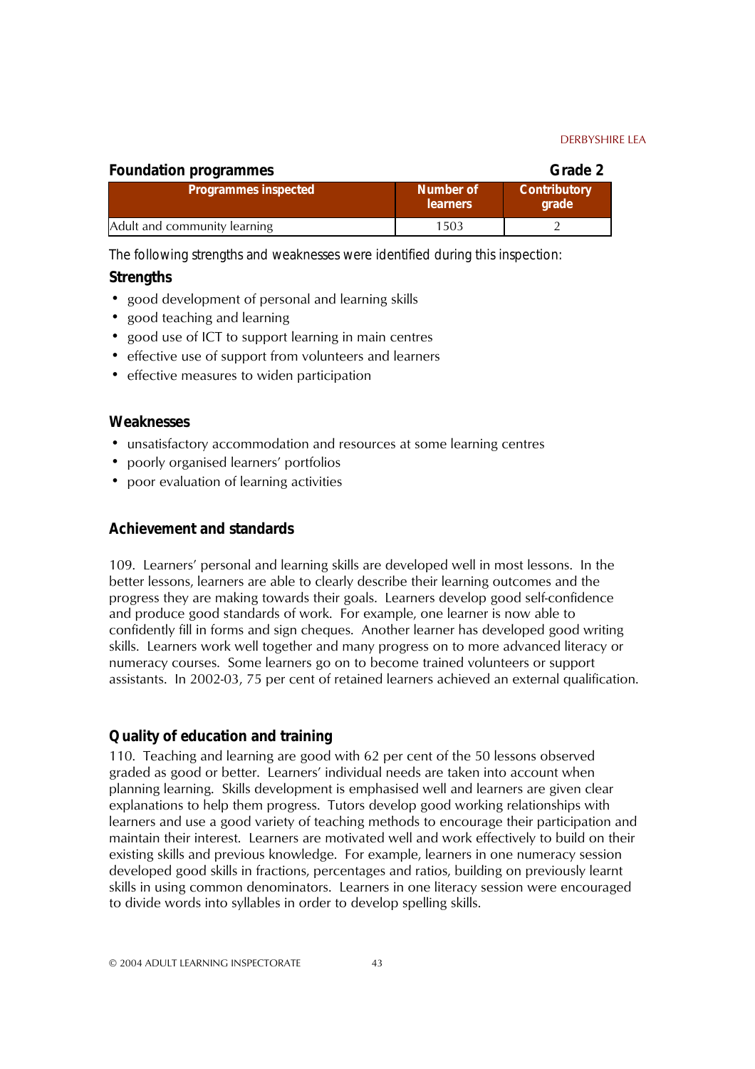## Foundation programmes — Grade 2

| Programmes inspected | Number of learners | Contributory grade |
|---|---|---|
| Adult and community learning | 1503 | 2 |

The following strengths and weaknesses were identified during this inspection:

### Strengths

- good development of personal and learning skills
- good teaching and learning
- good use of ICT to support learning in main centres
- effective use of support from volunteers and learners
- effective measures to widen participation

### Weaknesses

- unsatisfactory accommodation and resources at some learning centres
- poorly organised learners' portfolios
- poor evaluation of learning activities

### Achievement and standards

109. Learners' personal and learning skills are developed well in most lessons. In the better lessons, learners are able to clearly describe their learning outcomes and the progress they are making towards their goals. Learners develop good self-confidence and produce good standards of work. For example, one learner is now able to confidently fill in forms and sign cheques. Another learner has developed good writing skills. Learners work well together and many progress on to more advanced literacy or numeracy courses. Some learners go on to become trained volunteers or support assistants. In 2002-03, 75 per cent of retained learners achieved an external qualification.

### Quality of education and training

110. Teaching and learning are good with 62 per cent of the 50 lessons observed graded as good or better. Learners' individual needs are taken into account when planning learning. Skills development is emphasised well and learners are given clear explanations to help them progress. Tutors develop good working relationships with learners and use a good variety of teaching methods to encourage their participation and maintain their interest. Learners are motivated well and work effectively to build on their existing skills and previous knowledge. For example, learners in one numeracy session developed good skills in fractions, percentages and ratios, building on previously learnt skills in using common denominators. Learners in one literacy session were encouraged to divide words into syllables in order to develop spelling skills.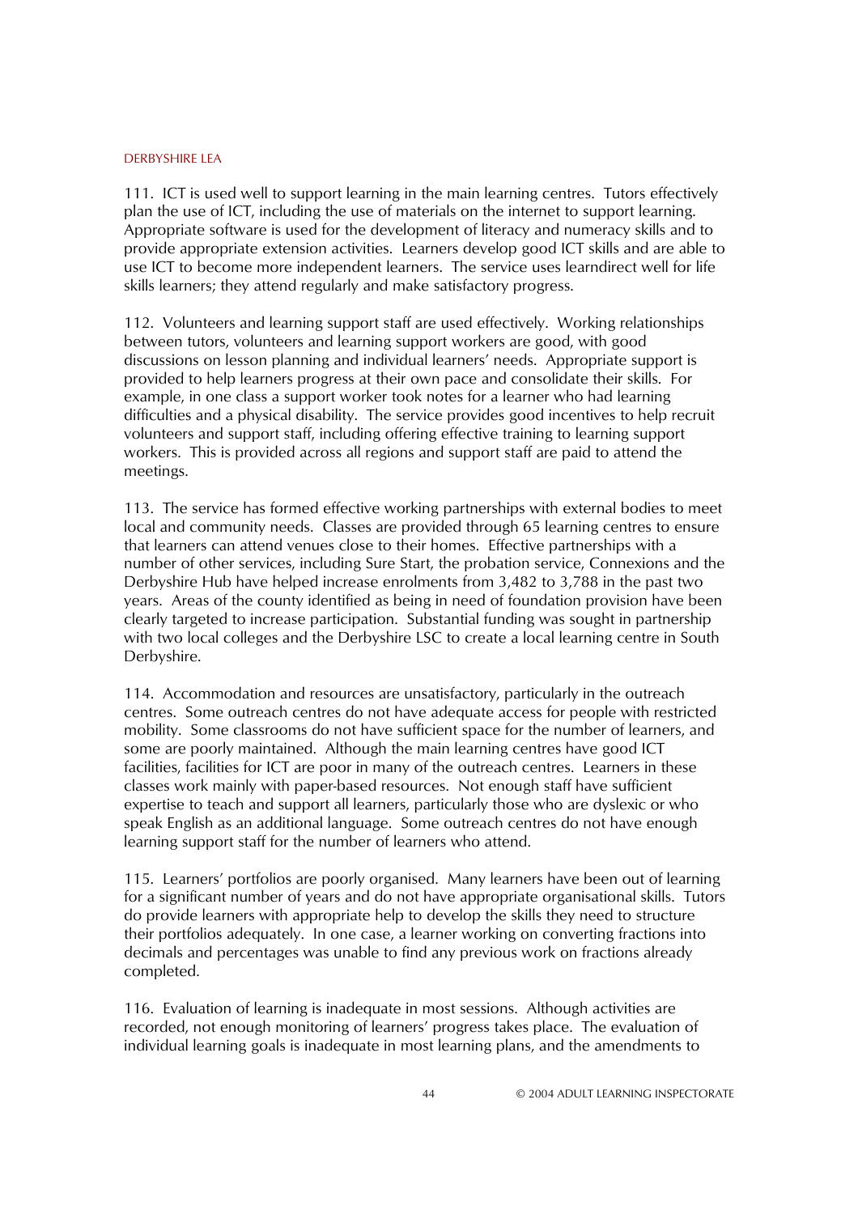111. ICT is used well to support learning in the main learning centres. Tutors effectively plan the use of ICT, including the use of materials on the internet to support learning. Appropriate software is used for the development of literacy and numeracy skills and to provide appropriate extension activities. Learners develop good ICT skills and are able to use ICT to become more independent learners. The service uses learndirect well for life skills learners; they attend regularly and make satisfactory progress.

112. Volunteers and learning support staff are used effectively. Working relationships between tutors, volunteers and learning support workers are good, with good discussions on lesson planning and individual learners' needs. Appropriate support is provided to help learners progress at their own pace and consolidate their skills. For example, in one class a support worker took notes for a learner who had learning difficulties and a physical disability. The service provides good incentives to help recruit volunteers and support staff, including offering effective training to learning support workers. This is provided across all regions and support staff are paid to attend the meetings.

113. The service has formed effective working partnerships with external bodies to meet local and community needs. Classes are provided through 65 learning centres to ensure that learners can attend venues close to their homes. Effective partnerships with a number of other services, including Sure Start, the probation service, Connexions and the Derbyshire Hub have helped increase enrolments from 3,482 to 3,788 in the past two years. Areas of the county identified as being in need of foundation provision have been clearly targeted to increase participation. Substantial funding was sought in partnership with two local colleges and the Derbyshire LSC to create a local learning centre in South Derbyshire.

114. Accommodation and resources are unsatisfactory, particularly in the outreach centres. Some outreach centres do not have adequate access for people with restricted mobility. Some classrooms do not have sufficient space for the number of learners, and some are poorly maintained. Although the main learning centres have good ICT facilities, facilities for ICT are poor in many of the outreach centres. Learners in these classes work mainly with paper-based resources. Not enough staff have sufficient expertise to teach and support all learners, particularly those who are dyslexic or who speak English as an additional language. Some outreach centres do not have enough learning support staff for the number of learners who attend.

115. Learners' portfolios are poorly organised. Many learners have been out of learning for a significant number of years and do not have appropriate organisational skills. Tutors do provide learners with appropriate help to develop the skills they need to structure their portfolios adequately. In one case, a learner working on converting fractions into decimals and percentages was unable to find any previous work on fractions already completed.

116. Evaluation of learning is inadequate in most sessions. Although activities are recorded, not enough monitoring of learners' progress takes place. The evaluation of individual learning goals is inadequate in most learning plans, and the amendments to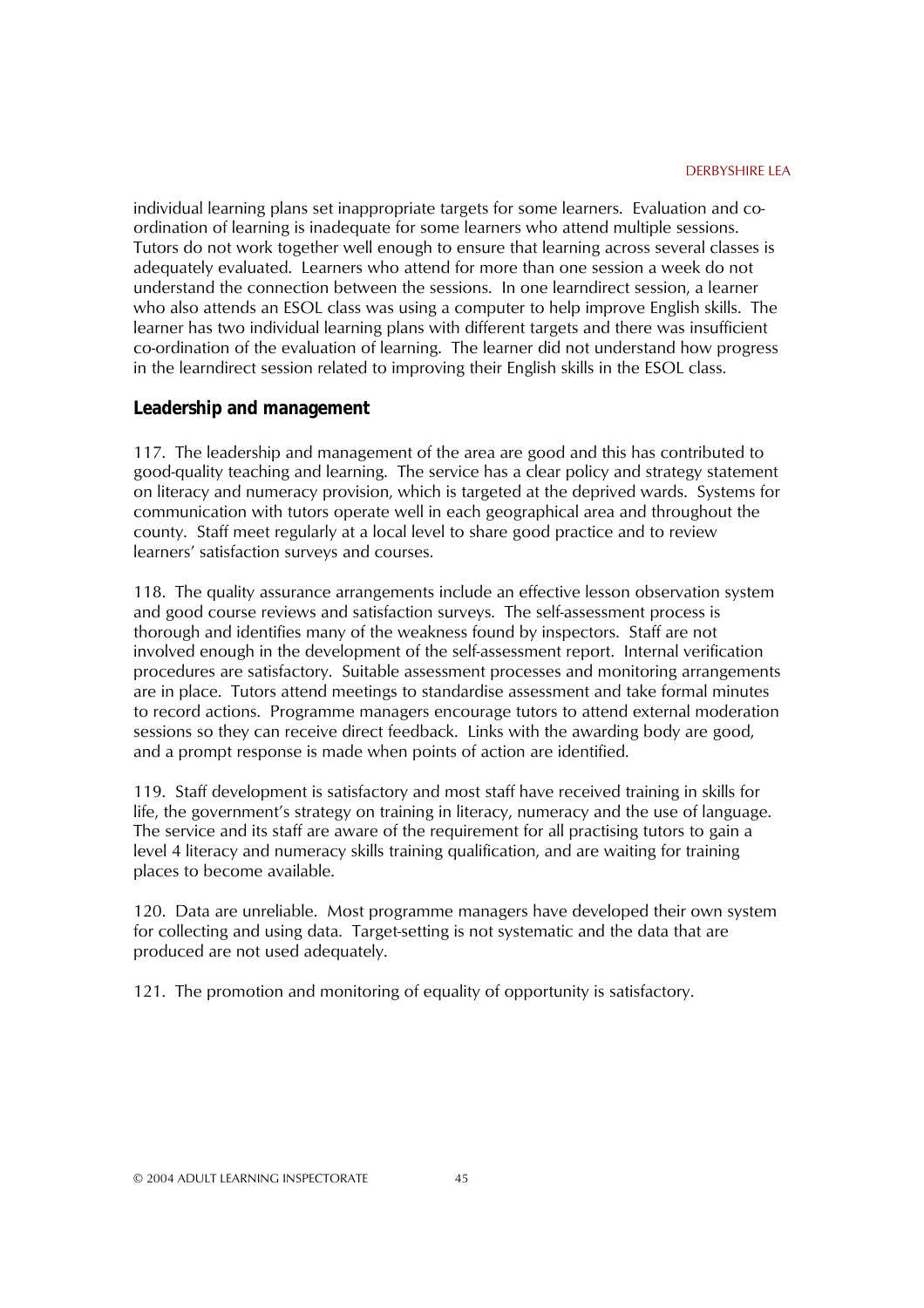individual learning plans set inappropriate targets for some learners. Evaluation and co-ordination of learning is inadequate for some learners who attend multiple sessions. Tutors do not work together well enough to ensure that learning across several classes is adequately evaluated. Learners who attend for more than one session a week do not understand the connection between the sessions. In one learndirect session, a learner who also attends an ESOL class was using a computer to help improve English skills. The learner has two individual learning plans with different targets and there was insufficient co-ordination of the evaluation of learning. The learner did not understand how progress in the learndirect session related to improving their English skills in the ESOL class.

## Leadership and management

117. The leadership and management of the area are good and this has contributed to good-quality teaching and learning. The service has a clear policy and strategy statement on literacy and numeracy provision, which is targeted at the deprived wards. Systems for communication with tutors operate well in each geographical area and throughout the county. Staff meet regularly at a local level to share good practice and to review learners' satisfaction surveys and courses.

118. The quality assurance arrangements include an effective lesson observation system and good course reviews and satisfaction surveys. The self-assessment process is thorough and identifies many of the weakness found by inspectors. Staff are not involved enough in the development of the self-assessment report. Internal verification procedures are satisfactory. Suitable assessment processes and monitoring arrangements are in place. Tutors attend meetings to standardise assessment and take formal minutes to record actions. Programme managers encourage tutors to attend external moderation sessions so they can receive direct feedback. Links with the awarding body are good, and a prompt response is made when points of action are identified.

119. Staff development is satisfactory and most staff have received training in skills for life, the government's strategy on training in literacy, numeracy and the use of language. The service and its staff are aware of the requirement for all practising tutors to gain a level 4 literacy and numeracy skills training qualification, and are waiting for training places to become available.

120. Data are unreliable. Most programme managers have developed their own system for collecting and using data. Target-setting is not systematic and the data that are produced are not used adequately.

121. The promotion and monitoring of equality of opportunity is satisfactory.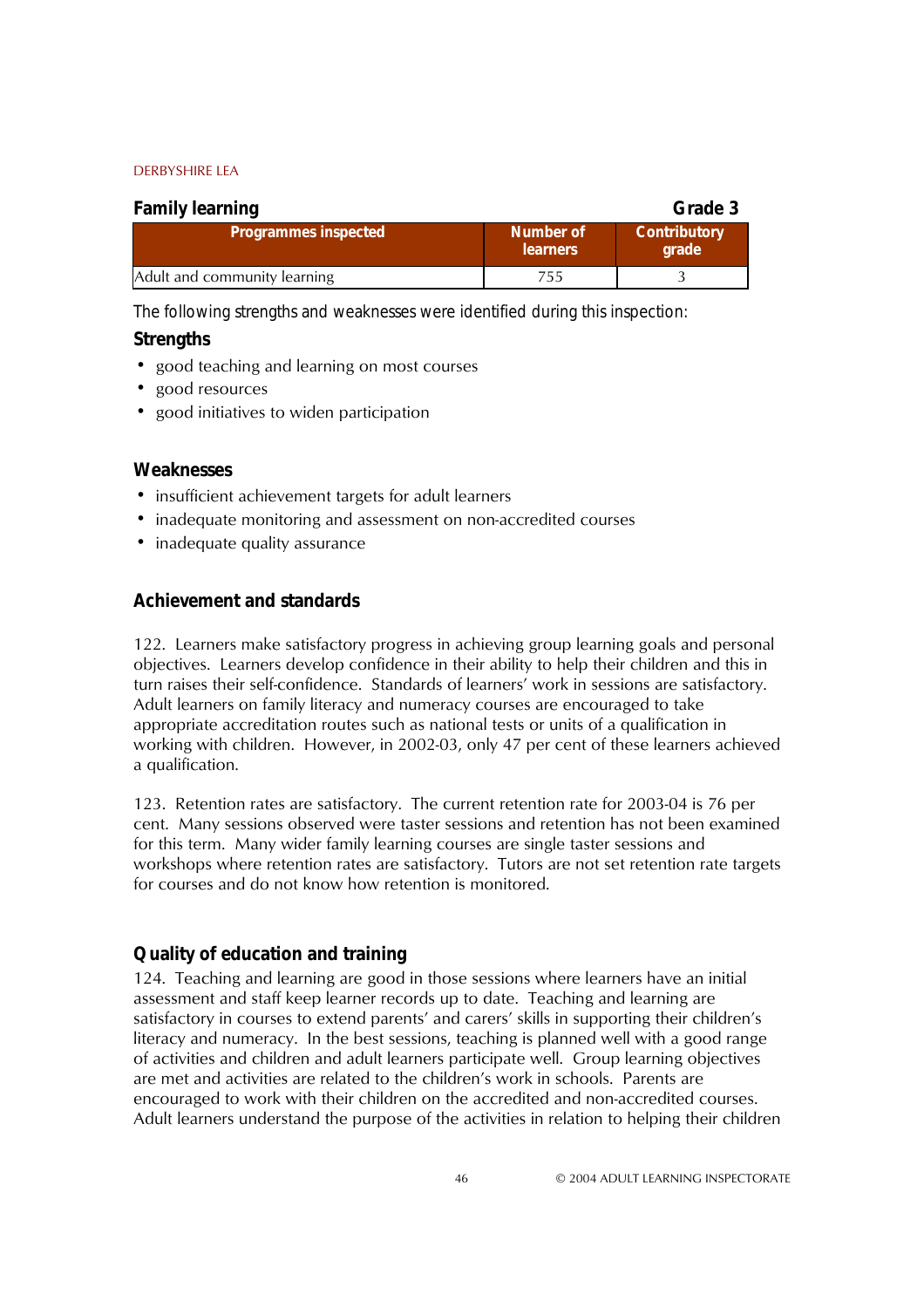## Family learning Grade 3

| Programmes inspected | Number of learners | Contributory grade |
|---|---|---|
| Adult and community learning | 755 | 3 |

The following strengths and weaknesses were identified during this inspection:

### Strengths

- good teaching and learning on most courses
- good resources
- good initiatives to widen participation

### Weaknesses

- insufficient achievement targets for adult learners
- inadequate monitoring and assessment on non-accredited courses
- inadequate quality assurance

### Achievement and standards

122. Learners make satisfactory progress in achieving group learning goals and personal objectives. Learners develop confidence in their ability to help their children and this in turn raises their self-confidence. Standards of learners' work in sessions are satisfactory. Adult learners on family literacy and numeracy courses are encouraged to take appropriate accreditation routes such as national tests or units of a qualification in working with children. However, in 2002-03, only 47 per cent of these learners achieved a qualification.

123. Retention rates are satisfactory. The current retention rate for 2003-04 is 76 per cent. Many sessions observed were taster sessions and retention has not been examined for this term. Many wider family learning courses are single taster sessions and workshops where retention rates are satisfactory. Tutors are not set retention rate targets for courses and do not know how retention is monitored.

### Quality of education and training

124. Teaching and learning are good in those sessions where learners have an initial assessment and staff keep learner records up to date. Teaching and learning are satisfactory in courses to extend parents' and carers' skills in supporting their children's literacy and numeracy. In the best sessions, teaching is planned well with a good range of activities and children and adult learners participate well. Group learning objectives are met and activities are related to the children's work in schools. Parents are encouraged to work with their children on the accredited and non-accredited courses. Adult learners understand the purpose of the activities in relation to helping their children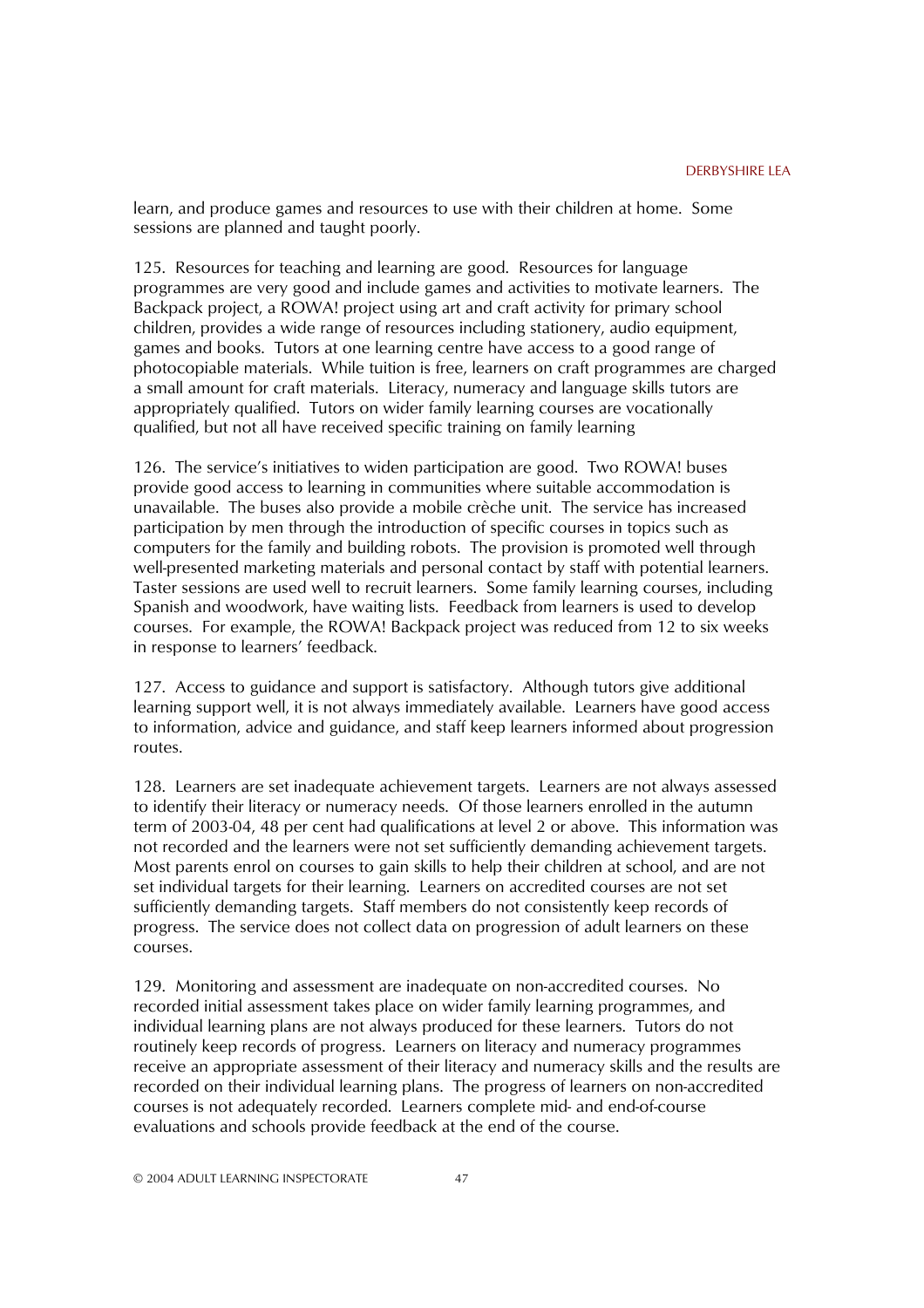learn, and produce games and resources to use with their children at home. Some sessions are planned and taught poorly.

125. Resources for teaching and learning are good. Resources for language programmes are very good and include games and activities to motivate learners. The Backpack project, a ROWA! project using art and craft activity for primary school children, provides a wide range of resources including stationery, audio equipment, games and books. Tutors at one learning centre have access to a good range of photocopiable materials. While tuition is free, learners on craft programmes are charged a small amount for craft materials. Literacy, numeracy and language skills tutors are appropriately qualified. Tutors on wider family learning courses are vocationally qualified, but not all have received specific training on family learning

126. The service's initiatives to widen participation are good. Two ROWA! buses provide good access to learning in communities where suitable accommodation is unavailable. The buses also provide a mobile crèche unit. The service has increased participation by men through the introduction of specific courses in topics such as computers for the family and building robots. The provision is promoted well through well-presented marketing materials and personal contact by staff with potential learners. Taster sessions are used well to recruit learners. Some family learning courses, including Spanish and woodwork, have waiting lists. Feedback from learners is used to develop courses. For example, the ROWA! Backpack project was reduced from 12 to six weeks in response to learners' feedback.

127. Access to guidance and support is satisfactory. Although tutors give additional learning support well, it is not always immediately available. Learners have good access to information, advice and guidance, and staff keep learners informed about progression routes.

128. Learners are set inadequate achievement targets. Learners are not always assessed to identify their literacy or numeracy needs. Of those learners enrolled in the autumn term of 2003-04, 48 per cent had qualifications at level 2 or above. This information was not recorded and the learners were not set sufficiently demanding achievement targets. Most parents enrol on courses to gain skills to help their children at school, and are not set individual targets for their learning. Learners on accredited courses are not set sufficiently demanding targets. Staff members do not consistently keep records of progress. The service does not collect data on progression of adult learners on these courses.

129. Monitoring and assessment are inadequate on non-accredited courses. No recorded initial assessment takes place on wider family learning programmes, and individual learning plans are not always produced for these learners. Tutors do not routinely keep records of progress. Learners on literacy and numeracy programmes receive an appropriate assessment of their literacy and numeracy skills and the results are recorded on their individual learning plans. The progress of learners on non-accredited courses is not adequately recorded. Learners complete mid- and end-of-course evaluations and schools provide feedback at the end of the course.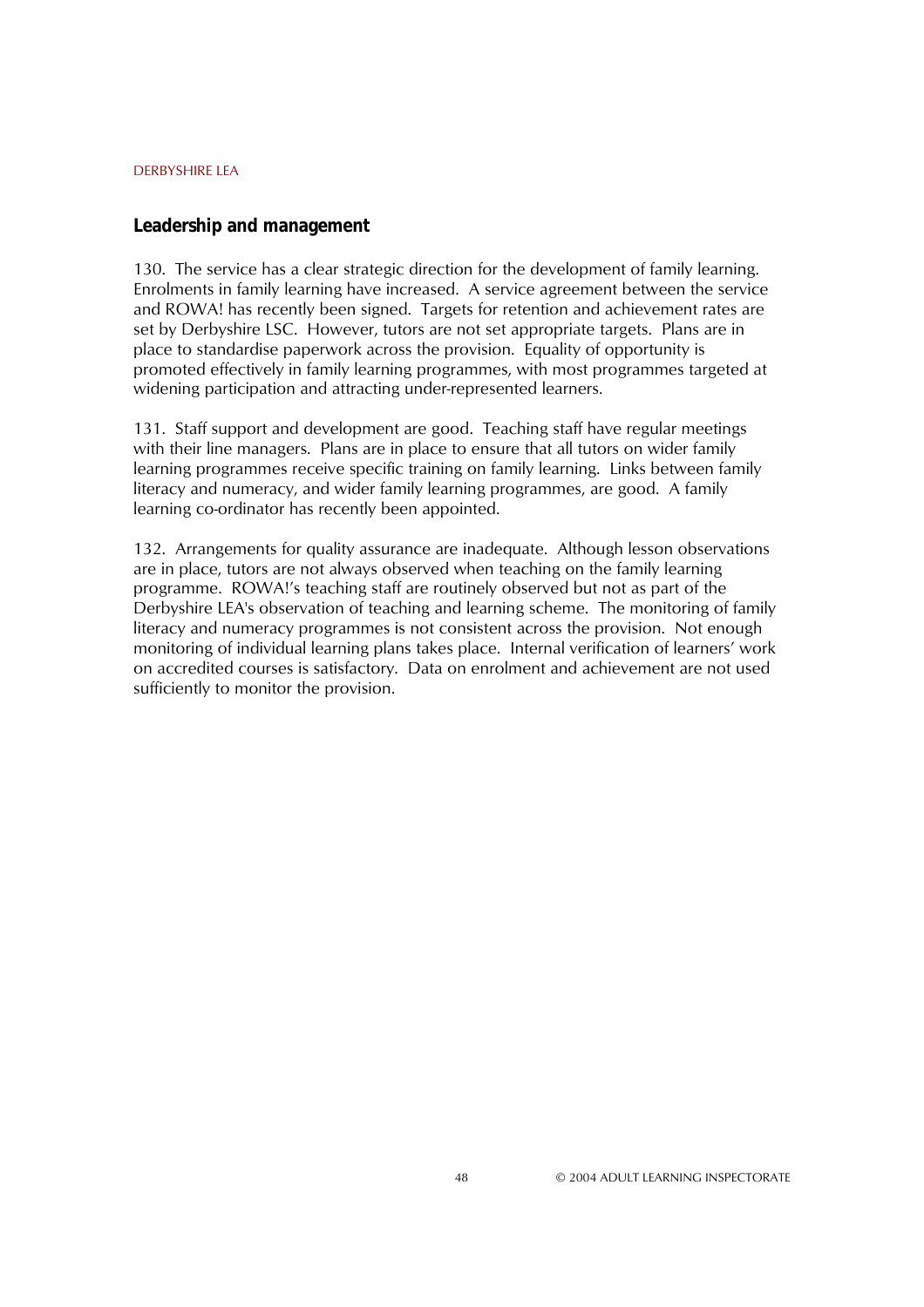## Leadership and management

130. The service has a clear strategic direction for the development of family learning. Enrolments in family learning have increased. A service agreement between the service and ROWA! has recently been signed. Targets for retention and achievement rates are set by Derbyshire LSC. However, tutors are not set appropriate targets. Plans are in place to standardise paperwork across the provision. Equality of opportunity is promoted effectively in family learning programmes, with most programmes targeted at widening participation and attracting under-represented learners.

131. Staff support and development are good. Teaching staff have regular meetings with their line managers. Plans are in place to ensure that all tutors on wider family learning programmes receive specific training on family learning. Links between family literacy and numeracy, and wider family learning programmes, are good. A family learning co-ordinator has recently been appointed.

132. Arrangements for quality assurance are inadequate. Although lesson observations are in place, tutors are not always observed when teaching on the family learning programme. ROWA!'s teaching staff are routinely observed but not as part of the Derbyshire LEA's observation of teaching and learning scheme. The monitoring of family literacy and numeracy programmes is not consistent across the provision. Not enough monitoring of individual learning plans takes place. Internal verification of learners' work on accredited courses is satisfactory. Data on enrolment and achievement are not used sufficiently to monitor the provision.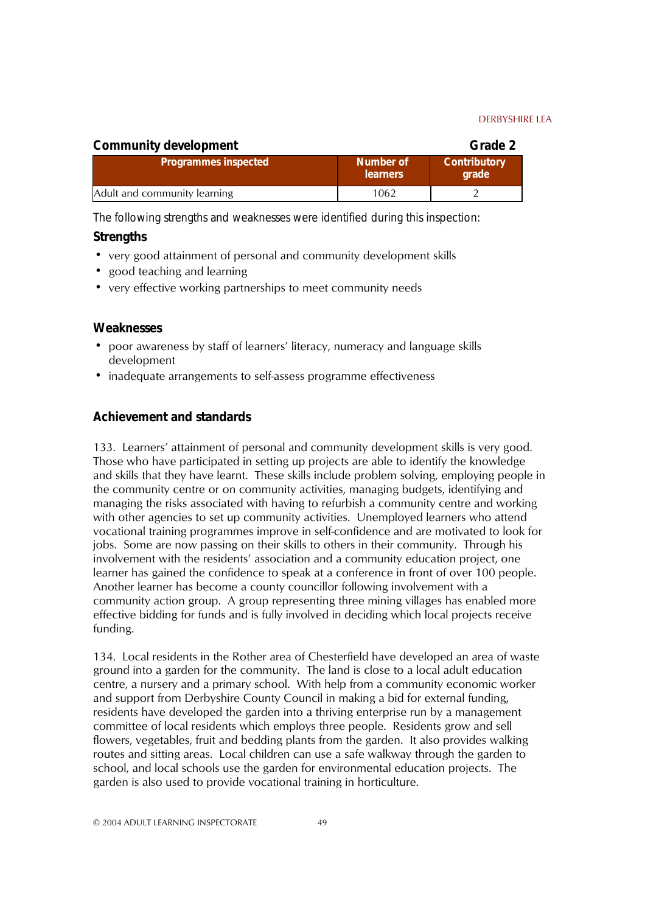**Community development** **Grade 2**

| Programmes inspected | Number of learners | Contributory grade |
|---|---|---|
| Adult and community learning | 1062 | 2 |

The following strengths and weaknesses were identified during this inspection:

### Strengths

- very good attainment of personal and community development skills
- good teaching and learning
- very effective working partnerships to meet community needs

### Weaknesses

- poor awareness by staff of learners' literacy, numeracy and language skills development
- inadequate arrangements to self-assess programme effectiveness

### Achievement and standards

133. Learners' attainment of personal and community development skills is very good. Those who have participated in setting up projects are able to identify the knowledge and skills that they have learnt. These skills include problem solving, employing people in the community centre or on community activities, managing budgets, identifying and managing the risks associated with having to refurbish a community centre and working with other agencies to set up community activities. Unemployed learners who attend vocational training programmes improve in self-confidence and are motivated to look for jobs. Some are now passing on their skills to others in their community. Through his involvement with the residents' association and a community education project, one learner has gained the confidence to speak at a conference in front of over 100 people. Another learner has become a county councillor following involvement with a community action group. A group representing three mining villages has enabled more effective bidding for funds and is fully involved in deciding which local projects receive funding.

134. Local residents in the Rother area of Chesterfield have developed an area of waste ground into a garden for the community. The land is close to a local adult education centre, a nursery and a primary school. With help from a community economic worker and support from Derbyshire County Council in making a bid for external funding, residents have developed the garden into a thriving enterprise run by a management committee of local residents which employs three people. Residents grow and sell flowers, vegetables, fruit and bedding plants from the garden. It also provides walking routes and sitting areas. Local children can use a safe walkway through the garden to school, and local schools use the garden for environmental education projects. The garden is also used to provide vocational training in horticulture.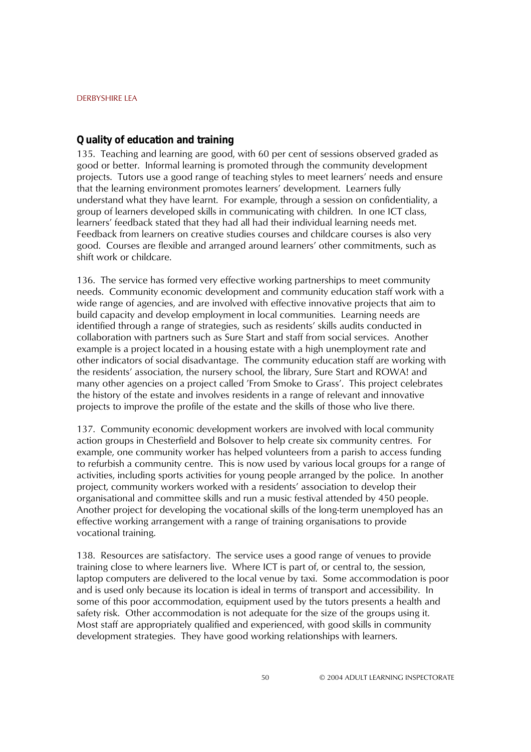## Quality of education and training

135. Teaching and learning are good, with 60 per cent of sessions observed graded as good or better. Informal learning is promoted through the community development projects. Tutors use a good range of teaching styles to meet learners' needs and ensure that the learning environment promotes learners' development. Learners fully understand what they have learnt. For example, through a session on confidentiality, a group of learners developed skills in communicating with children. In one ICT class, learners' feedback stated that they had all had their individual learning needs met. Feedback from learners on creative studies courses and childcare courses is also very good. Courses are flexible and arranged around learners' other commitments, such as shift work or childcare.

136. The service has formed very effective working partnerships to meet community needs. Community economic development and community education staff work with a wide range of agencies, and are involved with effective innovative projects that aim to build capacity and develop employment in local communities. Learning needs are identified through a range of strategies, such as residents' skills audits conducted in collaboration with partners such as Sure Start and staff from social services. Another example is a project located in a housing estate with a high unemployment rate and other indicators of social disadvantage. The community education staff are working with the residents' association, the nursery school, the library, Sure Start and ROWA! and many other agencies on a project called 'From Smoke to Grass'. This project celebrates the history of the estate and involves residents in a range of relevant and innovative projects to improve the profile of the estate and the skills of those who live there.

137. Community economic development workers are involved with local community action groups in Chesterfield and Bolsover to help create six community centres. For example, one community worker has helped volunteers from a parish to access funding to refurbish a community centre. This is now used by various local groups for a range of activities, including sports activities for young people arranged by the police. In another project, community workers worked with a residents' association to develop their organisational and committee skills and run a music festival attended by 450 people. Another project for developing the vocational skills of the long-term unemployed has an effective working arrangement with a range of training organisations to provide vocational training.

138. Resources are satisfactory. The service uses a good range of venues to provide training close to where learners live. Where ICT is part of, or central to, the session, laptop computers are delivered to the local venue by taxi. Some accommodation is poor and is used only because its location is ideal in terms of transport and accessibility. In some of this poor accommodation, equipment used by the tutors presents a health and safety risk. Other accommodation is not adequate for the size of the groups using it. Most staff are appropriately qualified and experienced, with good skills in community development strategies. They have good working relationships with learners.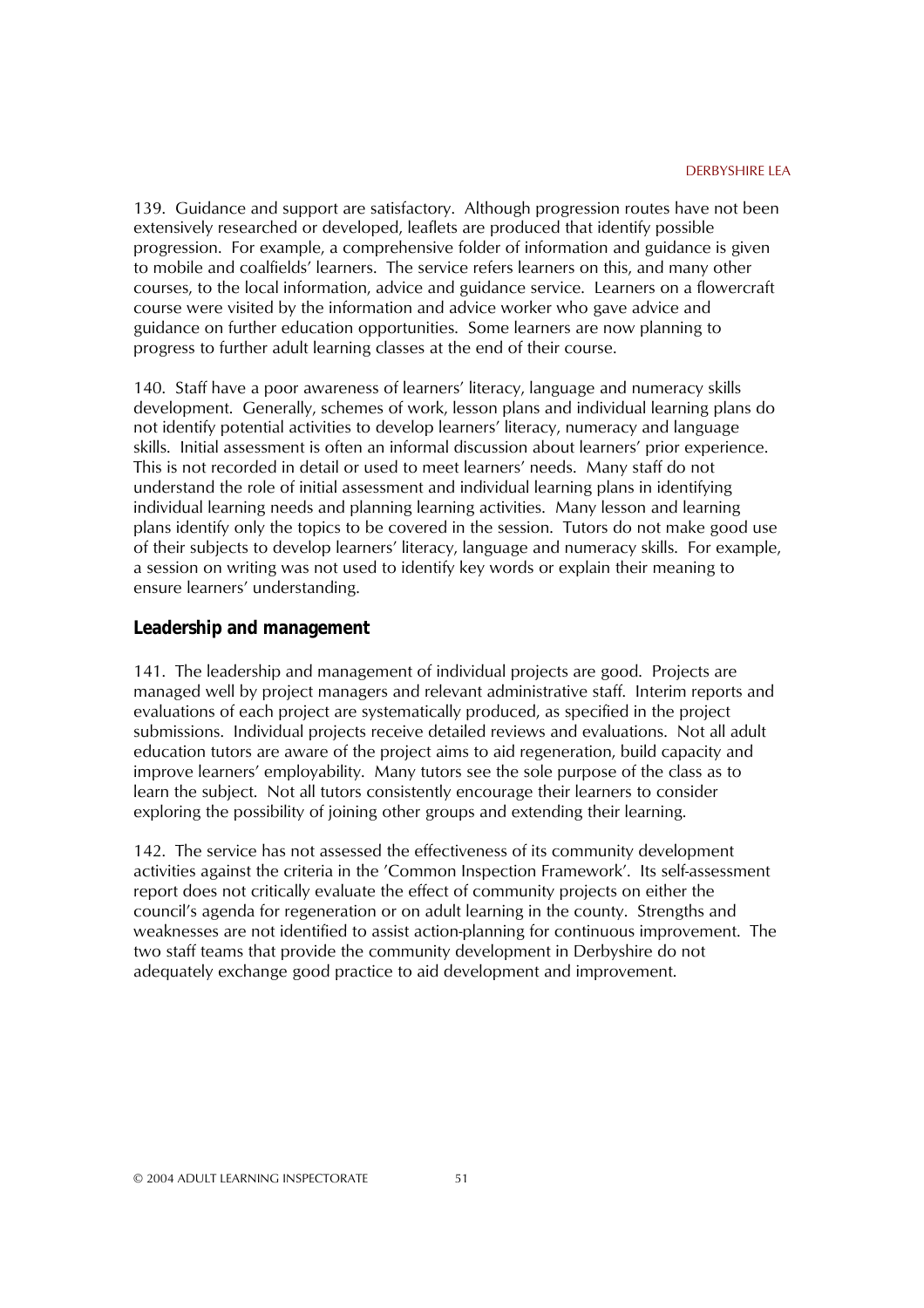139. Guidance and support are satisfactory. Although progression routes have not been extensively researched or developed, leaflets are produced that identify possible progression. For example, a comprehensive folder of information and guidance is given to mobile and coalfields' learners. The service refers learners on this, and many other courses, to the local information, advice and guidance service. Learners on a flowercraft course were visited by the information and advice worker who gave advice and guidance on further education opportunities. Some learners are now planning to progress to further adult learning classes at the end of their course.

140. Staff have a poor awareness of learners' literacy, language and numeracy skills development. Generally, schemes of work, lesson plans and individual learning plans do not identify potential activities to develop learners' literacy, numeracy and language skills. Initial assessment is often an informal discussion about learners' prior experience. This is not recorded in detail or used to meet learners' needs. Many staff do not understand the role of initial assessment and individual learning plans in identifying individual learning needs and planning learning activities. Many lesson and learning plans identify only the topics to be covered in the session. Tutors do not make good use of their subjects to develop learners' literacy, language and numeracy skills. For example, a session on writing was not used to identify key words or explain their meaning to ensure learners' understanding.

### Leadership and management

141. The leadership and management of individual projects are good. Projects are managed well by project managers and relevant administrative staff. Interim reports and evaluations of each project are systematically produced, as specified in the project submissions. Individual projects receive detailed reviews and evaluations. Not all adult education tutors are aware of the project aims to aid regeneration, build capacity and improve learners' employability. Many tutors see the sole purpose of the class as to learn the subject. Not all tutors consistently encourage their learners to consider exploring the possibility of joining other groups and extending their learning.

142. The service has not assessed the effectiveness of its community development activities against the criteria in the 'Common Inspection Framework'. Its self-assessment report does not critically evaluate the effect of community projects on either the council's agenda for regeneration or on adult learning in the county. Strengths and weaknesses are not identified to assist action-planning for continuous improvement. The two staff teams that provide the community development in Derbyshire do not adequately exchange good practice to aid development and improvement.